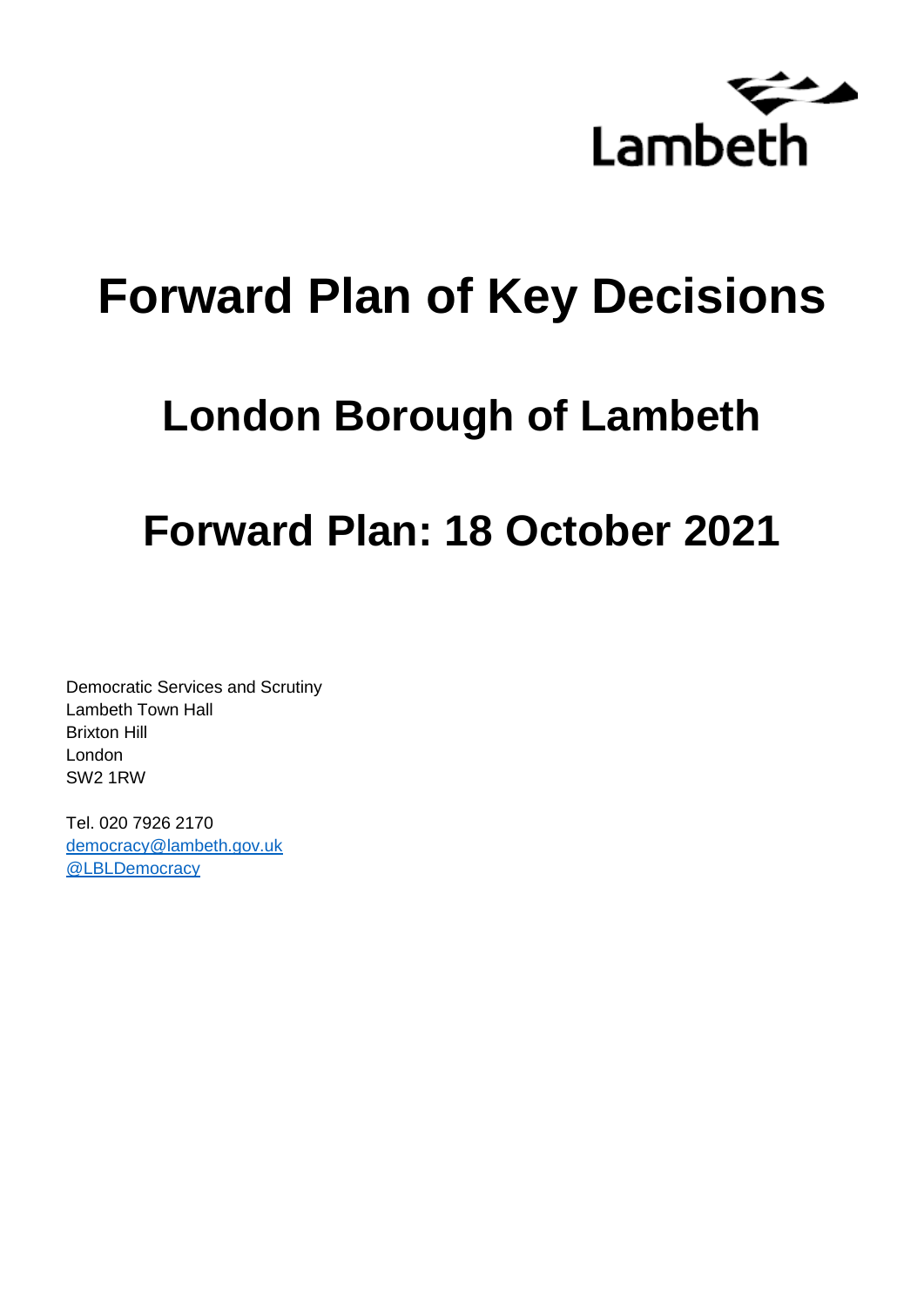Lambeth

# Forward Plan of Key Decisions

## London Borough of Lambeth

## Forward Plan: 18 October 2021

Democratic Services and Scrutiny
Lambeth Town Hall
Brixton Hill
London
SW2 1RW

Tel. 020 7926 2170
democracy@lambeth.gov.uk
@LBLDemocracy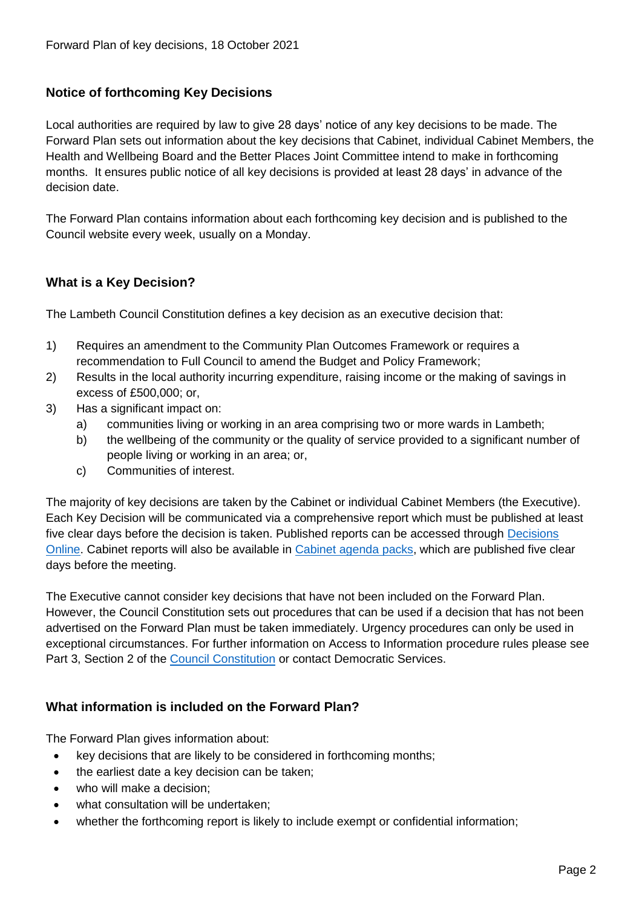## Notice of forthcoming Key Decisions

Local authorities are required by law to give 28 days' notice of any key decisions to be made. The Forward Plan sets out information about the key decisions that Cabinet, individual Cabinet Members, the Health and Wellbeing Board and the Better Places Joint Committee intend to make in forthcoming months. It ensures public notice of all key decisions is provided at least 28 days' in advance of the decision date.

The Forward Plan contains information about each forthcoming key decision and is published to the Council website every week, usually on a Monday.

## What is a Key Decision?

The Lambeth Council Constitution defines a key decision as an executive decision that:

1) Requires an amendment to the Community Plan Outcomes Framework or requires a recommendation to Full Council to amend the Budget and Policy Framework;
2) Results in the local authority incurring expenditure, raising income or the making of savings in excess of £500,000; or,
3) Has a significant impact on:
   a) communities living or working in an area comprising two or more wards in Lambeth;
   b) the wellbeing of the community or the quality of service provided to a significant number of people living or working in an area; or,
   c) Communities of interest.

The majority of key decisions are taken by the Cabinet or individual Cabinet Members (the Executive). Each Key Decision will be communicated via a comprehensive report which must be published at least five clear days before the decision is taken. Published reports can be accessed through Decisions Online. Cabinet reports will also be available in Cabinet agenda packs, which are published five clear days before the meeting.

The Executive cannot consider key decisions that have not been included on the Forward Plan. However, the Council Constitution sets out procedures that can be used if a decision that has not been advertised on the Forward Plan must be taken immediately. Urgency procedures can only be used in exceptional circumstances. For further information on Access to Information procedure rules please see Part 3, Section 2 of the Council Constitution or contact Democratic Services.

## What information is included on the Forward Plan?

The Forward Plan gives information about:

- key decisions that are likely to be considered in forthcoming months;
- the earliest date a key decision can be taken;
- who will make a decision;
- what consultation will be undertaken;
- whether the forthcoming report is likely to include exempt or confidential information;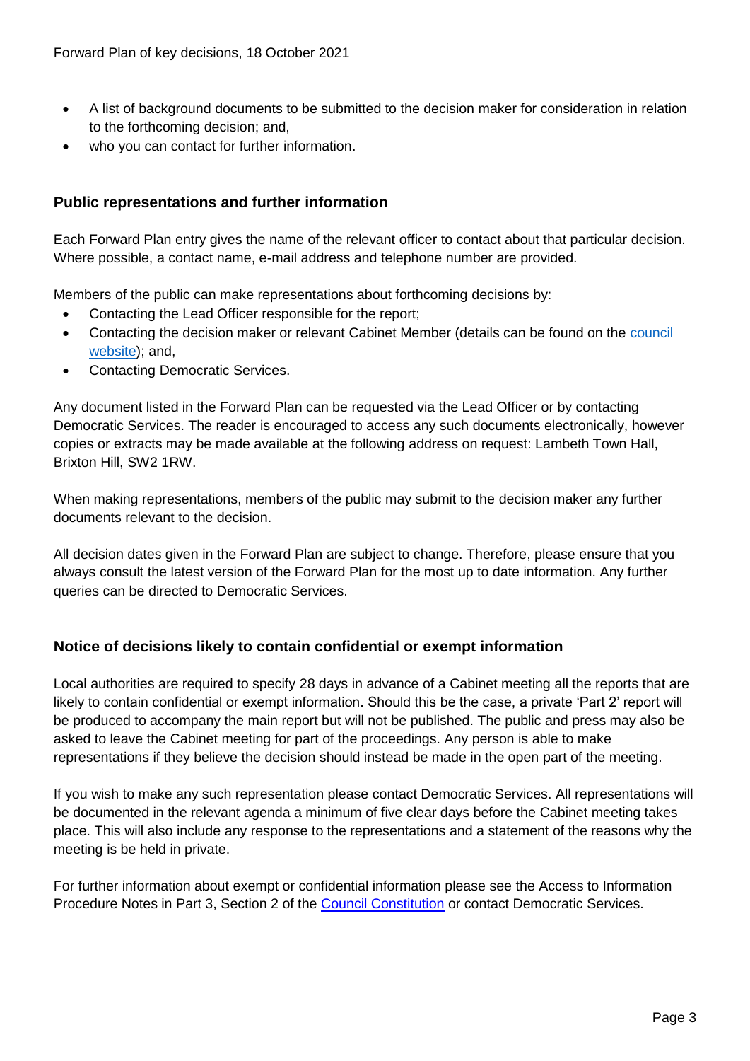- A list of background documents to be submitted to the decision maker for consideration in relation to the forthcoming decision; and,
- who you can contact for further information.

### Public representations and further information

Each Forward Plan entry gives the name of the relevant officer to contact about that particular decision. Where possible, a contact name, e-mail address and telephone number are provided.

Members of the public can make representations about forthcoming decisions by:

- Contacting the Lead Officer responsible for the report;
- Contacting the decision maker or relevant Cabinet Member (details can be found on the council website); and,
- Contacting Democratic Services.

Any document listed in the Forward Plan can be requested via the Lead Officer or by contacting Democratic Services. The reader is encouraged to access any such documents electronically, however copies or extracts may be made available at the following address on request: Lambeth Town Hall, Brixton Hill, SW2 1RW.

When making representations, members of the public may submit to the decision maker any further documents relevant to the decision.

All decision dates given in the Forward Plan are subject to change. Therefore, please ensure that you always consult the latest version of the Forward Plan for the most up to date information. Any further queries can be directed to Democratic Services.

### Notice of decisions likely to contain confidential or exempt information

Local authorities are required to specify 28 days in advance of a Cabinet meeting all the reports that are likely to contain confidential or exempt information. Should this be the case, a private 'Part 2' report will be produced to accompany the main report but will not be published. The public and press may also be asked to leave the Cabinet meeting for part of the proceedings. Any person is able to make representations if they believe the decision should instead be made in the open part of the meeting.

If you wish to make any such representation please contact Democratic Services. All representations will be documented in the relevant agenda a minimum of five clear days before the Cabinet meeting takes place. This will also include any response to the representations and a statement of the reasons why the meeting is be held in private.

For further information about exempt or confidential information please see the Access to Information Procedure Notes in Part 3, Section 2 of the Council Constitution or contact Democratic Services.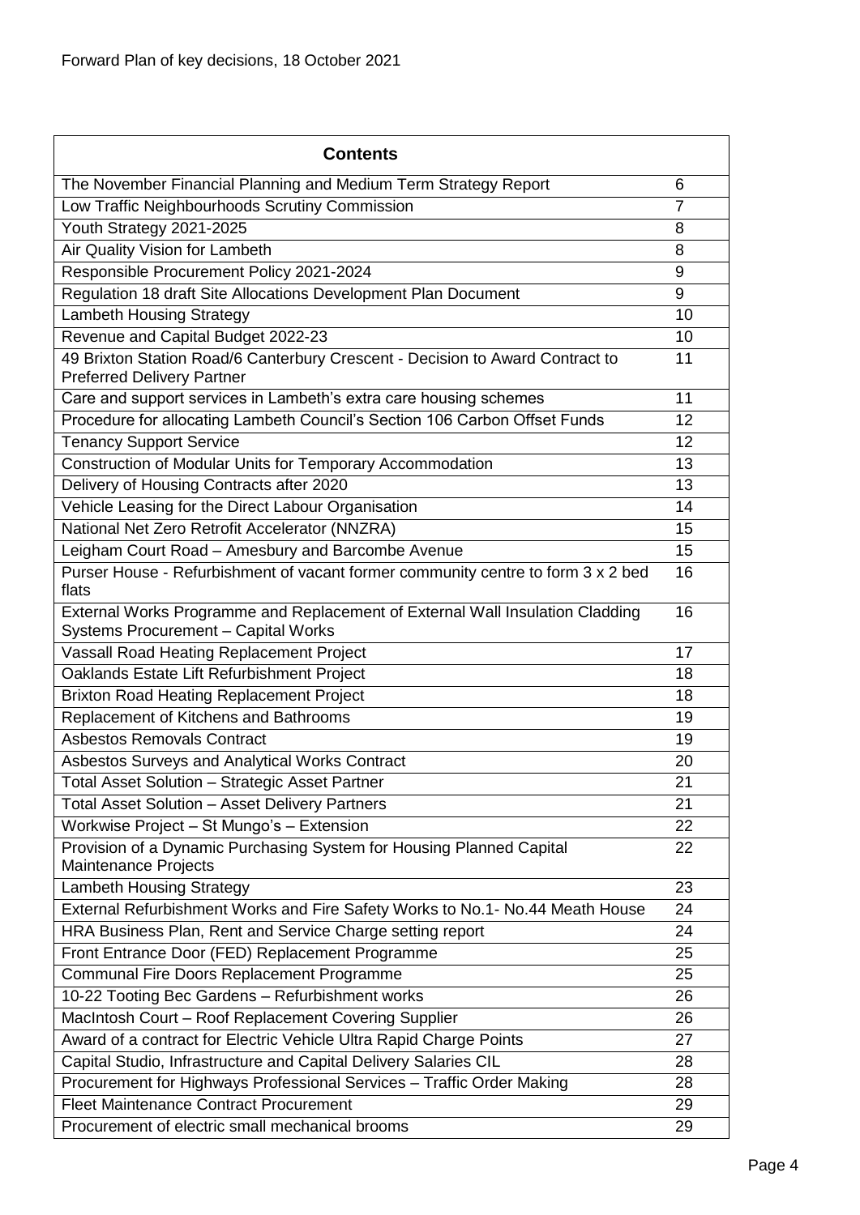Forward Plan of key decisions, 18 October 2021

| Contents | |
|---|---|
| The November Financial Planning and Medium Term Strategy Report | 6 |
| Low Traffic Neighbourhoods Scrutiny Commission | 7 |
| Youth Strategy 2021-2025 | 8 |
| Air Quality Vision for Lambeth | 8 |
| Responsible Procurement Policy 2021-2024 | 9 |
| Regulation 18 draft Site Allocations Development Plan Document | 9 |
| Lambeth Housing Strategy | 10 |
| Revenue and Capital Budget 2022-23 | 10 |
| 49 Brixton Station Road/6 Canterbury Crescent - Decision to Award Contract to Preferred Delivery Partner | 11 |
| Care and support services in Lambeth's extra care housing schemes | 11 |
| Procedure for allocating Lambeth Council's Section 106 Carbon Offset Funds | 12 |
| Tenancy Support Service | 12 |
| Construction of Modular Units for Temporary Accommodation | 13 |
| Delivery of Housing Contracts after 2020 | 13 |
| Vehicle Leasing for the Direct Labour Organisation | 14 |
| National Net Zero Retrofit Accelerator (NNZRA) | 15 |
| Leigham Court Road – Amesbury and Barcombe Avenue | 15 |
| Purser House - Refurbishment of vacant former community centre to form 3 x 2 bed flats | 16 |
| External Works Programme and Replacement of External Wall Insulation Cladding Systems Procurement – Capital Works | 16 |
| Vassall Road Heating Replacement Project | 17 |
| Oaklands Estate Lift Refurbishment Project | 18 |
| Brixton Road Heating Replacement Project | 18 |
| Replacement of Kitchens and Bathrooms | 19 |
| Asbestos Removals Contract | 19 |
| Asbestos Surveys and Analytical Works Contract | 20 |
| Total Asset Solution – Strategic Asset Partner | 21 |
| Total Asset Solution – Asset Delivery Partners | 21 |
| Workwise Project – St Mungo's – Extension | 22 |
| Provision of a Dynamic Purchasing System for Housing Planned Capital Maintenance Projects | 22 |
| Lambeth Housing Strategy | 23 |
| External Refurbishment Works and Fire Safety Works to No.1- No.44 Meath House | 24 |
| HRA Business Plan, Rent and Service Charge setting report | 24 |
| Front Entrance Door (FED) Replacement Programme | 25 |
| Communal Fire Doors Replacement Programme | 25 |
| 10-22 Tooting Bec Gardens – Refurbishment works | 26 |
| MacIntosh Court – Roof Replacement Covering Supplier | 26 |
| Award of a contract for Electric Vehicle Ultra Rapid Charge Points | 27 |
| Capital Studio, Infrastructure and Capital Delivery Salaries CIL | 28 |
| Procurement for Highways Professional Services – Traffic Order Making | 28 |
| Fleet Maintenance Contract Procurement | 29 |
| Procurement of electric small mechanical brooms | 29 |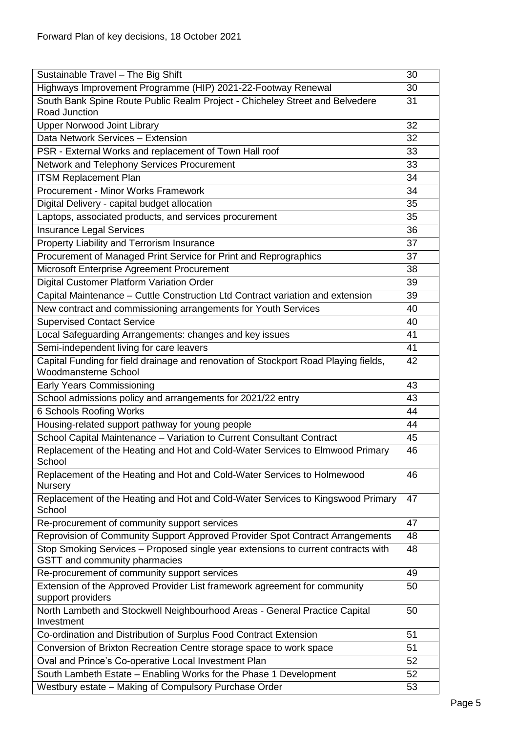Forward Plan of key decisions, 18 October 2021

| | |
|---|---|
| Sustainable Travel – The Big Shift | 30 |
| Highways Improvement Programme (HIP) 2021-22-Footway Renewal | 30 |
| South Bank Spine Route Public Realm Project - Chicheley Street and Belvedere Road Junction | 31 |
| Upper Norwood Joint Library | 32 |
| Data Network Services – Extension | 32 |
| PSR - External Works and replacement of Town Hall roof | 33 |
| Network and Telephony Services Procurement | 33 |
| ITSM Replacement Plan | 34 |
| Procurement - Minor Works Framework | 34 |
| Digital Delivery - capital budget allocation | 35 |
| Laptops, associated products, and services procurement | 35 |
| Insurance Legal Services | 36 |
| Property Liability and Terrorism Insurance | 37 |
| Procurement of Managed Print Service for Print and Reprographics | 37 |
| Microsoft Enterprise Agreement Procurement | 38 |
| Digital Customer Platform Variation Order | 39 |
| Capital Maintenance – Cuttle Construction Ltd Contract variation and extension | 39 |
| New contract and commissioning arrangements for Youth Services | 40 |
| Supervised Contact Service | 40 |
| Local Safeguarding Arrangements: changes and key issues | 41 |
| Semi-independent living for care leavers | 41 |
| Capital Funding for field drainage and renovation of Stockport Road Playing fields, Woodmansterne School | 42 |
| Early Years Commissioning | 43 |
| School admissions policy and arrangements for 2021/22 entry | 43 |
| 6 Schools Roofing Works | 44 |
| Housing-related support pathway for young people | 44 |
| School Capital Maintenance – Variation to Current Consultant Contract | 45 |
| Replacement of the Heating and Hot and Cold-Water Services to Elmwood Primary School | 46 |
| Replacement of the Heating and Hot and Cold-Water Services to Holmewood Nursery | 46 |
| Replacement of the Heating and Hot and Cold-Water Services to Kingswood Primary School | 47 |
| Re-procurement of community support services | 47 |
| Reprovision of Community Support Approved Provider Spot Contract Arrangements | 48 |
| Stop Smoking Services – Proposed single year extensions to current contracts with GSTT and community pharmacies | 48 |
| Re-procurement of community support services | 49 |
| Extension of the Approved Provider List framework agreement for community support providers | 50 |
| North Lambeth and Stockwell Neighbourhood Areas - General Practice Capital Investment | 50 |
| Co-ordination and Distribution of Surplus Food Contract Extension | 51 |
| Conversion of Brixton Recreation Centre storage space to work space | 51 |
| Oval and Prince's Co-operative Local Investment Plan | 52 |
| South Lambeth Estate – Enabling Works for the Phase 1 Development | 52 |
| Westbury estate – Making of Compulsory Purchase Order | 53 |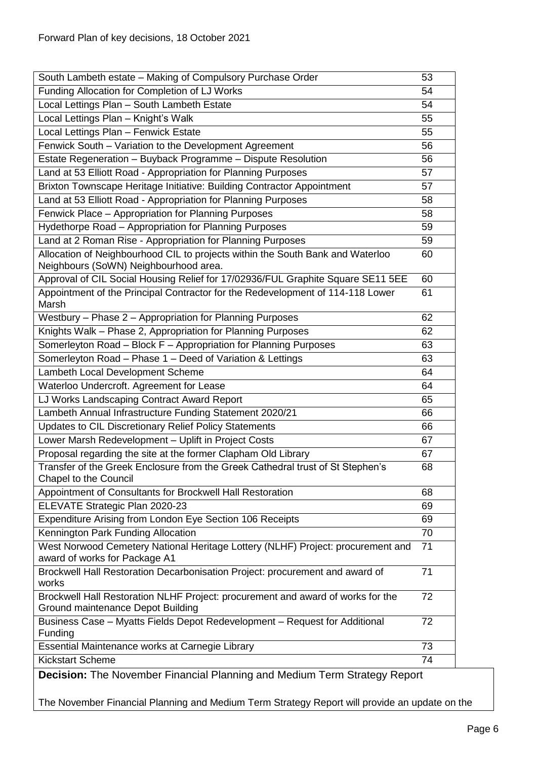| | |
|---|---|
| South Lambeth estate – Making of Compulsory Purchase Order | 53 |
| Funding Allocation for Completion of LJ Works | 54 |
| Local Lettings Plan – South Lambeth Estate | 54 |
| Local Lettings Plan – Knight's Walk | 55 |
| Local Lettings Plan – Fenwick Estate | 55 |
| Fenwick South – Variation to the Development Agreement | 56 |
| Estate Regeneration – Buyback Programme – Dispute Resolution | 56 |
| Land at 53 Elliott Road - Appropriation for Planning Purposes | 57 |
| Brixton Townscape Heritage Initiative: Building Contractor Appointment | 57 |
| Land at 53 Elliott Road - Appropriation for Planning Purposes | 58 |
| Fenwick Place – Appropriation for Planning Purposes | 58 |
| Hydethorpe Road – Appropriation for Planning Purposes | 59 |
| Land at 2 Roman Rise - Appropriation for Planning Purposes | 59 |
| Allocation of Neighbourhood CIL to projects within the South Bank and Waterloo Neighbours (SoWN) Neighbourhood area. | 60 |
| Approval of CIL Social Housing Relief for 17/02936/FUL Graphite Square SE11 5EE | 60 |
| Appointment of the Principal Contractor for the Redevelopment of 114-118 Lower Marsh | 61 |
| Westbury – Phase 2 – Appropriation for Planning Purposes | 62 |
| Knights Walk – Phase 2, Appropriation for Planning Purposes | 62 |
| Somerleyton Road – Block F – Appropriation for Planning Purposes | 63 |
| Somerleyton Road – Phase 1 – Deed of Variation & Lettings | 63 |
| Lambeth Local Development Scheme | 64 |
| Waterloo Undercroft. Agreement for Lease | 64 |
| LJ Works Landscaping Contract Award Report | 65 |
| Lambeth Annual Infrastructure Funding Statement 2020/21 | 66 |
| Updates to CIL Discretionary Relief Policy Statements | 66 |
| Lower Marsh Redevelopment – Uplift in Project Costs | 67 |
| Proposal regarding the site at the former Clapham Old Library | 67 |
| Transfer of the Greek Enclosure from the Greek Cathedral trust of St Stephen's Chapel to the Council | 68 |
| Appointment of Consultants for Brockwell Hall Restoration | 68 |
| ELEVATE Strategic Plan 2020-23 | 69 |
| Expenditure Arising from London Eye Section 106 Receipts | 69 |
| Kennington Park Funding Allocation | 70 |
| West Norwood Cemetery National Heritage Lottery (NLHF) Project: procurement and award of works for Package A1 | 71 |
| Brockwell Hall Restoration Decarbonisation Project: procurement and award of works | 71 |
| Brockwell Hall Restoration NLHF Project: procurement and award of works for the Ground maintenance Depot Building | 72 |
| Business Case – Myatts Fields Depot Redevelopment – Request for Additional Funding | 72 |
| Essential Maintenance works at Carnegie Library | 73 |
| Kickstart Scheme | 74 |

**Decision:** The November Financial Planning and Medium Term Strategy Report

The November Financial Planning and Medium Term Strategy Report will provide an update on the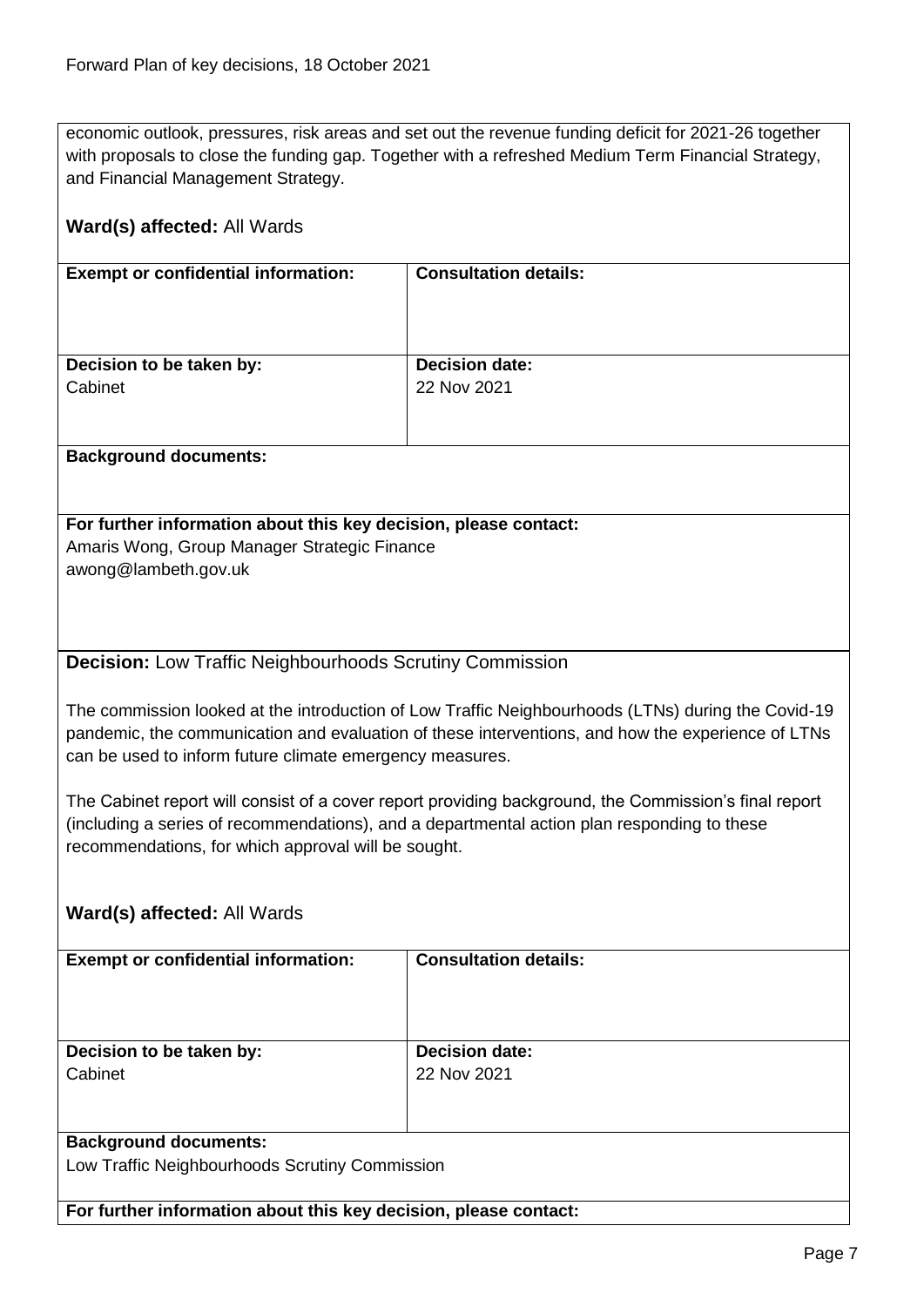economic outlook, pressures, risk areas and set out the revenue funding deficit for 2021-26 together with proposals to close the funding gap. Together with a refreshed Medium Term Financial Strategy, and Financial Management Strategy.

**Ward(s) affected:** All Wards

| **Exempt or confidential information:** | **Consultation details:** |
|---|---|
| **Decision to be taken by:** Cabinet | **Decision date:** 22 Nov 2021 |

**Background documents:**

**For further information about this key decision, please contact:**
Amaris Wong, Group Manager Strategic Finance
awong@lambeth.gov.uk

**Decision:** Low Traffic Neighbourhoods Scrutiny Commission

The commission looked at the introduction of Low Traffic Neighbourhoods (LTNs) during the Covid-19 pandemic, the communication and evaluation of these interventions, and how the experience of LTNs can be used to inform future climate emergency measures.

The Cabinet report will consist of a cover report providing background, the Commission's final report (including a series of recommendations), and a departmental action plan responding to these recommendations, for which approval will be sought.

**Ward(s) affected:** All Wards

| **Exempt or confidential information:** | **Consultation details:** |
|---|---|
| **Decision to be taken by:** Cabinet | **Decision date:** 22 Nov 2021 |

**Background documents:**
Low Traffic Neighbourhoods Scrutiny Commission

**For further information about this key decision, please contact:**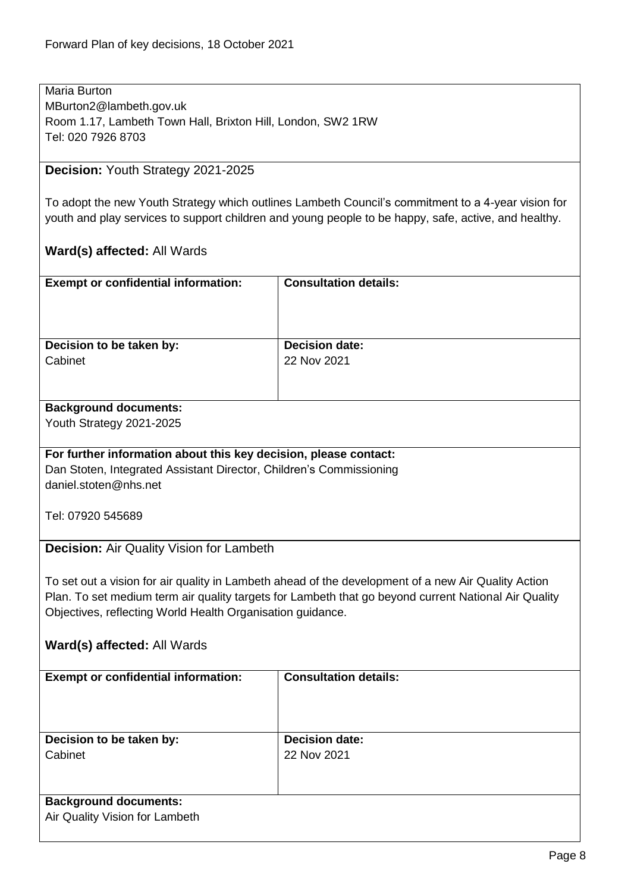Maria Burton
MBurton2@lambeth.gov.uk
Room 1.17, Lambeth Town Hall, Brixton Hill, London, SW2 1RW
Tel: 020 7926 8703

**Decision:** Youth Strategy 2021-2025

To adopt the new Youth Strategy which outlines Lambeth Council's commitment to a 4-year vision for youth and play services to support children and young people to be happy, safe, active, and healthy.

**Ward(s) affected:** All Wards

| **Exempt or confidential information:** | **Consultation details:** |
| --- | --- |
| | |
| **Decision to be taken by:** Cabinet | **Decision date:** 22 Nov 2021 |

**Background documents:**
Youth Strategy 2021-2025

**For further information about this key decision, please contact:**
Dan Stoten, Integrated Assistant Director, Children's Commissioning
daniel.stoten@nhs.net

Tel: 07920 545689

**Decision:** Air Quality Vision for Lambeth

To set out a vision for air quality in Lambeth ahead of the development of a new Air Quality Action Plan. To set medium term air quality targets for Lambeth that go beyond current National Air Quality Objectives, reflecting World Health Organisation guidance.

**Ward(s) affected:** All Wards

| **Exempt or confidential information:** | **Consultation details:** |
| --- | --- |
| | |
| **Decision to be taken by:** Cabinet | **Decision date:** 22 Nov 2021 |

**Background documents:**
Air Quality Vision for Lambeth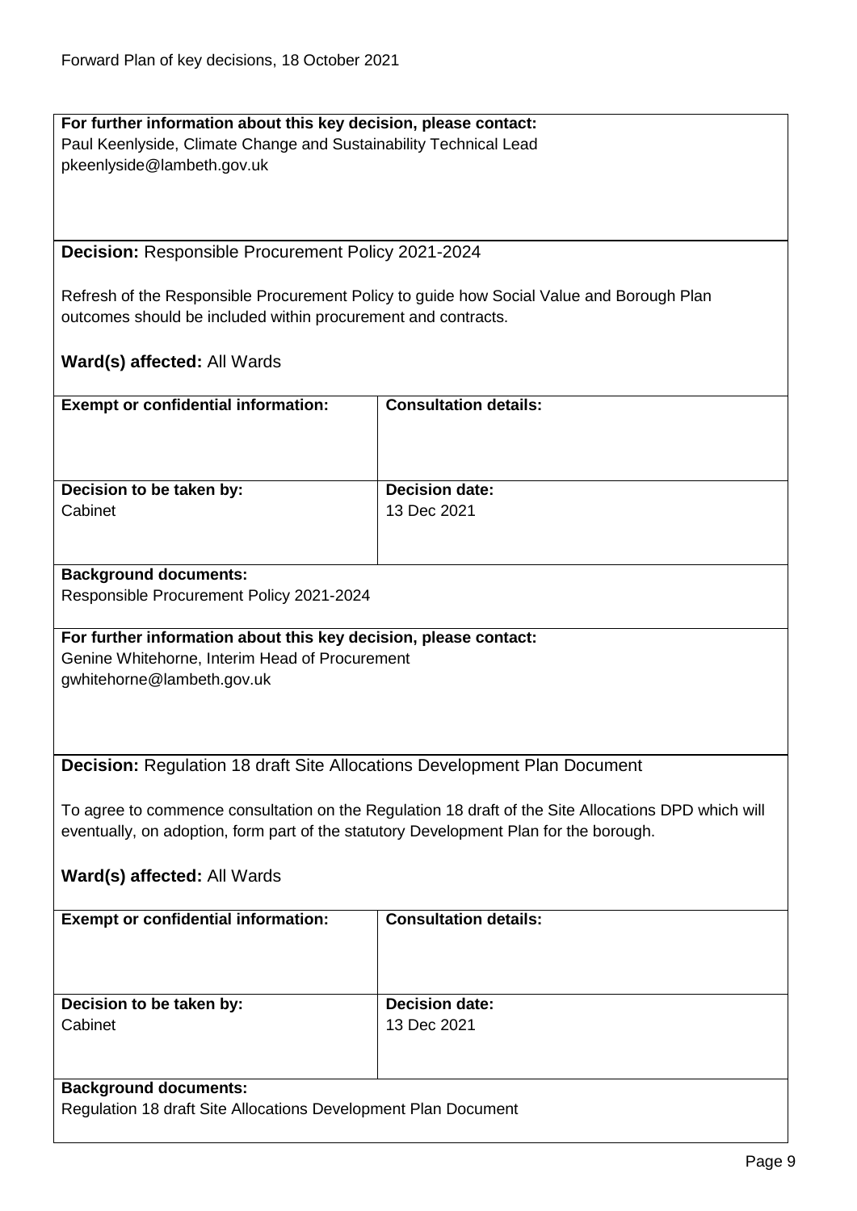**For further information about this key decision, please contact:**
Paul Keenlyside, Climate Change and Sustainability Technical Lead
pkeenlyside@lambeth.gov.uk

**Decision:** Responsible Procurement Policy 2021-2024

Refresh of the Responsible Procurement Policy to guide how Social Value and Borough Plan outcomes should be included within procurement and contracts.

**Ward(s) affected:** All Wards

| **Exempt or confidential information:** | **Consultation details:** |
|---|---|
| **Decision to be taken by:** Cabinet | **Decision date:** 13 Dec 2021 |

**Background documents:**
Responsible Procurement Policy 2021-2024

**For further information about this key decision, please contact:**
Genine Whitehorne, Interim Head of Procurement
gwhitehorne@lambeth.gov.uk

**Decision:** Regulation 18 draft Site Allocations Development Plan Document

To agree to commence consultation on the Regulation 18 draft of the Site Allocations DPD which will eventually, on adoption, form part of the statutory Development Plan for the borough.

**Ward(s) affected:** All Wards

| **Exempt or confidential information:** | **Consultation details:** |
|---|---|
| **Decision to be taken by:** Cabinet | **Decision date:** 13 Dec 2021 |

**Background documents:**
Regulation 18 draft Site Allocations Development Plan Document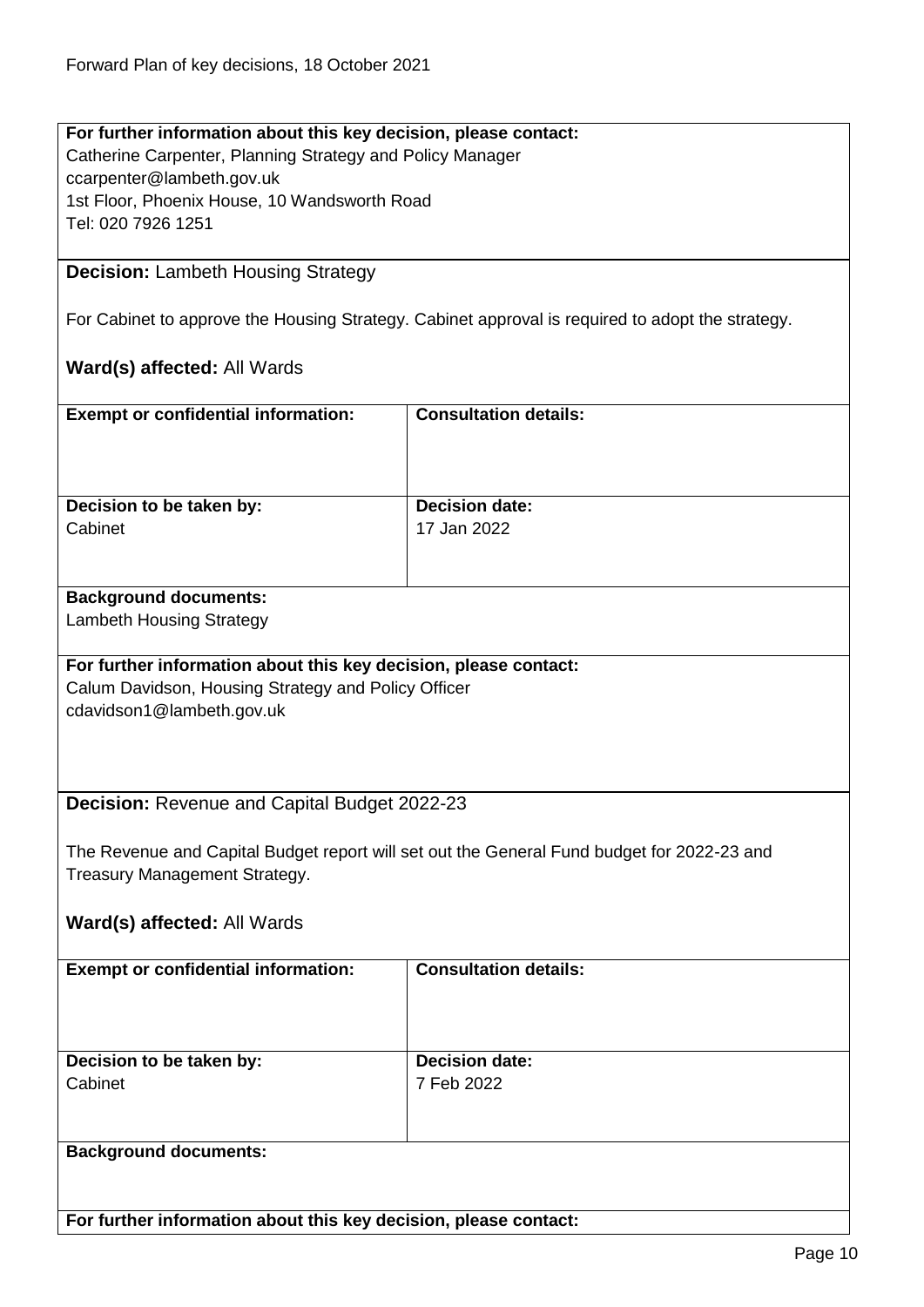**For further information about this key decision, please contact:**
Catherine Carpenter, Planning Strategy and Policy Manager
ccarpenter@lambeth.gov.uk
1st Floor, Phoenix House, 10 Wandsworth Road
Tel: 020 7926 1251

**Decision:** Lambeth Housing Strategy

For Cabinet to approve the Housing Strategy. Cabinet approval is required to adopt the strategy.

**Ward(s) affected:** All Wards

| **Exempt or confidential information:** | **Consultation details:** |
| --- | --- |
| | |

| **Decision to be taken by:** | **Decision date:** |
| --- | --- |
| Cabinet | 17 Jan 2022 |

**Background documents:**
Lambeth Housing Strategy

**For further information about this key decision, please contact:**
Calum Davidson, Housing Strategy and Policy Officer
cdavidson1@lambeth.gov.uk

**Decision:** Revenue and Capital Budget 2022-23

The Revenue and Capital Budget report will set out the General Fund budget for 2022-23 and Treasury Management Strategy.

**Ward(s) affected:** All Wards

| **Exempt or confidential information:** | **Consultation details:** |
| --- | --- |
| | |

| **Decision to be taken by:** | **Decision date:** |
| --- | --- |
| Cabinet | 7 Feb 2022 |

**Background documents:**

**For further information about this key decision, please contact:**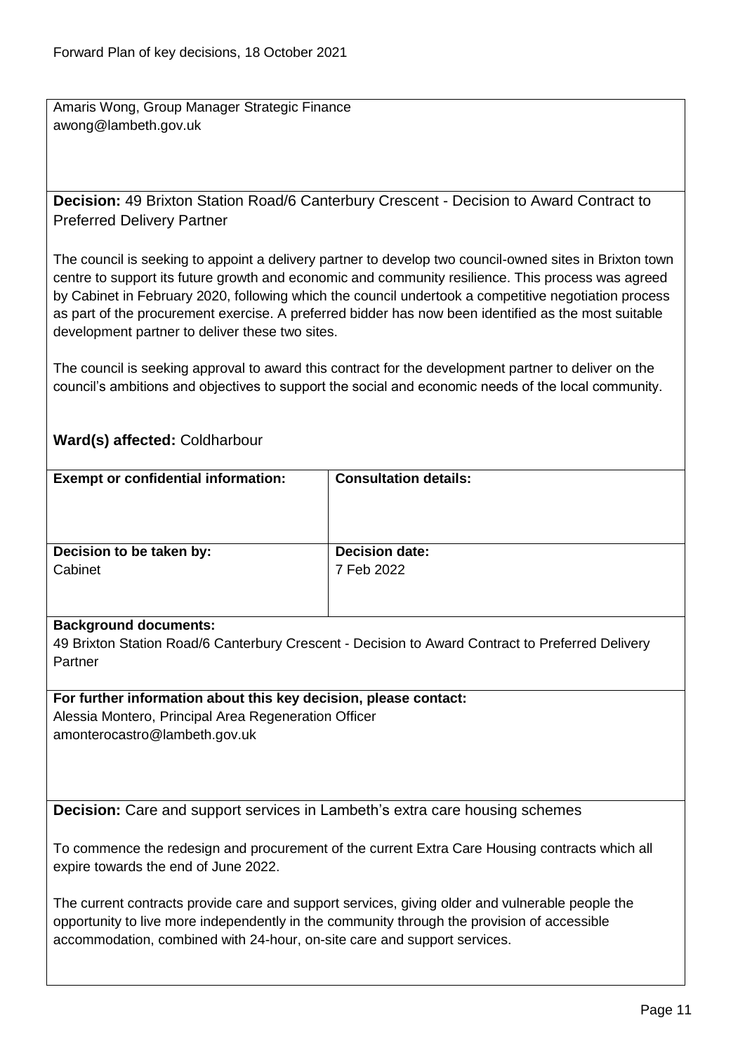Amaris Wong, Group Manager Strategic Finance
awong@lambeth.gov.uk

**Decision:** 49 Brixton Station Road/6 Canterbury Crescent - Decision to Award Contract to Preferred Delivery Partner

The council is seeking to appoint a delivery partner to develop two council-owned sites in Brixton town centre to support its future growth and economic and community resilience. This process was agreed by Cabinet in February 2020, following which the council undertook a competitive negotiation process as part of the procurement exercise. A preferred bidder has now been identified as the most suitable development partner to deliver these two sites.

The council is seeking approval to award this contract for the development partner to deliver on the council's ambitions and objectives to support the social and economic needs of the local community.

**Ward(s) affected:** Coldharbour

| **Exempt or confidential information:** | **Consultation details:** |
|---|---|
| **Decision to be taken by:** Cabinet | **Decision date:** 7 Feb 2022 |

**Background documents:**
49 Brixton Station Road/6 Canterbury Crescent - Decision to Award Contract to Preferred Delivery Partner

**For further information about this key decision, please contact:**
Alessia Montero, Principal Area Regeneration Officer
amonterocastro@lambeth.gov.uk

**Decision:** Care and support services in Lambeth's extra care housing schemes

To commence the redesign and procurement of the current Extra Care Housing contracts which all expire towards the end of June 2022.

The current contracts provide care and support services, giving older and vulnerable people the opportunity to live more independently in the community through the provision of accessible accommodation, combined with 24-hour, on-site care and support services.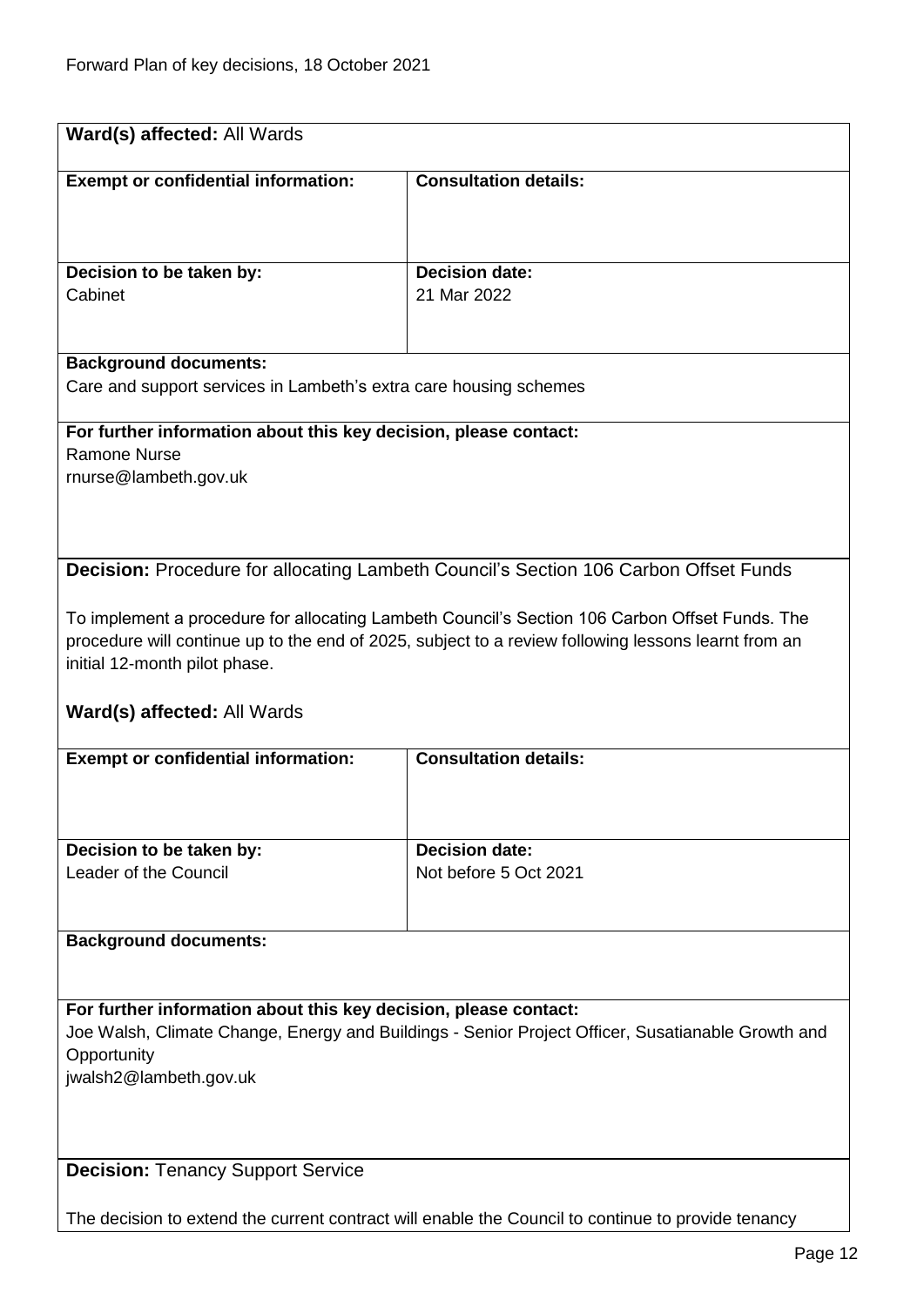**Ward(s) affected:** All Wards

| **Exempt or confidential information:** | **Consultation details:** |
|---|---|
| | |
| **Decision to be taken by:**<br>Cabinet | **Decision date:**<br>21 Mar 2022 |

**Background documents:**
Care and support services in Lambeth's extra care housing schemes

**For further information about this key decision, please contact:**
Ramone Nurse
rnurse@lambeth.gov.uk

**Decision:** Procedure for allocating Lambeth Council's Section 106 Carbon Offset Funds

To implement a procedure for allocating Lambeth Council's Section 106 Carbon Offset Funds. The procedure will continue up to the end of 2025, subject to a review following lessons learnt from an initial 12-month pilot phase.

**Ward(s) affected:** All Wards

| **Exempt or confidential information:** | **Consultation details:** |
|---|---|
| | |
| **Decision to be taken by:**<br>Leader of the Council | **Decision date:**<br>Not before 5 Oct 2021 |

**Background documents:**

**For further information about this key decision, please contact:**
Joe Walsh, Climate Change, Energy and Buildings - Senior Project Officer, Susatianable Growth and Opportunity
jwalsh2@lambeth.gov.uk

**Decision:** Tenancy Support Service

The decision to extend the current contract will enable the Council to continue to provide tenancy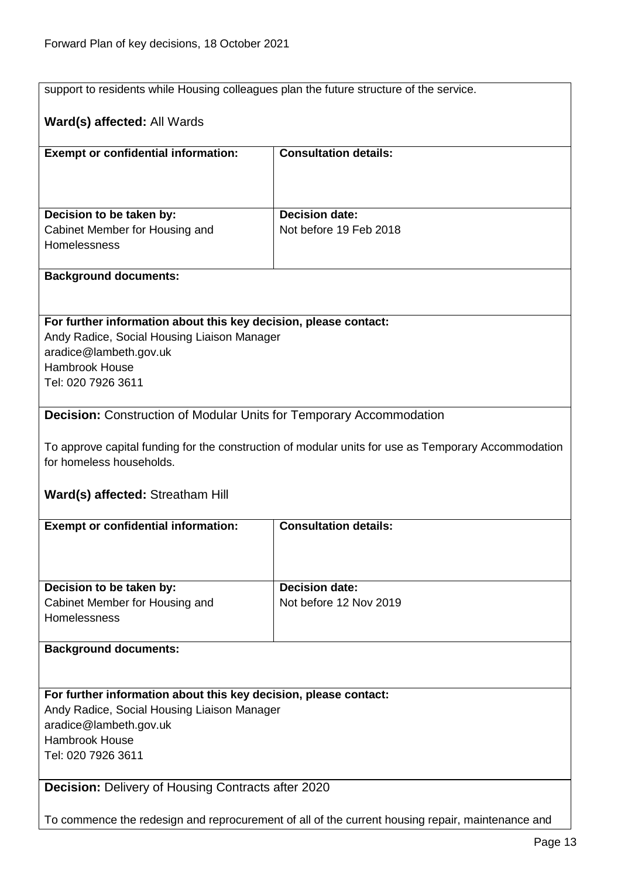support to residents while Housing colleagues plan the future structure of the service.

**Ward(s) affected:** All Wards

| **Exempt or confidential information:** | **Consultation details:** |
| --- | --- |
| | |
| **Decision to be taken by:** Cabinet Member for Housing and Homelessness | **Decision date:** Not before 19 Feb 2018 |

**Background documents:**

**For further information about this key decision, please contact:**
Andy Radice, Social Housing Liaison Manager
aradice@lambeth.gov.uk
Hambrook House
Tel: 020 7926 3611

**Decision:** Construction of Modular Units for Temporary Accommodation

To approve capital funding for the construction of modular units for use as Temporary Accommodation for homeless households.

**Ward(s) affected:** Streatham Hill

| **Exempt or confidential information:** | **Consultation details:** |
| --- | --- |
| | |
| **Decision to be taken by:** Cabinet Member for Housing and Homelessness | **Decision date:** Not before 12 Nov 2019 |

**Background documents:**

**For further information about this key decision, please contact:**
Andy Radice, Social Housing Liaison Manager
aradice@lambeth.gov.uk
Hambrook House
Tel: 020 7926 3611

**Decision:** Delivery of Housing Contracts after 2020

To commence the redesign and reprocurement of all of the current housing repair, maintenance and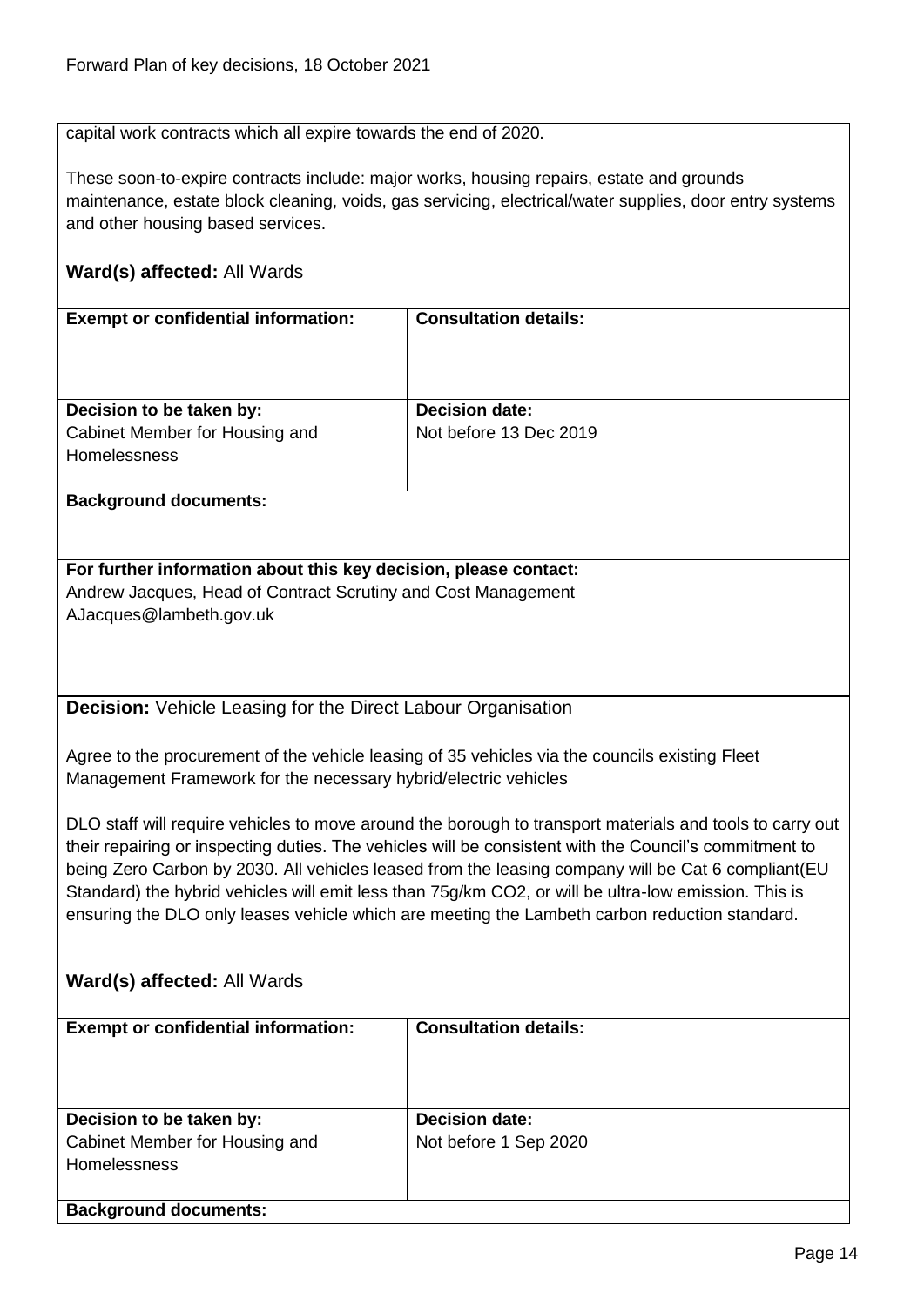capital work contracts which all expire towards the end of 2020.

These soon-to-expire contracts include: major works, housing repairs, estate and grounds maintenance, estate block cleaning, voids, gas servicing, electrical/water supplies, door entry systems and other housing based services.

**Ward(s) affected:** All Wards

| **Exempt or confidential information:** | **Consultation details:** |
|---|---|
| **Decision to be taken by:** Cabinet Member for Housing and Homelessness | **Decision date:** Not before 13 Dec 2019 |

**Background documents:**

**For further information about this key decision, please contact:**
Andrew Jacques, Head of Contract Scrutiny and Cost Management
AJacques@lambeth.gov.uk

**Decision:** Vehicle Leasing for the Direct Labour Organisation

Agree to the procurement of the vehicle leasing of 35 vehicles via the councils existing Fleet Management Framework for the necessary hybrid/electric vehicles

DLO staff will require vehicles to move around the borough to transport materials and tools to carry out their repairing or inspecting duties. The vehicles will be consistent with the Council's commitment to being Zero Carbon by 2030. All vehicles leased from the leasing company will be Cat 6 compliant(EU Standard) the hybrid vehicles will emit less than 75g/km $CO_2$, or will be ultra-low emission. This is ensuring the DLO only leases vehicle which are meeting the Lambeth carbon reduction standard.

**Ward(s) affected:** All Wards

| **Exempt or confidential information:** | **Consultation details:** |
|---|---|
| **Decision to be taken by:** Cabinet Member for Housing and Homelessness | **Decision date:** Not before 1 Sep 2020 |

**Background documents:**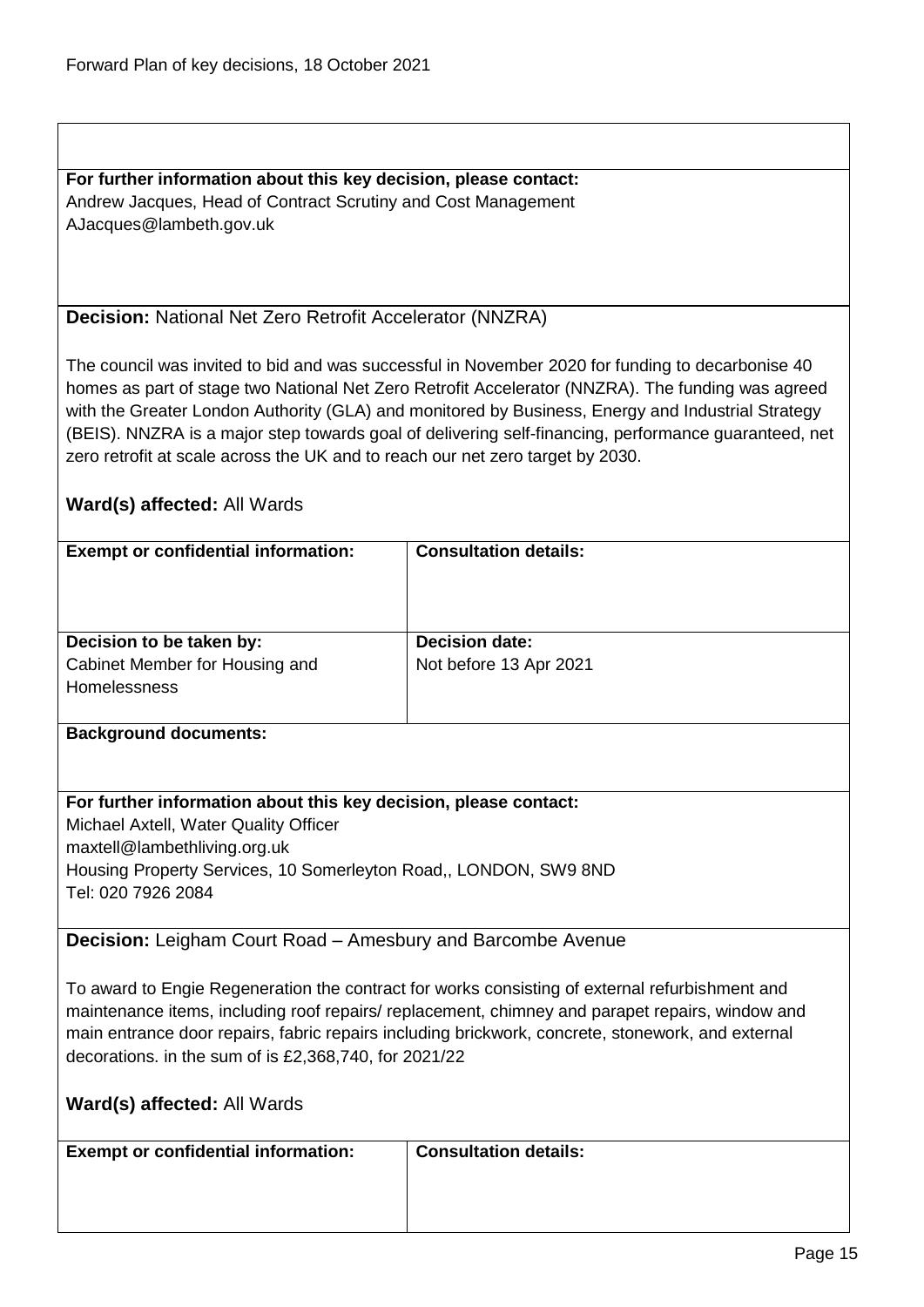**For further information about this key decision, please contact:**
Andrew Jacques, Head of Contract Scrutiny and Cost Management
AJacques@lambeth.gov.uk

**Decision:** National Net Zero Retrofit Accelerator (NNZRA)

The council was invited to bid and was successful in November 2020 for funding to decarbonise 40 homes as part of stage two National Net Zero Retrofit Accelerator (NNZRA). The funding was agreed with the Greater London Authority (GLA) and monitored by Business, Energy and Industrial Strategy (BEIS). NNZRA is a major step towards goal of delivering self-financing, performance guaranteed, net zero retrofit at scale across the UK and to reach our net zero target by 2030.

**Ward(s) affected:** All Wards

| **Exempt or confidential information:** | **Consultation details:** |
|---|---|
| **Decision to be taken by:**<br>Cabinet Member for Housing and Homelessness | **Decision date:**<br>Not before 13 Apr 2021 |

**Background documents:**

**For further information about this key decision, please contact:**
Michael Axtell, Water Quality Officer
maxtell@lambethliving.org.uk
Housing Property Services, 10 Somerleyton Road,, LONDON, SW9 8ND
Tel: 020 7926 2084

**Decision:** Leigham Court Road – Amesbury and Barcombe Avenue

To award to Engie Regeneration the contract for works consisting of external refurbishment and maintenance items, including roof repairs/ replacement, chimney and parapet repairs, window and main entrance door repairs, fabric repairs including brickwork, concrete, stonework, and external decorations. in the sum of is £2,368,740, for 2021/22

**Ward(s) affected:** All Wards

| **Exempt or confidential information:** | **Consultation details:** |
|---|---|
| | |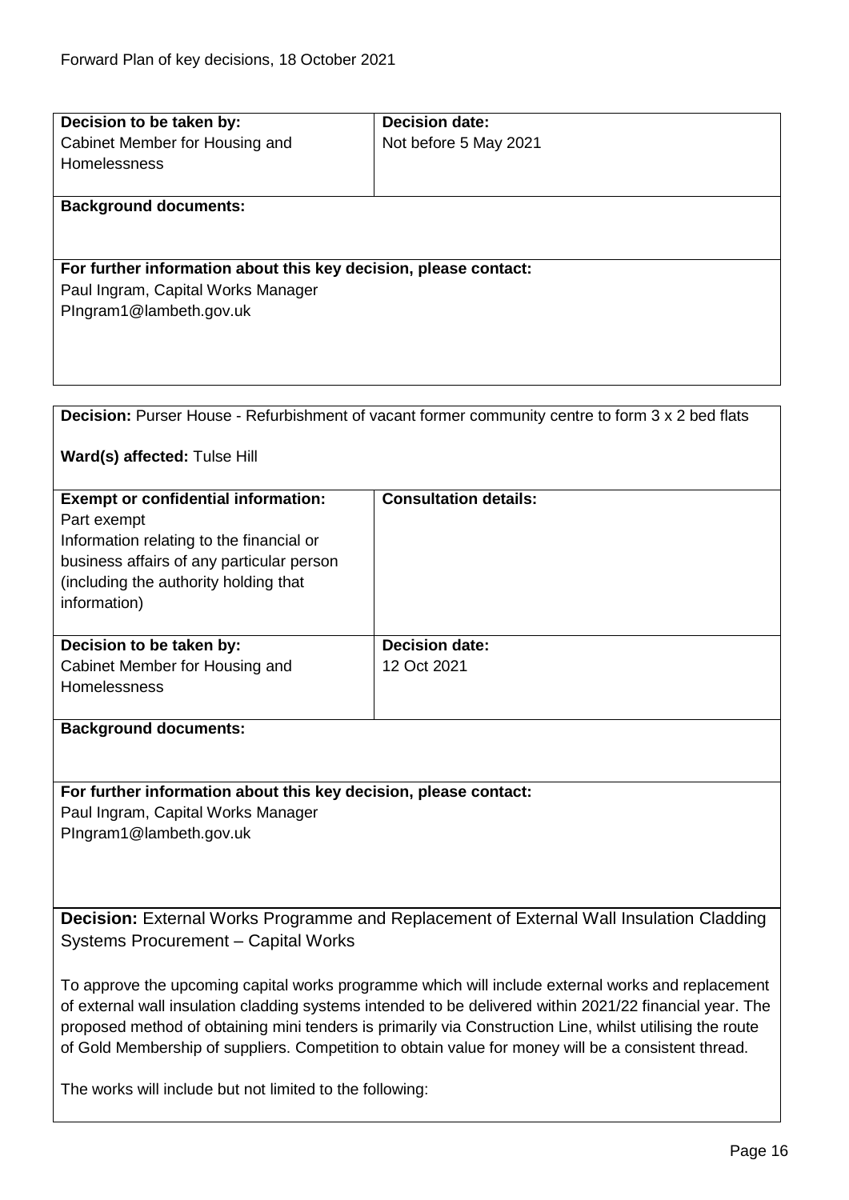| **Decision to be taken by:** | **Decision date:** |
|---|---|
| Cabinet Member for Housing and Homelessness | Not before 5 May 2021 |

**Background documents:**

**For further information about this key decision, please contact:**
Paul Ingram, Capital Works Manager
PIngram1@lambeth.gov.uk

---

**Decision:** Purser House - Refurbishment of vacant former community centre to form 3 x 2 bed flats

**Ward(s) affected:** Tulse Hill

| **Exempt or confidential information:** | **Consultation details:** |
|---|---|
| Part exempt<br>Information relating to the financial or business affairs of any particular person (including the authority holding that information) | |
| **Decision to be taken by:** | **Decision date:** |
| Cabinet Member for Housing and Homelessness | 12 Oct 2021 |

**Background documents:**

**For further information about this key decision, please contact:**
Paul Ingram, Capital Works Manager
PIngram1@lambeth.gov.uk

---

**Decision:** External Works Programme and Replacement of External Wall Insulation Cladding Systems Procurement – Capital Works

To approve the upcoming capital works programme which will include external works and replacement of external wall insulation cladding systems intended to be delivered within 2021/22 financial year. The proposed method of obtaining mini tenders is primarily via Construction Line, whilst utilising the route of Gold Membership of suppliers. Competition to obtain value for money will be a consistent thread.

The works will include but not limited to the following: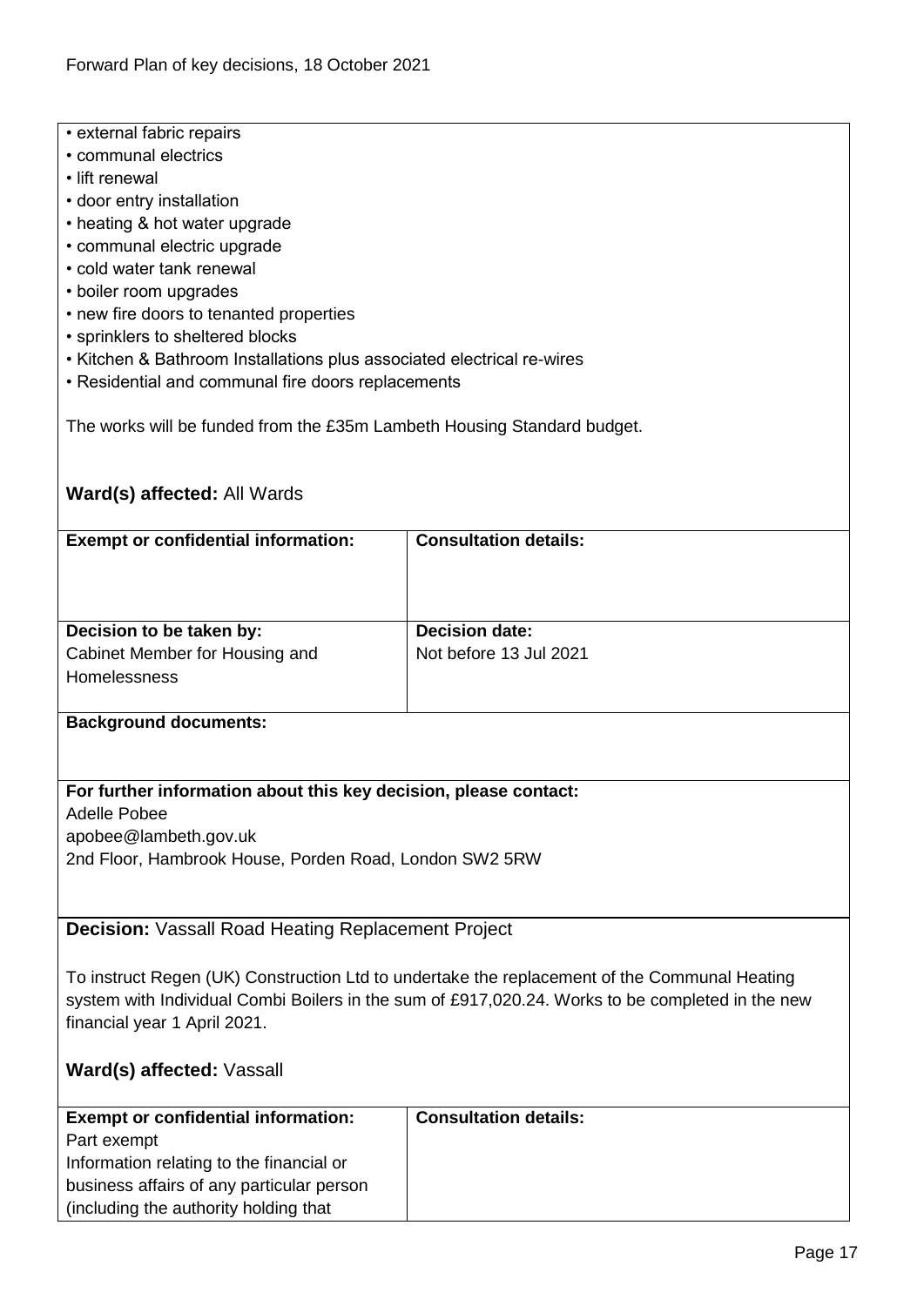- external fabric repairs
- communal electrics
- lift renewal
- door entry installation
- heating & hot water upgrade
- communal electric upgrade
- cold water tank renewal
- boiler room upgrades
- new fire doors to tenanted properties
- sprinklers to sheltered blocks
- Kitchen & Bathroom Installations plus associated electrical re-wires
- Residential and communal fire doors replacements

The works will be funded from the £35m Lambeth Housing Standard budget.

**Ward(s) affected:** All Wards

| **Exempt or confidential information:** | **Consultation details:** |
|---|---|
| | |
| **Decision to be taken by:**<br>Cabinet Member for Housing and Homelessness | **Decision date:**<br>Not before 13 Jul 2021 |

**Background documents:**

**For further information about this key decision, please contact:**
Adelle Pobee
apobee@lambeth.gov.uk
2nd Floor, Hambrook House, Porden Road, London SW2 5RW

**Decision:** Vassall Road Heating Replacement Project

To instruct Regen (UK) Construction Ltd to undertake the replacement of the Communal Heating system with Individual Combi Boilers in the sum of £917,020.24. Works to be completed in the new financial year 1 April 2021.

**Ward(s) affected:** Vassall

| **Exempt or confidential information:** | **Consultation details:** |
|---|---|
| Part exempt<br>Information relating to the financial or business affairs of any particular person (including the authority holding that | |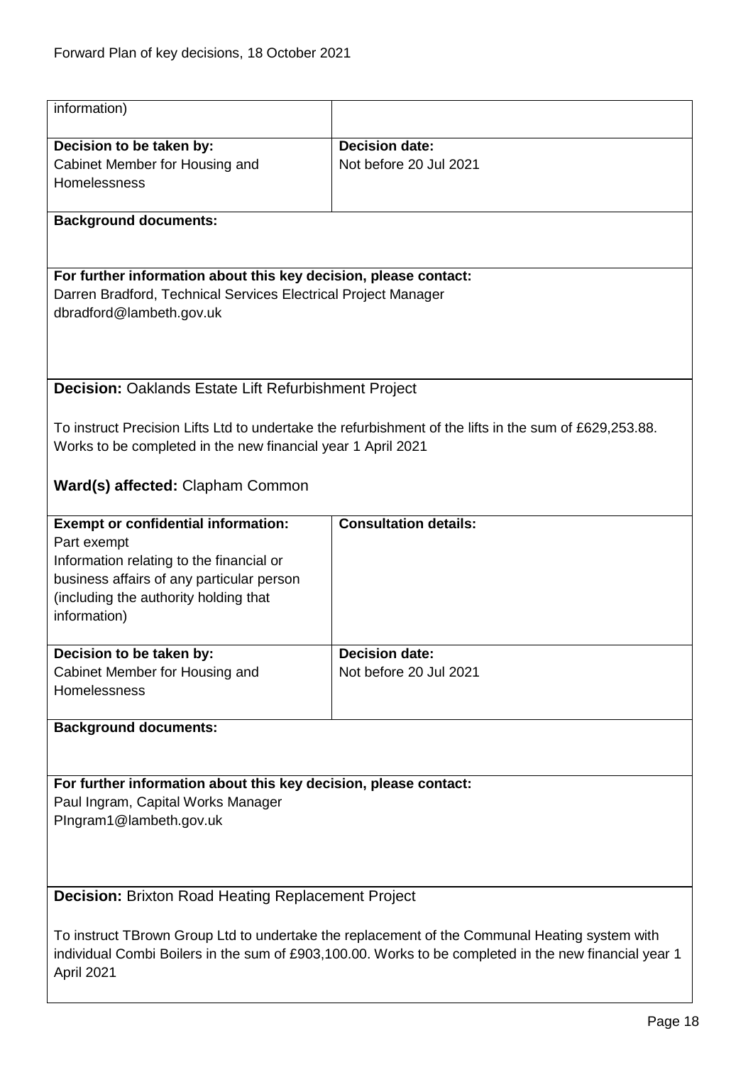| information) | |
|---|---|
| **Decision to be taken by:**<br>Cabinet Member for Housing and Homelessness | **Decision date:**<br>Not before 20 Jul 2021 |

**Background documents:**

**For further information about this key decision, please contact:**
Darren Bradford, Technical Services Electrical Project Manager
dbradford@lambeth.gov.uk

**Decision:** Oaklands Estate Lift Refurbishment Project

To instruct Precision Lifts Ltd to undertake the refurbishment of the lifts in the sum of £629,253.88. Works to be completed in the new financial year 1 April 2021

**Ward(s) affected:** Clapham Common

| **Exempt or confidential information:**<br>Part exempt<br>Information relating to the financial or business affairs of any particular person (including the authority holding that information) | **Consultation details:** |
|---|---|
| **Decision to be taken by:**<br>Cabinet Member for Housing and Homelessness | **Decision date:**<br>Not before 20 Jul 2021 |

**Background documents:**

**For further information about this key decision, please contact:**
Paul Ingram, Capital Works Manager
PIngram1@lambeth.gov.uk

**Decision:** Brixton Road Heating Replacement Project

To instruct TBrown Group Ltd to undertake the replacement of the Communal Heating system with individual Combi Boilers in the sum of £903,100.00. Works to be completed in the new financial year 1 April 2021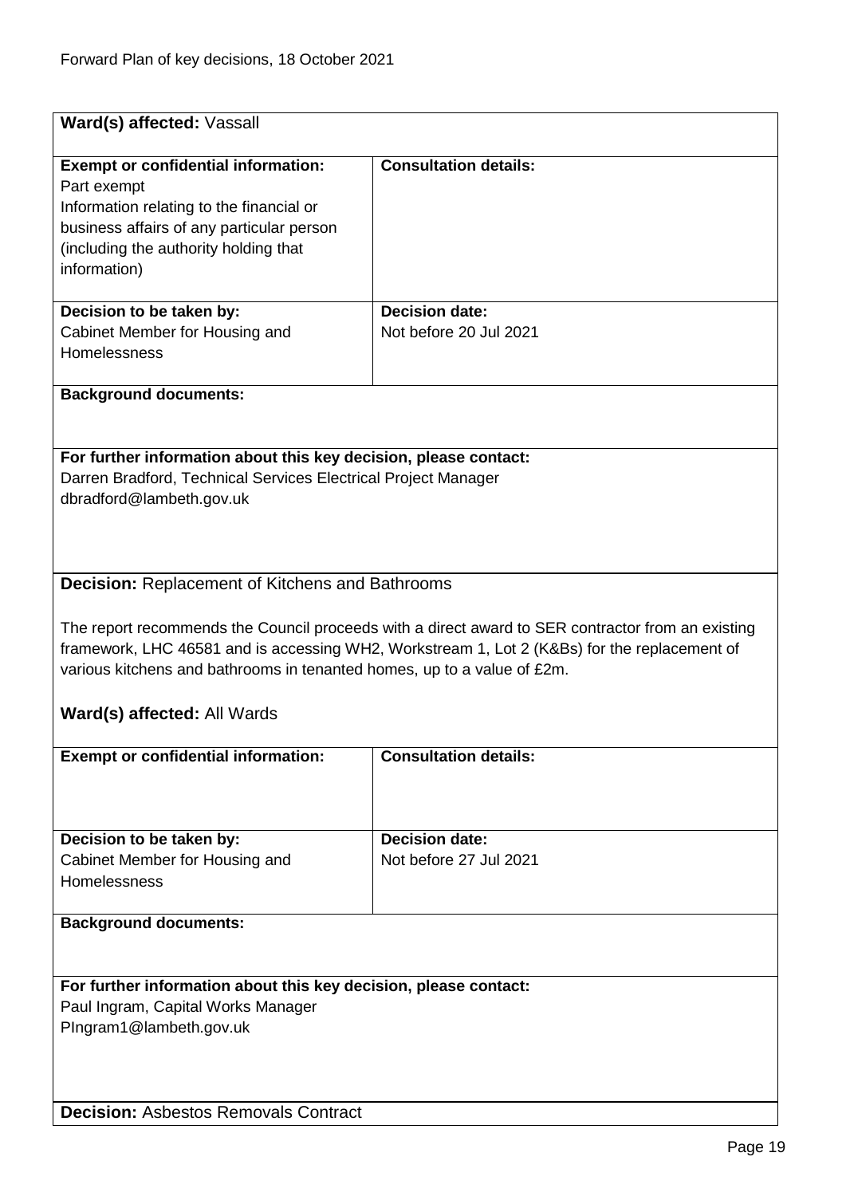**Ward(s) affected:** Vassall

| **Exempt or confidential information:** | **Consultation details:** |
| --- | --- |
| Part exempt<br>Information relating to the financial or business affairs of any particular person (including the authority holding that information) | |
| **Decision to be taken by:**<br>Cabinet Member for Housing and Homelessness | **Decision date:**<br>Not before 20 Jul 2021 |

**Background documents:**

**For further information about this key decision, please contact:**
Darren Bradford, Technical Services Electrical Project Manager
dbradford@lambeth.gov.uk

**Decision:** Replacement of Kitchens and Bathrooms

The report recommends the Council proceeds with a direct award to SER contractor from an existing framework, LHC 46581 and is accessing WH2, Workstream 1, Lot 2 (K&Bs) for the replacement of various kitchens and bathrooms in tenanted homes, up to a value of £2m.

**Ward(s) affected:** All Wards

| **Exempt or confidential information:** | **Consultation details:** |
| --- | --- |
| | |
| **Decision to be taken by:**<br>Cabinet Member for Housing and Homelessness | **Decision date:**<br>Not before 27 Jul 2021 |

**Background documents:**

**For further information about this key decision, please contact:**
Paul Ingram, Capital Works Manager
PIngram1@lambeth.gov.uk

**Decision:** Asbestos Removals Contract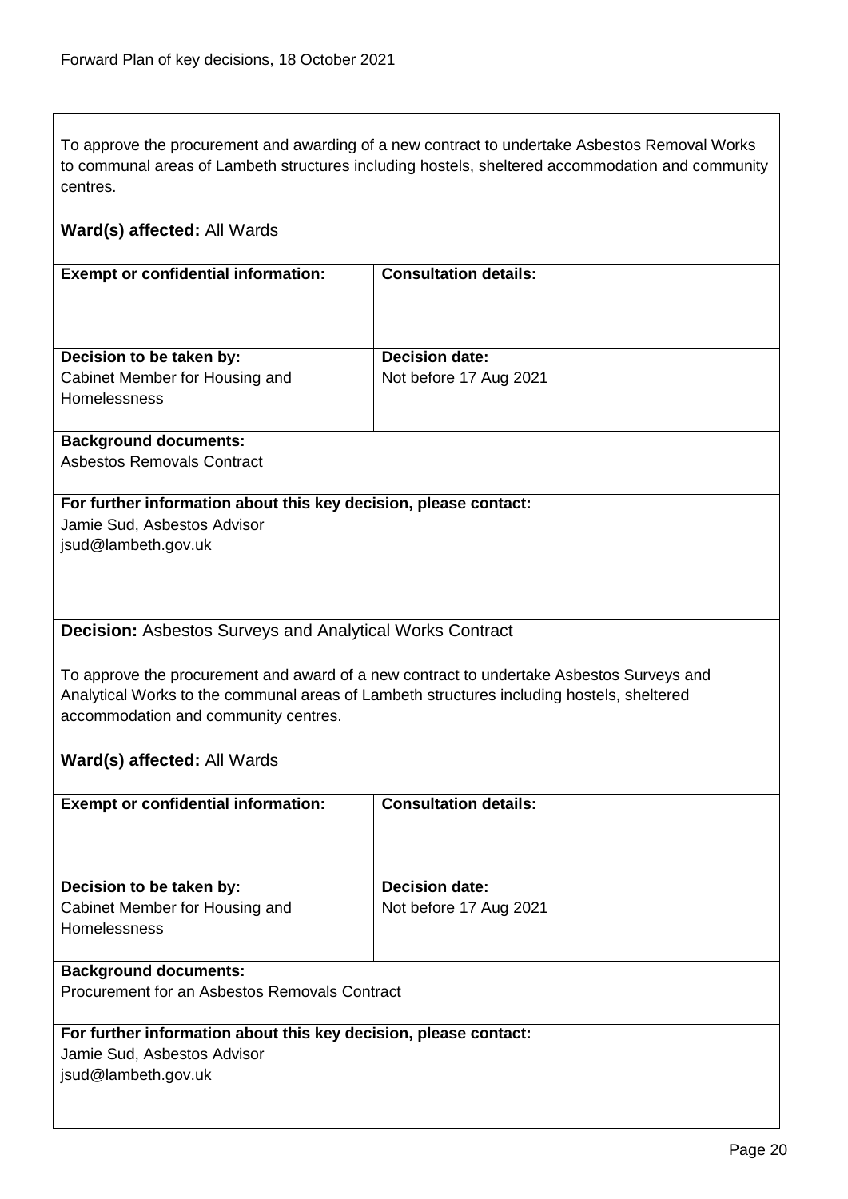To approve the procurement and awarding of a new contract to undertake Asbestos Removal Works to communal areas of Lambeth structures including hostels, sheltered accommodation and community centres.

**Ward(s) affected:** All Wards

| **Exempt or confidential information:** | **Consultation details:** |
| --- | --- |
| **Decision to be taken by:** Cabinet Member for Housing and Homelessness | **Decision date:** Not before 17 Aug 2021 |

**Background documents:**
Asbestos Removals Contract

**For further information about this key decision, please contact:**
Jamie Sud, Asbestos Advisor
jsud@lambeth.gov.uk

**Decision:** Asbestos Surveys and Analytical Works Contract

To approve the procurement and award of a new contract to undertake Asbestos Surveys and Analytical Works to the communal areas of Lambeth structures including hostels, sheltered accommodation and community centres.

**Ward(s) affected:** All Wards

| **Exempt or confidential information:** | **Consultation details:** |
| --- | --- |
| **Decision to be taken by:** Cabinet Member for Housing and Homelessness | **Decision date:** Not before 17 Aug 2021 |

**Background documents:**
Procurement for an Asbestos Removals Contract

**For further information about this key decision, please contact:**
Jamie Sud, Asbestos Advisor
jsud@lambeth.gov.uk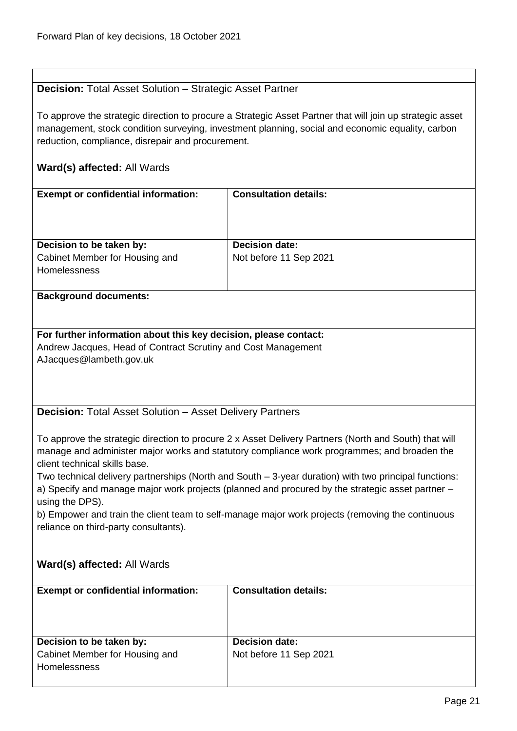**Decision:** Total Asset Solution – Strategic Asset Partner

To approve the strategic direction to procure a Strategic Asset Partner that will join up strategic asset management, stock condition surveying, investment planning, social and economic equality, carbon reduction, compliance, disrepair and procurement.

**Ward(s) affected:** All Wards

| **Exempt or confidential information:** | **Consultation details:** |
|---|---|
| **Decision to be taken by:** Cabinet Member for Housing and Homelessness | **Decision date:** Not before 11 Sep 2021 |

**Background documents:**

**For further information about this key decision, please contact:**
Andrew Jacques, Head of Contract Scrutiny and Cost Management
AJacques@lambeth.gov.uk

**Decision:** Total Asset Solution – Asset Delivery Partners

To approve the strategic direction to procure 2 x Asset Delivery Partners (North and South) that will manage and administer major works and statutory compliance work programmes; and broaden the client technical skills base.

Two technical delivery partnerships (North and South – 3-year duration) with two principal functions:
a) Specify and manage major work projects (planned and procured by the strategic asset partner – using the DPS).
b) Empower and train the client team to self-manage major work projects (removing the continuous reliance on third-party consultants).

**Ward(s) affected:** All Wards

| **Exempt or confidential information:** | **Consultation details:** |
|---|---|
| **Decision to be taken by:** Cabinet Member for Housing and Homelessness | **Decision date:** Not before 11 Sep 2021 |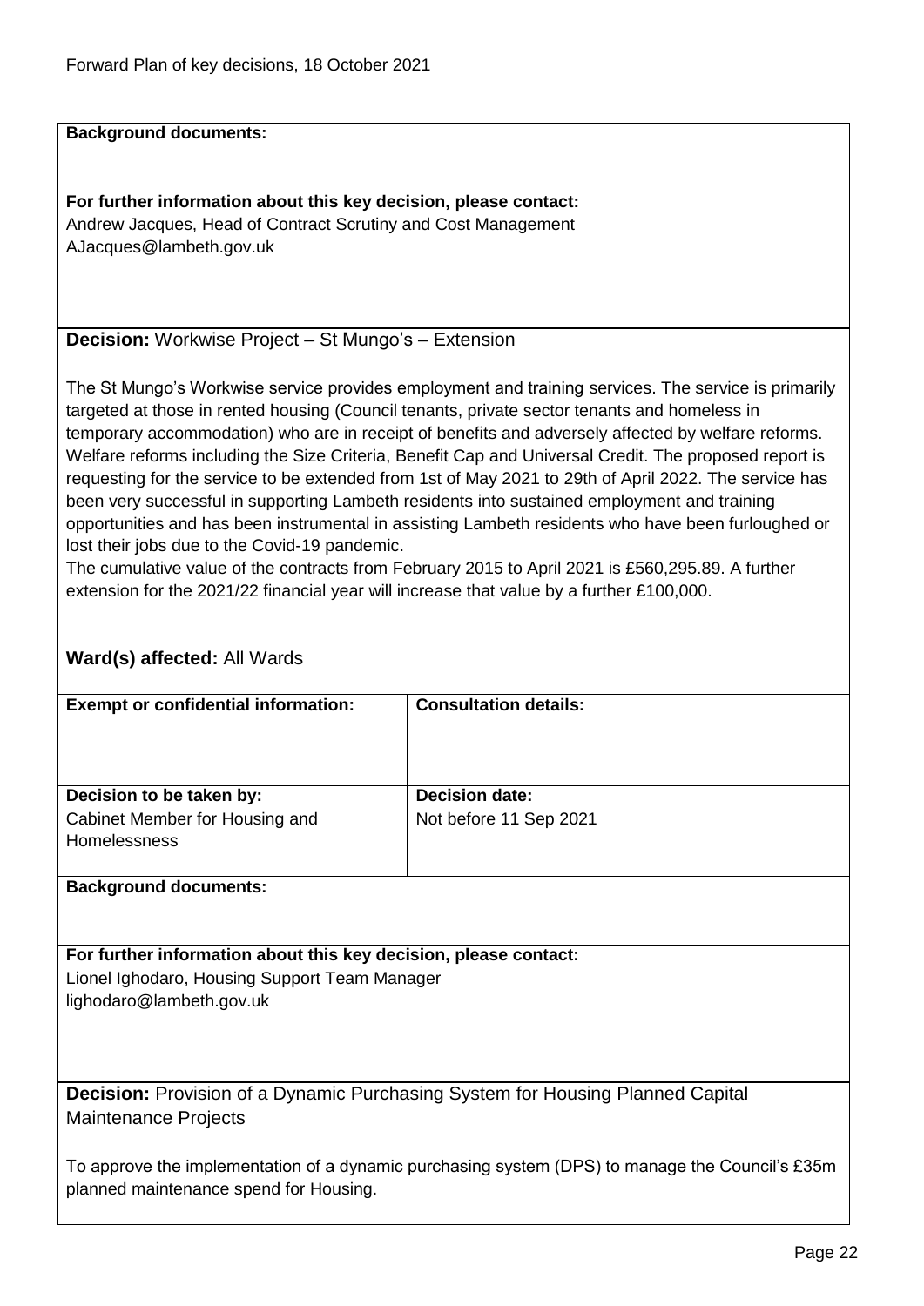**Background documents:**

**For further information about this key decision, please contact:**
Andrew Jacques, Head of Contract Scrutiny and Cost Management
AJacques@lambeth.gov.uk

**Decision:** Workwise Project – St Mungo's – Extension

The St Mungo's Workwise service provides employment and training services. The service is primarily targeted at those in rented housing (Council tenants, private sector tenants and homeless in temporary accommodation) who are in receipt of benefits and adversely affected by welfare reforms. Welfare reforms including the Size Criteria, Benefit Cap and Universal Credit. The proposed report is requesting for the service to be extended from 1st of May 2021 to 29th of April 2022. The service has been very successful in supporting Lambeth residents into sustained employment and training opportunities and has been instrumental in assisting Lambeth residents who have been furloughed or lost their jobs due to the Covid-19 pandemic.
The cumulative value of the contracts from February 2015 to April 2021 is £560,295.89. A further extension for the 2021/22 financial year will increase that value by a further £100,000.

**Ward(s) affected:** All Wards

| **Exempt or confidential information:** | **Consultation details:** |
|---|---|
| **Decision to be taken by:**<br>Cabinet Member for Housing and Homelessness | **Decision date:**<br>Not before 11 Sep 2021 |

**Background documents:**

**For further information about this key decision, please contact:**
Lionel Ighodaro, Housing Support Team Manager
lighodaro@lambeth.gov.uk

**Decision:** Provision of a Dynamic Purchasing System for Housing Planned Capital Maintenance Projects

To approve the implementation of a dynamic purchasing system (DPS) to manage the Council's £35m planned maintenance spend for Housing.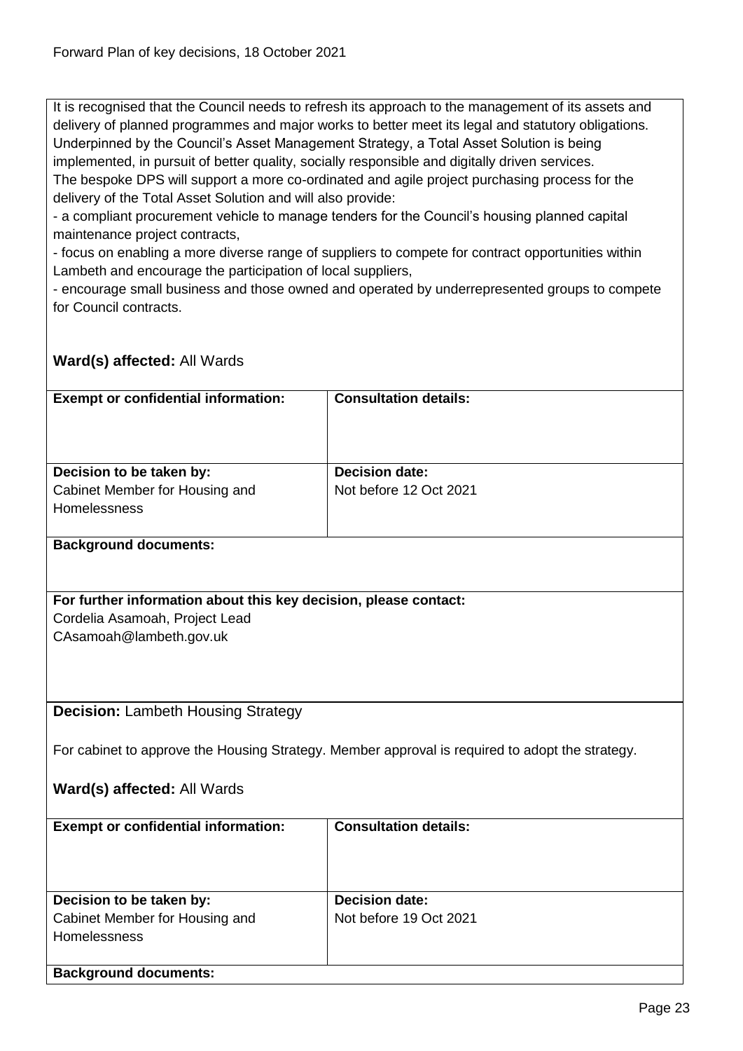It is recognised that the Council needs to refresh its approach to the management of its assets and delivery of planned programmes and major works to better meet its legal and statutory obligations. Underpinned by the Council's Asset Management Strategy, a Total Asset Solution is being implemented, in pursuit of better quality, socially responsible and digitally driven services.
The bespoke DPS will support a more co-ordinated and agile project purchasing process for the delivery of the Total Asset Solution and will also provide:
- a compliant procurement vehicle to manage tenders for the Council's housing planned capital maintenance project contracts,
- focus on enabling a more diverse range of suppliers to compete for contract opportunities within Lambeth and encourage the participation of local suppliers,
- encourage small business and those owned and operated by underrepresented groups to compete for Council contracts.

**Ward(s) affected:** All Wards

| **Exempt or confidential information:** | **Consultation details:** |
|---|---|
| **Decision to be taken by:** Cabinet Member for Housing and Homelessness | **Decision date:** Not before 12 Oct 2021 |

**Background documents:**

**For further information about this key decision, please contact:**
Cordelia Asamoah, Project Lead
CAsamoah@lambeth.gov.uk

**Decision:** Lambeth Housing Strategy

For cabinet to approve the Housing Strategy. Member approval is required to adopt the strategy.

**Ward(s) affected:** All Wards

| **Exempt or confidential information:** | **Consultation details:** |
|---|---|
| **Decision to be taken by:** Cabinet Member for Housing and Homelessness | **Decision date:** Not before 19 Oct 2021 |

**Background documents:**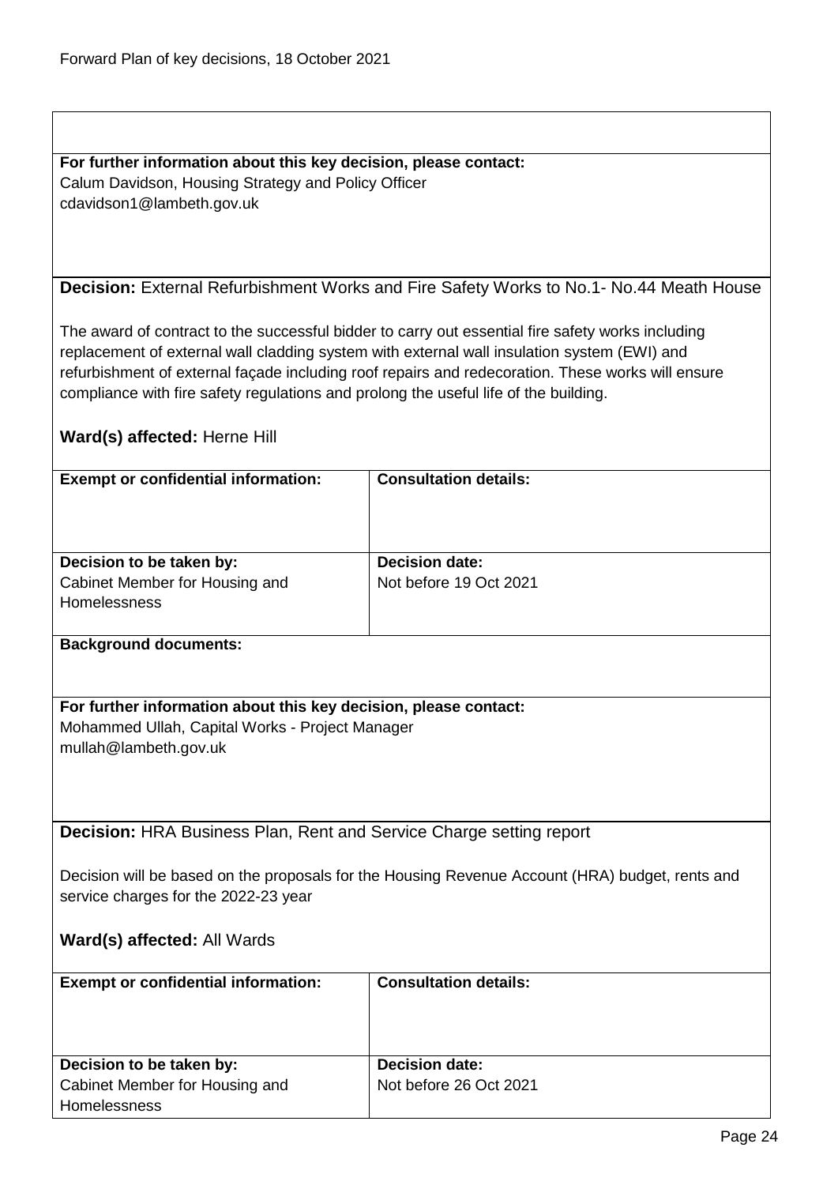**For further information about this key decision, please contact:**
Calum Davidson, Housing Strategy and Policy Officer
cdavidson1@lambeth.gov.uk

**Decision:** External Refurbishment Works and Fire Safety Works to No.1- No.44 Meath House

The award of contract to the successful bidder to carry out essential fire safety works including replacement of external wall cladding system with external wall insulation system (EWI) and refurbishment of external façade including roof repairs and redecoration. These works will ensure compliance with fire safety regulations and prolong the useful life of the building.

**Ward(s) affected:** Herne Hill

| **Exempt or confidential information:** | **Consultation details:** |
| --- | --- |
| **Decision to be taken by:** Cabinet Member for Housing and Homelessness | **Decision date:** Not before 19 Oct 2021 |

**Background documents:**

**For further information about this key decision, please contact:**
Mohammed Ullah, Capital Works - Project Manager
mullah@lambeth.gov.uk

**Decision:** HRA Business Plan, Rent and Service Charge setting report

Decision will be based on the proposals for the Housing Revenue Account (HRA) budget, rents and service charges for the 2022-23 year

**Ward(s) affected:** All Wards

| **Exempt or confidential information:** | **Consultation details:** |
| --- | --- |
| **Decision to be taken by:** Cabinet Member for Housing and Homelessness | **Decision date:** Not before 26 Oct 2021 |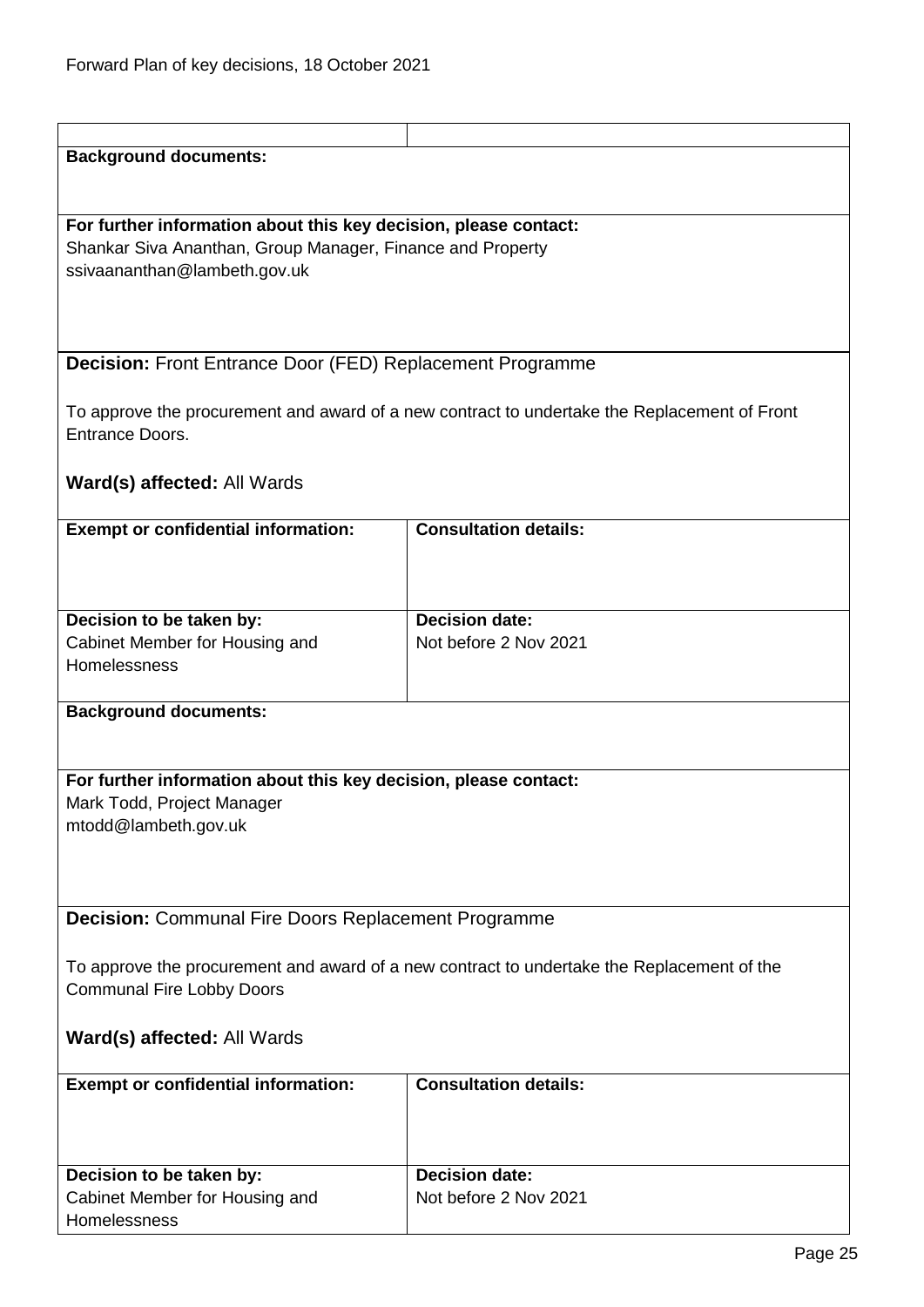**Background documents:**

**For further information about this key decision, please contact:**
Shankar Siva Ananthan, Group Manager, Finance and Property
ssivaananthan@lambeth.gov.uk

**Decision:** Front Entrance Door (FED) Replacement Programme

To approve the procurement and award of a new contract to undertake the Replacement of Front Entrance Doors.

**Ward(s) affected:** All Wards

| **Exempt or confidential information:** | **Consultation details:** |
|---|---|
| **Decision to be taken by:** Cabinet Member for Housing and Homelessness | **Decision date:** Not before 2 Nov 2021 |

**Background documents:**

**For further information about this key decision, please contact:**
Mark Todd, Project Manager
mtodd@lambeth.gov.uk

**Decision:** Communal Fire Doors Replacement Programme

To approve the procurement and award of a new contract to undertake the Replacement of the Communal Fire Lobby Doors

**Ward(s) affected:** All Wards

| **Exempt or confidential information:** | **Consultation details:** |
|---|---|
| **Decision to be taken by:** Cabinet Member for Housing and Homelessness | **Decision date:** Not before 2 Nov 2021 |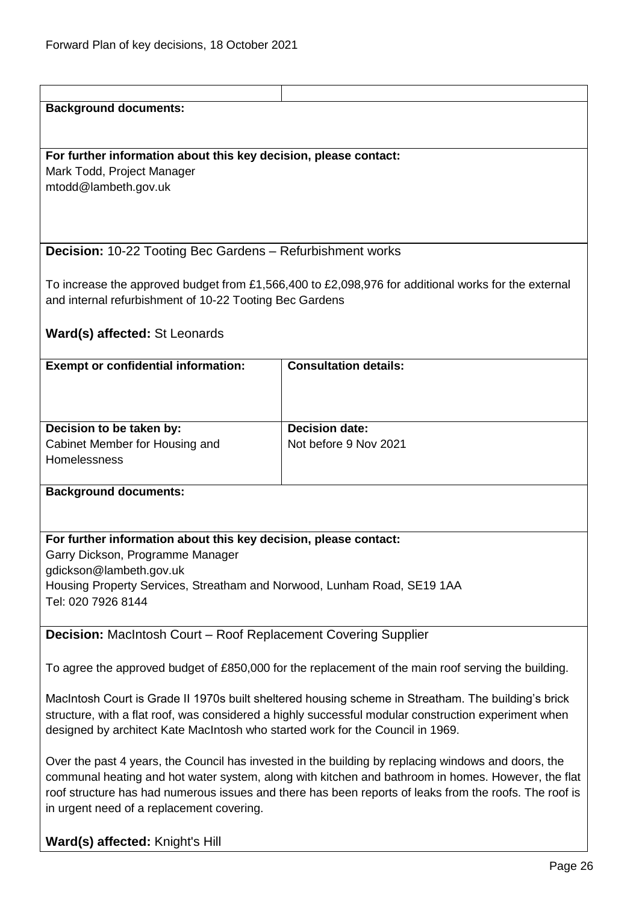| | |
|---|---|
| **Background documents:** | |

**For further information about this key decision, please contact:**
Mark Todd, Project Manager
mtodd@lambeth.gov.uk

**Decision:** 10-22 Tooting Bec Gardens – Refurbishment works

To increase the approved budget from £1,566,400 to £2,098,976 for additional works for the external and internal refurbishment of 10-22 Tooting Bec Gardens

**Ward(s) affected:** St Leonards

| **Exempt or confidential information:** | **Consultation details:** |
|---|---|
| **Decision to be taken by:** Cabinet Member for Housing and Homelessness | **Decision date:** Not before 9 Nov 2021 |

**Background documents:**

**For further information about this key decision, please contact:**
Garry Dickson, Programme Manager
gdickson@lambeth.gov.uk
Housing Property Services, Streatham and Norwood, Lunham Road, SE19 1AA
Tel: 020 7926 8144

**Decision:** MacIntosh Court – Roof Replacement Covering Supplier

To agree the approved budget of £850,000 for the replacement of the main roof serving the building.

MacIntosh Court is Grade II 1970s built sheltered housing scheme in Streatham. The building's brick structure, with a flat roof, was considered a highly successful modular construction experiment when designed by architect Kate MacIntosh who started work for the Council in 1969.

Over the past 4 years, the Council has invested in the building by replacing windows and doors, the communal heating and hot water system, along with kitchen and bathroom in homes. However, the flat roof structure has had numerous issues and there has been reports of leaks from the roofs. The roof is in urgent need of a replacement covering.

**Ward(s) affected:** Knight's Hill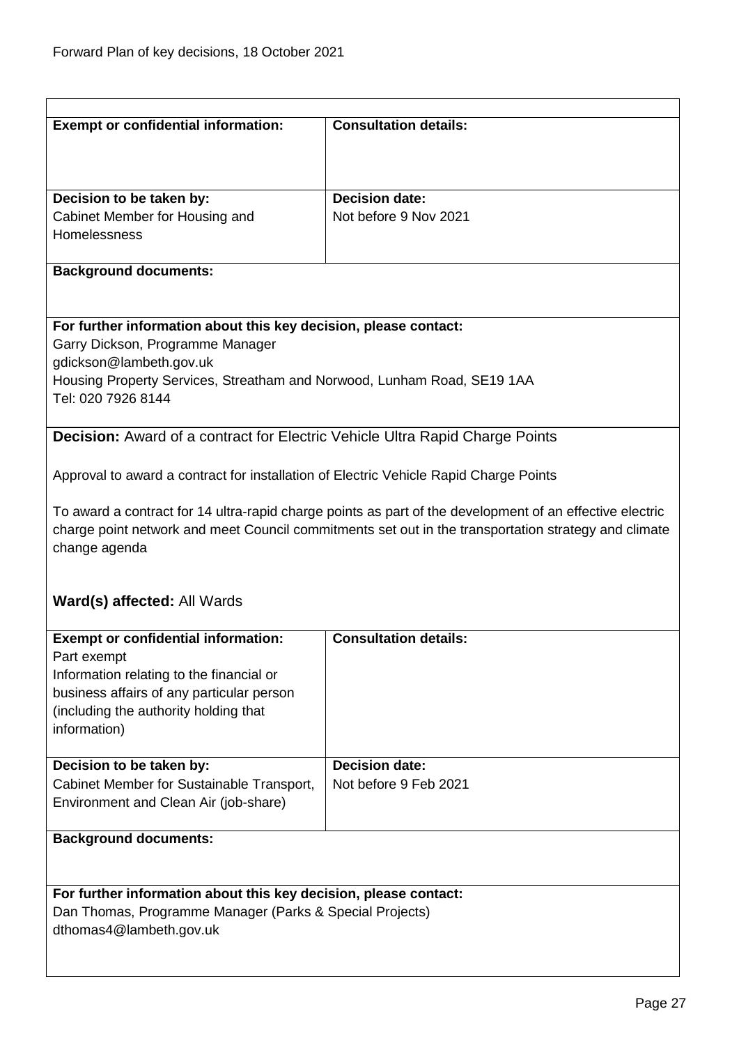| **Exempt or confidential information:** | **Consultation details:** |
|---|---|
| **Decision to be taken by:**<br>Cabinet Member for Housing and Homelessness | **Decision date:**<br>Not before 9 Nov 2021 |

**Background documents:**

**For further information about this key decision, please contact:**
Garry Dickson, Programme Manager
gdickson@lambeth.gov.uk
Housing Property Services, Streatham and Norwood, Lunham Road, SE19 1AA
Tel: 020 7926 8144

**Decision:** Award of a contract for Electric Vehicle Ultra Rapid Charge Points

Approval to award a contract for installation of Electric Vehicle Rapid Charge Points

To award a contract for 14 ultra-rapid charge points as part of the development of an effective electric charge point network and meet Council commitments set out in the transportation strategy and climate change agenda

**Ward(s) affected:** All Wards

| **Exempt or confidential information:**<br>Part exempt<br>Information relating to the financial or business affairs of any particular person (including the authority holding that information) | **Consultation details:** |
|---|---|
| **Decision to be taken by:**<br>Cabinet Member for Sustainable Transport, Environment and Clean Air (job-share) | **Decision date:**<br>Not before 9 Feb 2021 |

**Background documents:**

**For further information about this key decision, please contact:**
Dan Thomas, Programme Manager (Parks & Special Projects)
dthomas4@lambeth.gov.uk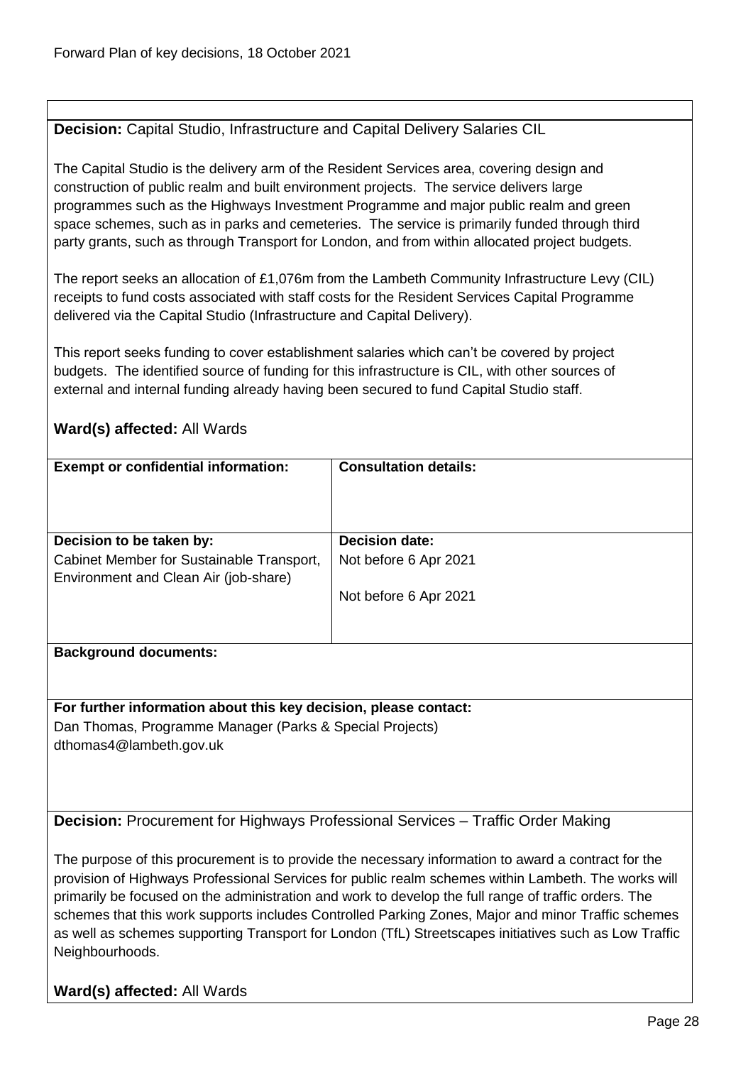**Decision:** Capital Studio, Infrastructure and Capital Delivery Salaries CIL

The Capital Studio is the delivery arm of the Resident Services area, covering design and construction of public realm and built environment projects. The service delivers large programmes such as the Highways Investment Programme and major public realm and green space schemes, such as in parks and cemeteries. The service is primarily funded through third party grants, such as through Transport for London, and from within allocated project budgets.

The report seeks an allocation of £1,076m from the Lambeth Community Infrastructure Levy (CIL) receipts to fund costs associated with staff costs for the Resident Services Capital Programme delivered via the Capital Studio (Infrastructure and Capital Delivery).

This report seeks funding to cover establishment salaries which can't be covered by project budgets. The identified source of funding for this infrastructure is CIL, with other sources of external and internal funding already having been secured to fund Capital Studio staff.

**Ward(s) affected:** All Wards

| **Exempt or confidential information:** | **Consultation details:** |
| --- | --- |
| **Decision to be taken by:**<br>Cabinet Member for Sustainable Transport, Environment and Clean Air (job-share) | **Decision date:**<br>Not before 6 Apr 2021<br><br>Not before 6 Apr 2021 |

**Background documents:**

**For further information about this key decision, please contact:**
Dan Thomas, Programme Manager (Parks & Special Projects)
dthomas4@lambeth.gov.uk

**Decision:** Procurement for Highways Professional Services – Traffic Order Making

The purpose of this procurement is to provide the necessary information to award a contract for the provision of Highways Professional Services for public realm schemes within Lambeth. The works will primarily be focused on the administration and work to develop the full range of traffic orders. The schemes that this work supports includes Controlled Parking Zones, Major and minor Traffic schemes as well as schemes supporting Transport for London (TfL) Streetscapes initiatives such as Low Traffic Neighbourhoods.

**Ward(s) affected:** All Wards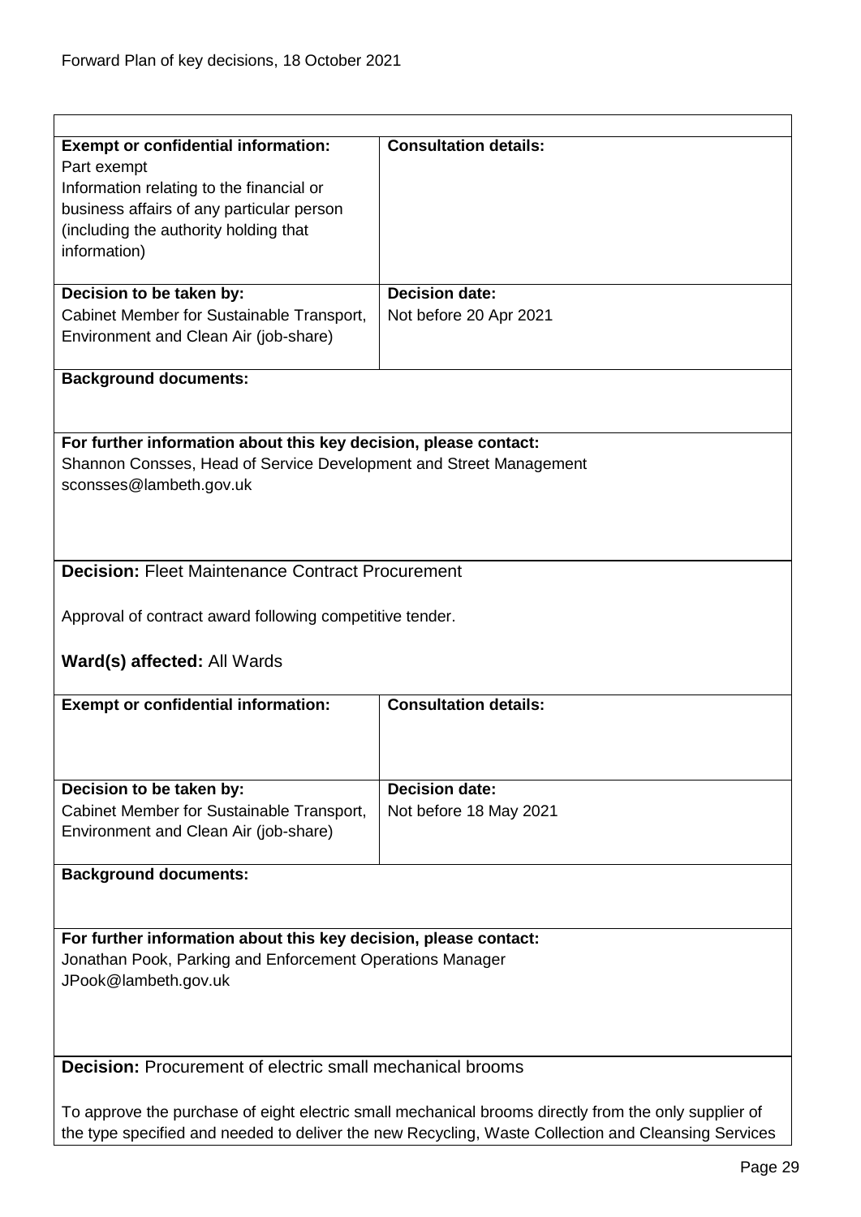| **Exempt or confidential information:** | **Consultation details:** |
|---|---|
| Part exempt<br>Information relating to the financial or business affairs of any particular person (including the authority holding that information) | |
| **Decision to be taken by:**<br>Cabinet Member for Sustainable Transport, Environment and Clean Air (job-share) | **Decision date:**<br>Not before 20 Apr 2021 |

**Background documents:**

**For further information about this key decision, please contact:**
Shannon Consses, Head of Service Development and Street Management
sconsses@lambeth.gov.uk

**Decision:** Fleet Maintenance Contract Procurement

Approval of contract award following competitive tender.

**Ward(s) affected:** All Wards

| **Exempt or confidential information:** | **Consultation details:** |
|---|---|
| **Decision to be taken by:**<br>Cabinet Member for Sustainable Transport, Environment and Clean Air (job-share) | **Decision date:**<br>Not before 18 May 2021 |

**Background documents:**

**For further information about this key decision, please contact:**
Jonathan Pook, Parking and Enforcement Operations Manager
JPook@lambeth.gov.uk

**Decision:** Procurement of electric small mechanical brooms

To approve the purchase of eight electric small mechanical brooms directly from the only supplier of the type specified and needed to deliver the new Recycling, Waste Collection and Cleansing Services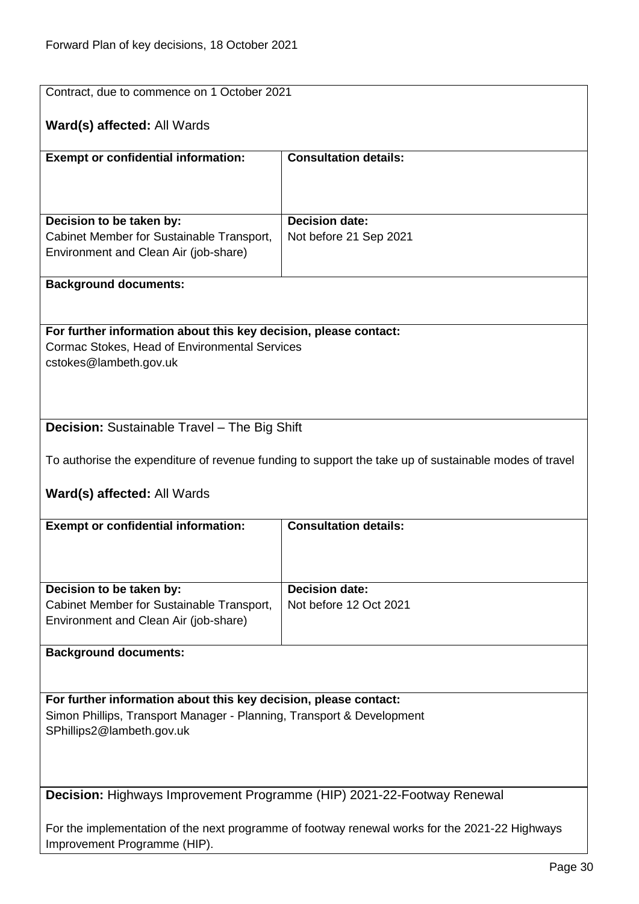Contract, due to commence on 1 October 2021

**Ward(s) affected:** All Wards

| **Exempt or confidential information:** | **Consultation details:** |
|---|---|
| | |
| **Decision to be taken by:**<br>Cabinet Member for Sustainable Transport, Environment and Clean Air (job-share) | **Decision date:**<br>Not before 21 Sep 2021 |

**Background documents:**

**For further information about this key decision, please contact:**
Cormac Stokes, Head of Environmental Services
cstokes@lambeth.gov.uk

**Decision:** Sustainable Travel – The Big Shift

To authorise the expenditure of revenue funding to support the take up of sustainable modes of travel

**Ward(s) affected:** All Wards

| **Exempt or confidential information:** | **Consultation details:** |
|---|---|
| | |
| **Decision to be taken by:**<br>Cabinet Member for Sustainable Transport, Environment and Clean Air (job-share) | **Decision date:**<br>Not before 12 Oct 2021 |

**Background documents:**

**For further information about this key decision, please contact:**
Simon Phillips, Transport Manager - Planning, Transport & Development
SPhillips2@lambeth.gov.uk

**Decision:** Highways Improvement Programme (HIP) 2021-22-Footway Renewal

For the implementation of the next programme of footway renewal works for the 2021-22 Highways Improvement Programme (HIP).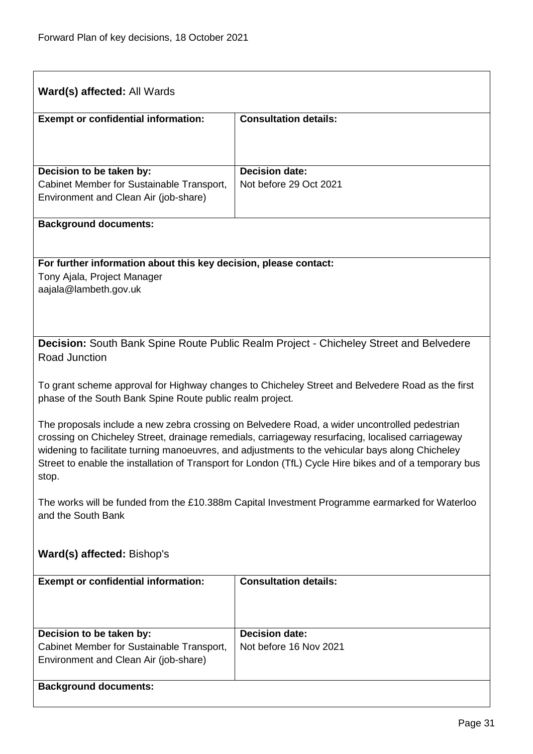**Ward(s) affected:** All Wards

| **Exempt or confidential information:** | **Consultation details:** |
|---|---|
| **Decision to be taken by:**<br>Cabinet Member for Sustainable Transport, Environment and Clean Air (job-share) | **Decision date:**<br>Not before 29 Oct 2021 |

**Background documents:**

**For further information about this key decision, please contact:**
Tony Ajala, Project Manager
aajala@lambeth.gov.uk

**Decision:** South Bank Spine Route Public Realm Project - Chicheley Street and Belvedere Road Junction

To grant scheme approval for Highway changes to Chicheley Street and Belvedere Road as the first phase of the South Bank Spine Route public realm project.

The proposals include a new zebra crossing on Belvedere Road, a wider uncontrolled pedestrian crossing on Chicheley Street, drainage remedials, carriageway resurfacing, localised carriageway widening to facilitate turning manoeuvres, and adjustments to the vehicular bays along Chicheley Street to enable the installation of Transport for London (TfL) Cycle Hire bikes and of a temporary bus stop.

The works will be funded from the £10.388m Capital Investment Programme earmarked for Waterloo and the South Bank

**Ward(s) affected:** Bishop's

| **Exempt or confidential information:** | **Consultation details:** |
|---|---|
| **Decision to be taken by:**<br>Cabinet Member for Sustainable Transport, Environment and Clean Air (job-share) | **Decision date:**<br>Not before 16 Nov 2021 |

**Background documents:**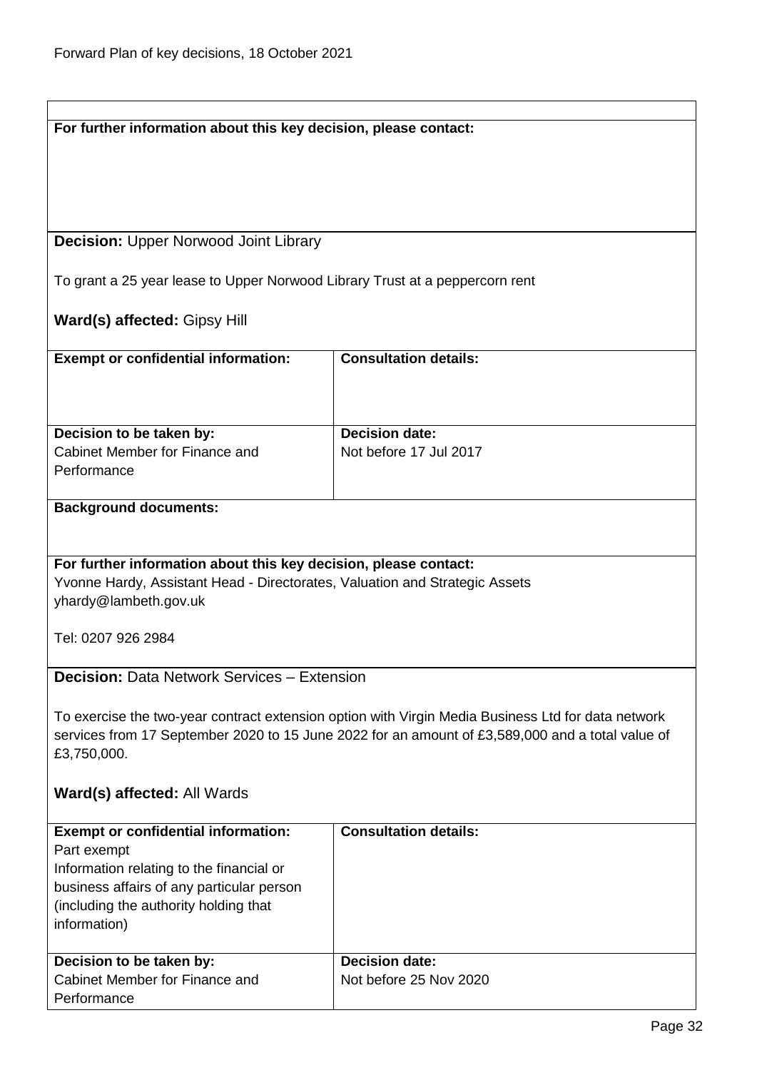**For further information about this key decision, please contact:**

**Decision:** Upper Norwood Joint Library

To grant a 25 year lease to Upper Norwood Library Trust at a peppercorn rent

**Ward(s) affected:** Gipsy Hill

| **Exempt or confidential information:** | **Consultation details:** |
| --- | --- |
| | |
| **Decision to be taken by:** Cabinet Member for Finance and Performance | **Decision date:** Not before 17 Jul 2017 |

**Background documents:**

**For further information about this key decision, please contact:**
Yvonne Hardy, Assistant Head - Directorates, Valuation and Strategic Assets
yhardy@lambeth.gov.uk

Tel: 0207 926 2984

**Decision:** Data Network Services – Extension

To exercise the two-year contract extension option with Virgin Media Business Ltd for data network services from 17 September 2020 to 15 June 2022 for an amount of £3,589,000 and a total value of £3,750,000.

**Ward(s) affected:** All Wards

| **Exempt or confidential information:** | **Consultation details:** |
| --- | --- |
| Part exempt<br>Information relating to the financial or business affairs of any particular person (including the authority holding that information) | |
| **Decision to be taken by:** Cabinet Member for Finance and Performance | **Decision date:** Not before 25 Nov 2020 |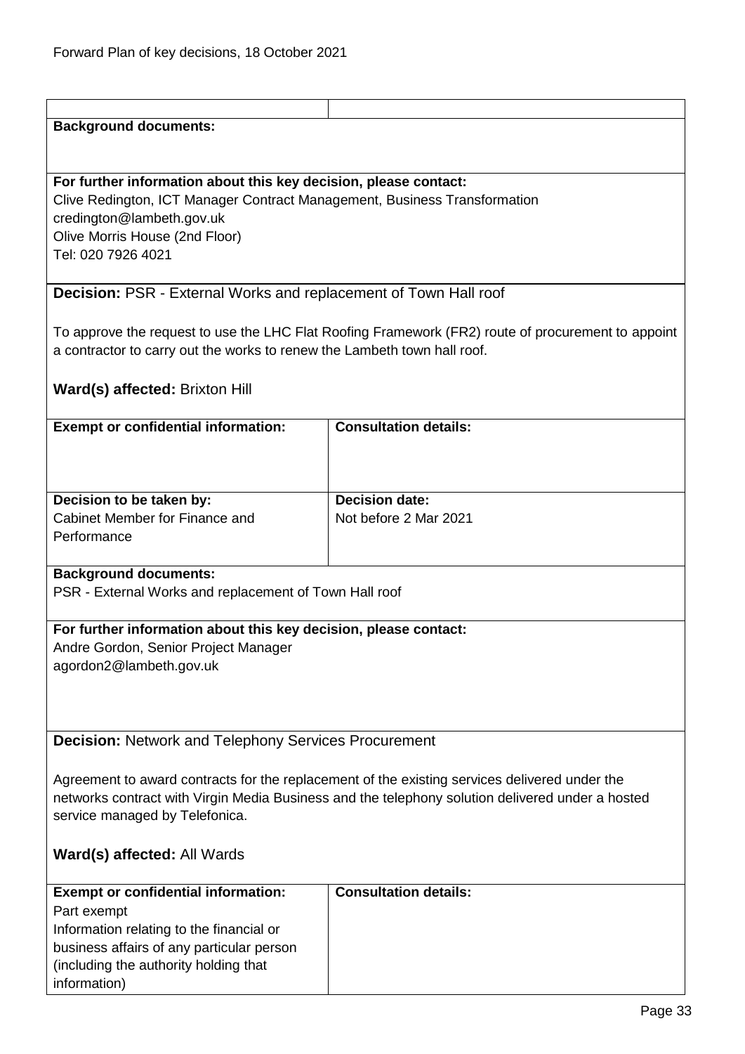**Background documents:**

**For further information about this key decision, please contact:**
Clive Redington, ICT Manager Contract Management, Business Transformation
credington@lambeth.gov.uk
Olive Morris House (2nd Floor)
Tel: 020 7926 4021

**Decision:** PSR - External Works and replacement of Town Hall roof

To approve the request to use the LHC Flat Roofing Framework (FR2) route of procurement to appoint a contractor to carry out the works to renew the Lambeth town hall roof.

**Ward(s) affected:** Brixton Hill

| **Exempt or confidential information:** | **Consultation details:** |
|---|---|
| | |
| **Decision to be taken by:** Cabinet Member for Finance and Performance | **Decision date:** Not before 2 Mar 2021 |

**Background documents:**
PSR - External Works and replacement of Town Hall roof

**For further information about this key decision, please contact:**
Andre Gordon, Senior Project Manager
agordon2@lambeth.gov.uk

**Decision:** Network and Telephony Services Procurement

Agreement to award contracts for the replacement of the existing services delivered under the networks contract with Virgin Media Business and the telephony solution delivered under a hosted service managed by Telefonica.

**Ward(s) affected:** All Wards

| **Exempt or confidential information:** | **Consultation details:** |
|---|---|
| Part exempt<br>Information relating to the financial or business affairs of any particular person (including the authority holding that information) | |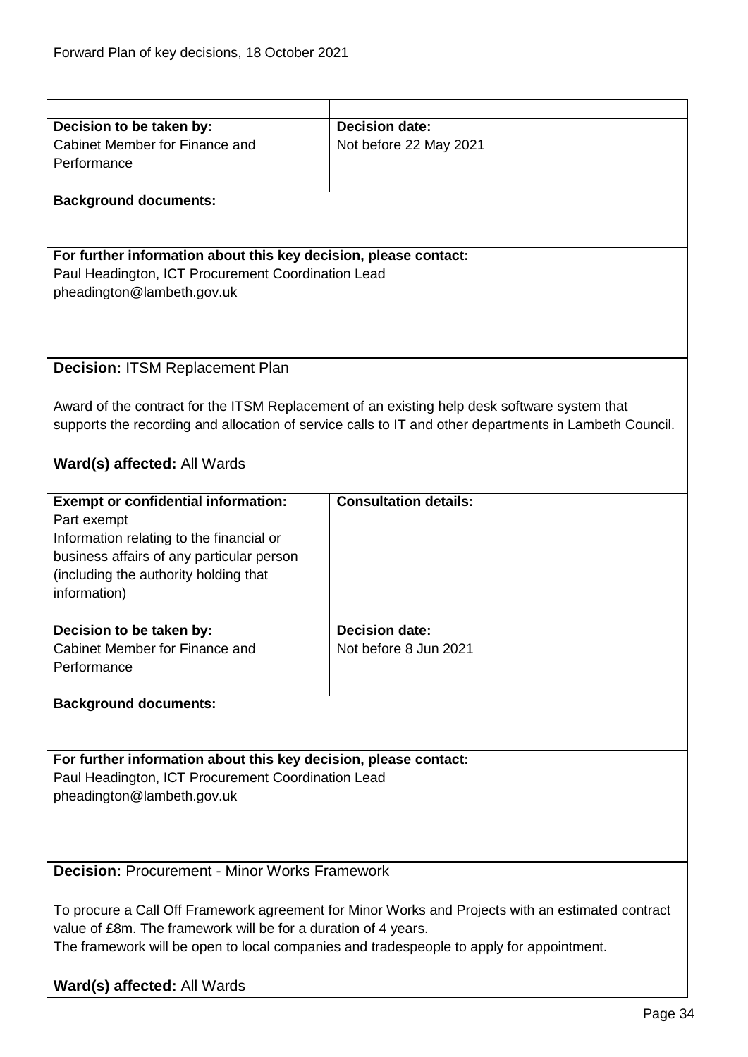| | |
|---|---|
| **Decision to be taken by:**<br>Cabinet Member for Finance and Performance | **Decision date:**<br>Not before 22 May 2021 |
| **Background documents:** | |
| **For further information about this key decision, please contact:**<br>Paul Headington, ICT Procurement Coordination Lead<br>pheadington@lambeth.gov.uk | |

**Decision:** ITSM Replacement Plan

Award of the contract for the ITSM Replacement of an existing help desk software system that supports the recording and allocation of service calls to IT and other departments in Lambeth Council.

**Ward(s) affected:** All Wards

| | |
|---|---|
| **Exempt or confidential information:**<br>Part exempt<br>Information relating to the financial or business affairs of any particular person (including the authority holding that information) | **Consultation details:** |
| **Decision to be taken by:**<br>Cabinet Member for Finance and Performance | **Decision date:**<br>Not before 8 Jun 2021 |
| **Background documents:** | |
| **For further information about this key decision, please contact:**<br>Paul Headington, ICT Procurement Coordination Lead<br>pheadington@lambeth.gov.uk | |

**Decision:** Procurement - Minor Works Framework

To procure a Call Off Framework agreement for Minor Works and Projects with an estimated contract value of £8m. The framework will be for a duration of 4 years.
The framework will be open to local companies and tradespeople to apply for appointment.

**Ward(s) affected:** All Wards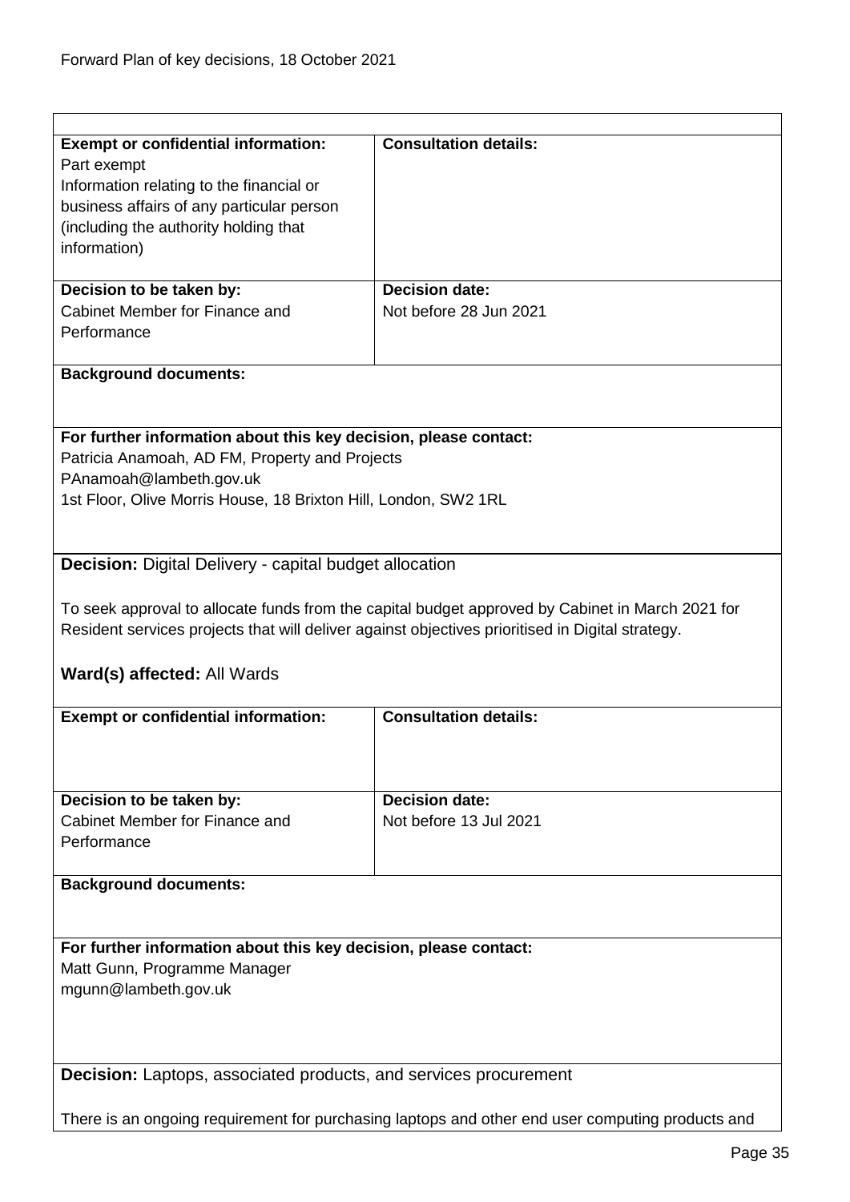| **Exempt or confidential information:** | **Consultation details:** |
|---|---|
| Part exempt<br>Information relating to the financial or business affairs of any particular person (including the authority holding that information) | |
| **Decision to be taken by:**<br>Cabinet Member for Finance and Performance | **Decision date:**<br>Not before 28 Jun 2021 |

**Background documents:**

**For further information about this key decision, please contact:**
Patricia Anamoah, AD FM, Property and Projects
PAnamoah@lambeth.gov.uk
1st Floor, Olive Morris House, 18 Brixton Hill, London, SW2 1RL

**Decision:** Digital Delivery - capital budget allocation

To seek approval to allocate funds from the capital budget approved by Cabinet in March 2021 for Resident services projects that will deliver against objectives prioritised in Digital strategy.

**Ward(s) affected:** All Wards

| **Exempt or confidential information:** | **Consultation details:** |
|---|---|
| **Decision to be taken by:**<br>Cabinet Member for Finance and Performance | **Decision date:**<br>Not before 13 Jul 2021 |

**Background documents:**

**For further information about this key decision, please contact:**
Matt Gunn, Programme Manager
mgunn@lambeth.gov.uk

**Decision:** Laptops, associated products, and services procurement

There is an ongoing requirement for purchasing laptops and other end user computing products and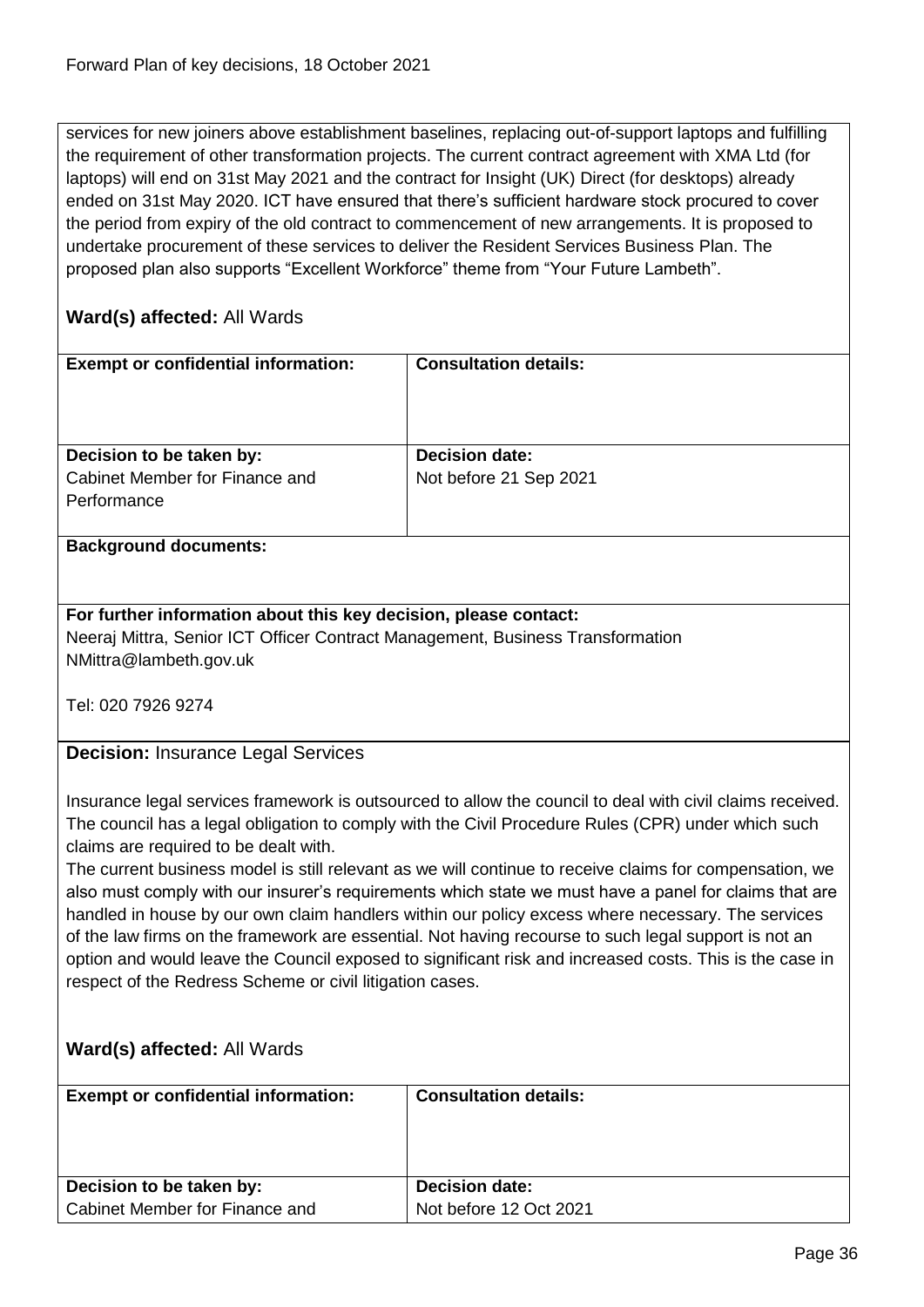services for new joiners above establishment baselines, replacing out-of-support laptops and fulfilling the requirement of other transformation projects. The current contract agreement with XMA Ltd (for laptops) will end on 31st May 2021 and the contract for Insight (UK) Direct (for desktops) already ended on 31st May 2020. ICT have ensured that there's sufficient hardware stock procured to cover the period from expiry of the old contract to commencement of new arrangements. It is proposed to undertake procurement of these services to deliver the Resident Services Business Plan. The proposed plan also supports "Excellent Workforce" theme from "Your Future Lambeth".

**Ward(s) affected:** All Wards

| **Exempt or confidential information:** | **Consultation details:** |
|---|---|
| **Decision to be taken by:** Cabinet Member for Finance and Performance | **Decision date:** Not before 21 Sep 2021 |

**Background documents:**

**For further information about this key decision, please contact:**
Neeraj Mittra, Senior ICT Officer Contract Management, Business Transformation
NMittra@lambeth.gov.uk

Tel: 020 7926 9274

**Decision:** Insurance Legal Services

Insurance legal services framework is outsourced to allow the council to deal with civil claims received. The council has a legal obligation to comply with the Civil Procedure Rules (CPR) under which such claims are required to be dealt with.
The current business model is still relevant as we will continue to receive claims for compensation, we also must comply with our insurer's requirements which state we must have a panel for claims that are handled in house by our own claim handlers within our policy excess where necessary. The services of the law firms on the framework are essential. Not having recourse to such legal support is not an option and would leave the Council exposed to significant risk and increased costs. This is the case in respect of the Redress Scheme or civil litigation cases.

**Ward(s) affected:** All Wards

| **Exempt or confidential information:** | **Consultation details:** |
|---|---|
| **Decision to be taken by:** Cabinet Member for Finance and | **Decision date:** Not before 12 Oct 2021 |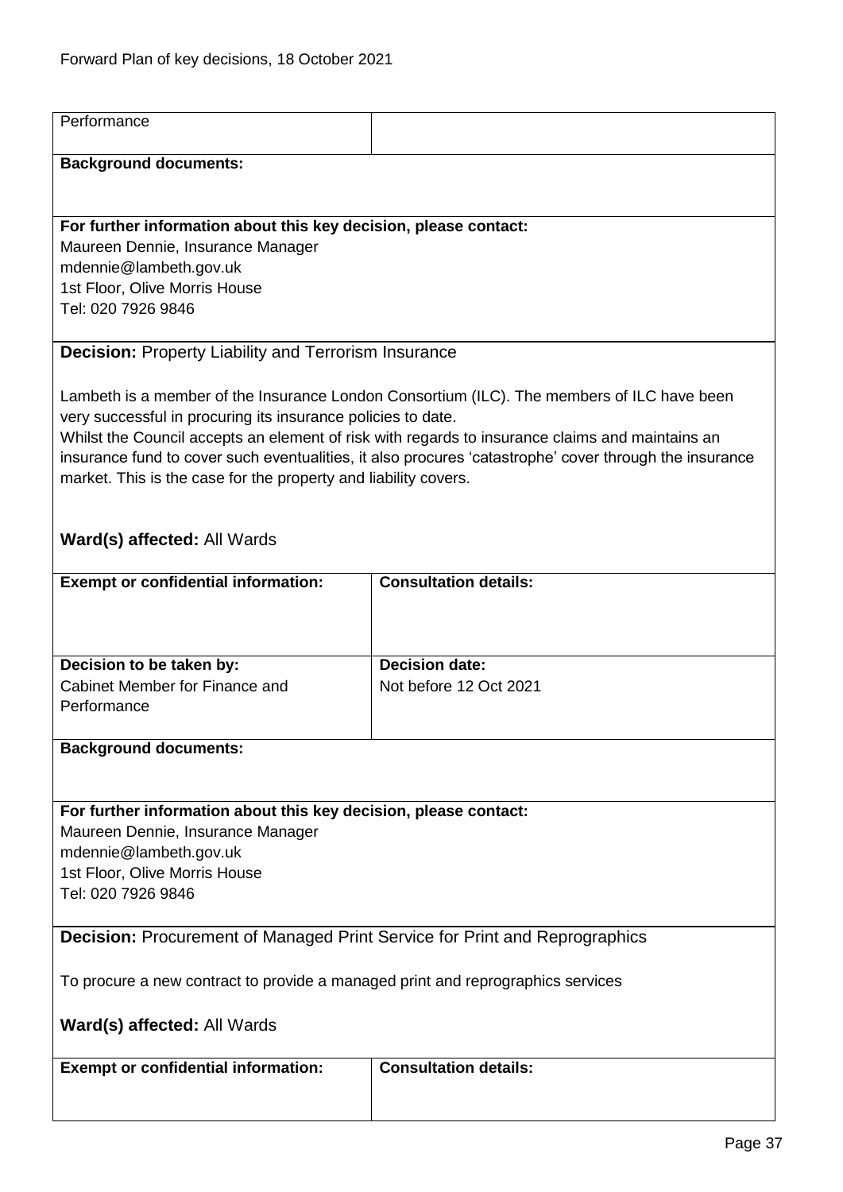| Performance | |
|---|---|

**Background documents:**

**For further information about this key decision, please contact:**
Maureen Dennie, Insurance Manager
mdennie@lambeth.gov.uk
1st Floor, Olive Morris House
Tel: 020 7926 9846

**Decision:** Property Liability and Terrorism Insurance

Lambeth is a member of the Insurance London Consortium (ILC). The members of ILC have been very successful in procuring its insurance policies to date.
Whilst the Council accepts an element of risk with regards to insurance claims and maintains an insurance fund to cover such eventualities, it also procures 'catastrophe' cover through the insurance market. This is the case for the property and liability covers.

**Ward(s) affected:** All Wards

| **Exempt or confidential information:** | **Consultation details:** |
|---|---|
| **Decision to be taken by:**<br>Cabinet Member for Finance and Performance | **Decision date:**<br>Not before 12 Oct 2021 |

**Background documents:**

**For further information about this key decision, please contact:**
Maureen Dennie, Insurance Manager
mdennie@lambeth.gov.uk
1st Floor, Olive Morris House
Tel: 020 7926 9846

**Decision:** Procurement of Managed Print Service for Print and Reprographics

To procure a new contract to provide a managed print and reprographics services

**Ward(s) affected:** All Wards

| **Exempt or confidential information:** | **Consultation details:** |
|---|---|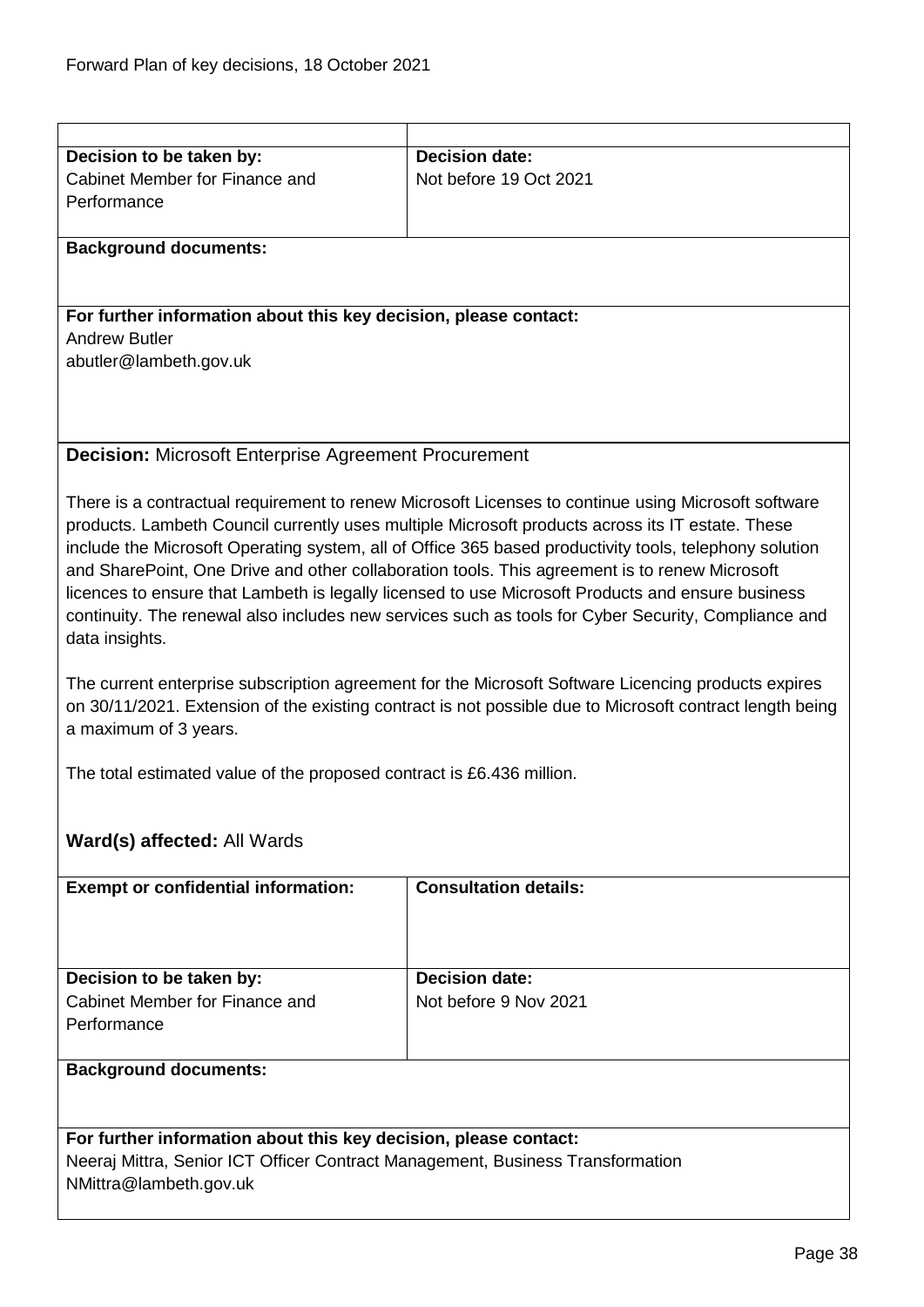| | |
|---|---|
| **Decision to be taken by:** Cabinet Member for Finance and Performance | **Decision date:** Not before 19 Oct 2021 |
| **Background documents:** | |
| **For further information about this key decision, please contact:** Andrew Butler abutler@lambeth.gov.uk | |

**Decision:** Microsoft Enterprise Agreement Procurement

There is a contractual requirement to renew Microsoft Licenses to continue using Microsoft software products. Lambeth Council currently uses multiple Microsoft products across its IT estate. These include the Microsoft Operating system, all of Office 365 based productivity tools, telephony solution and SharePoint, One Drive and other collaboration tools. This agreement is to renew Microsoft licences to ensure that Lambeth is legally licensed to use Microsoft Products and ensure business continuity. The renewal also includes new services such as tools for Cyber Security, Compliance and data insights.

The current enterprise subscription agreement for the Microsoft Software Licencing products expires on 30/11/2021. Extension of the existing contract is not possible due to Microsoft contract length being a maximum of 3 years.

The total estimated value of the proposed contract is £6.436 million.

**Ward(s) affected:** All Wards

| | |
|---|---|
| **Exempt or confidential information:** | **Consultation details:** |
| **Decision to be taken by:** Cabinet Member for Finance and Performance | **Decision date:** Not before 9 Nov 2021 |
| **Background documents:** | |
| **For further information about this key decision, please contact:** Neeraj Mittra, Senior ICT Officer Contract Management, Business Transformation NMittra@lambeth.gov.uk | |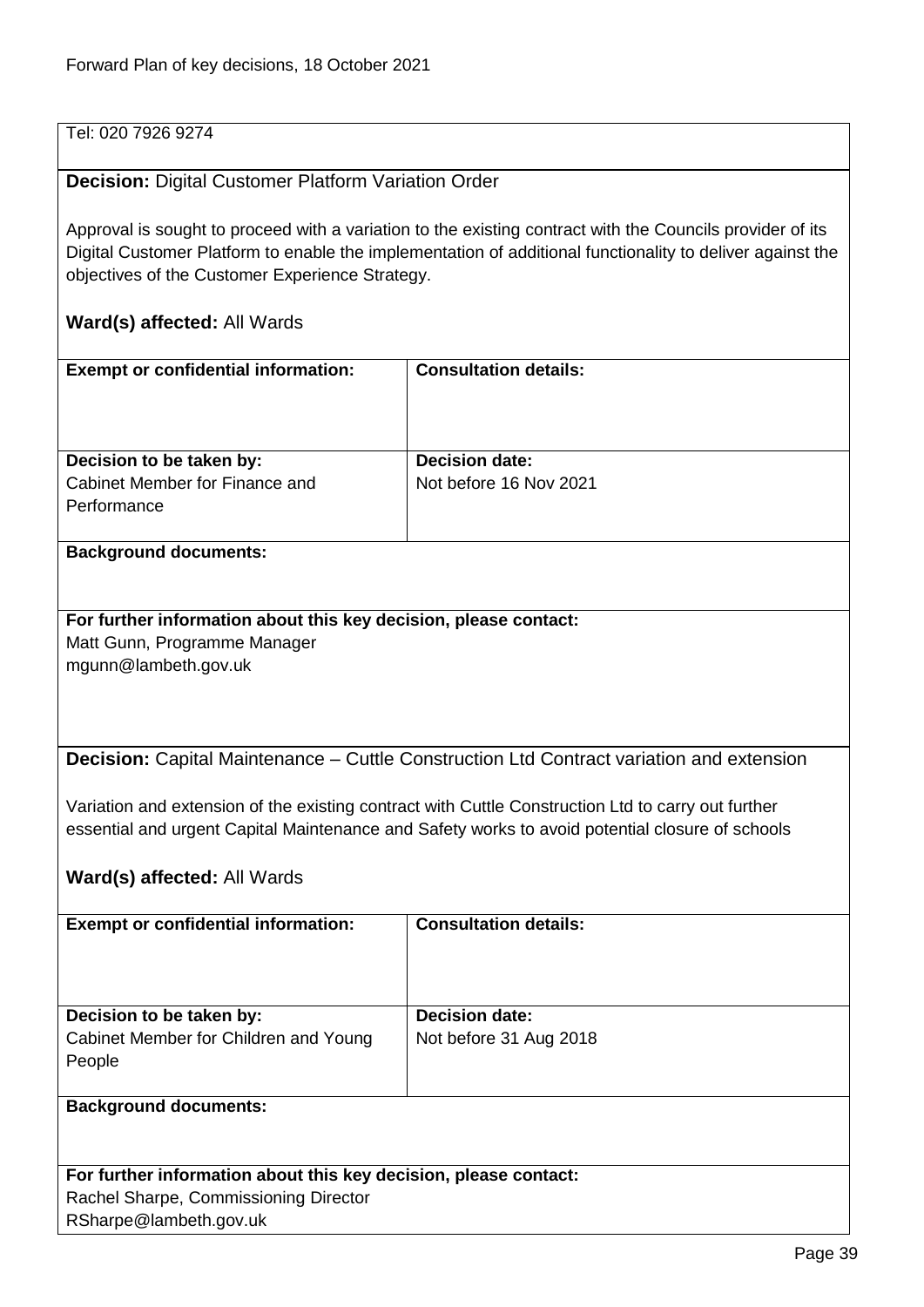Tel: 020 7926 9274

**Decision:** Digital Customer Platform Variation Order

Approval is sought to proceed with a variation to the existing contract with the Councils provider of its Digital Customer Platform to enable the implementation of additional functionality to deliver against the objectives of the Customer Experience Strategy.

**Ward(s) affected:** All Wards

| **Exempt or confidential information:** | **Consultation details:** |
|---|---|
| **Decision to be taken by:** Cabinet Member for Finance and Performance | **Decision date:** Not before 16 Nov 2021 |

**Background documents:**

**For further information about this key decision, please contact:**
Matt Gunn, Programme Manager
mgunn@lambeth.gov.uk

**Decision:** Capital Maintenance – Cuttle Construction Ltd Contract variation and extension

Variation and extension of the existing contract with Cuttle Construction Ltd to carry out further essential and urgent Capital Maintenance and Safety works to avoid potential closure of schools

**Ward(s) affected:** All Wards

| **Exempt or confidential information:** | **Consultation details:** |
|---|---|
| **Decision to be taken by:** Cabinet Member for Children and Young People | **Decision date:** Not before 31 Aug 2018 |

**Background documents:**

**For further information about this key decision, please contact:**
Rachel Sharpe, Commissioning Director
RSharpe@lambeth.gov.uk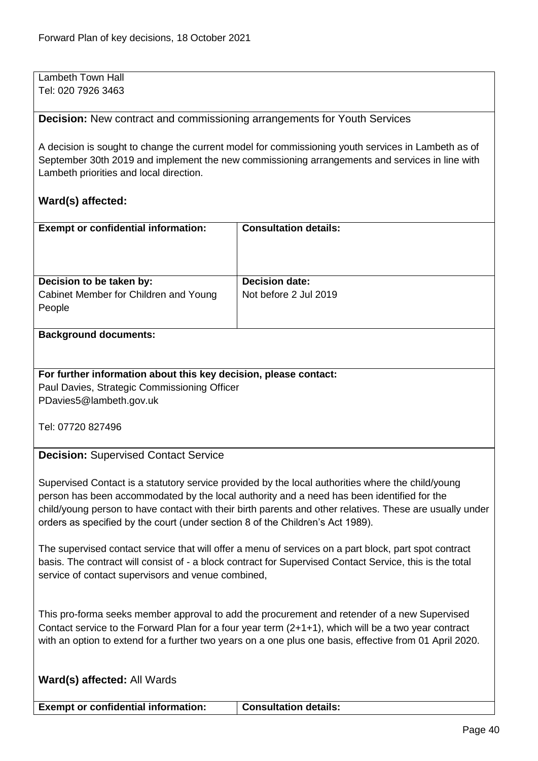Lambeth Town Hall
Tel: 020 7926 3463

**Decision:** New contract and commissioning arrangements for Youth Services

A decision is sought to change the current model for commissioning youth services in Lambeth as of September 30th 2019 and implement the new commissioning arrangements and services in line with Lambeth priorities and local direction.

**Ward(s) affected:**

| **Exempt or confidential information:** | **Consultation details:** |
|---|---|
| **Decision to be taken by:** Cabinet Member for Children and Young People | **Decision date:** Not before 2 Jul 2019 |

**Background documents:**

**For further information about this key decision, please contact:**
Paul Davies, Strategic Commissioning Officer
PDavies5@lambeth.gov.uk

Tel: 07720 827496

**Decision:** Supervised Contact Service

Supervised Contact is a statutory service provided by the local authorities where the child/young person has been accommodated by the local authority and a need has been identified for the child/young person to have contact with their birth parents and other relatives. These are usually under orders as specified by the court (under section 8 of the Children's Act 1989).

The supervised contact service that will offer a menu of services on a part block, part spot contract basis. The contract will consist of - a block contract for Supervised Contact Service, this is the total service of contact supervisors and venue combined,

This pro-forma seeks member approval to add the procurement and retender of a new Supervised Contact service to the Forward Plan for a four year term (2+1+1), which will be a two year contract with an option to extend for a further two years on a one plus one basis, effective from 01 April 2020.

**Ward(s) affected:** All Wards

| **Exempt or confidential information:** | **Consultation details:** |
|---|---|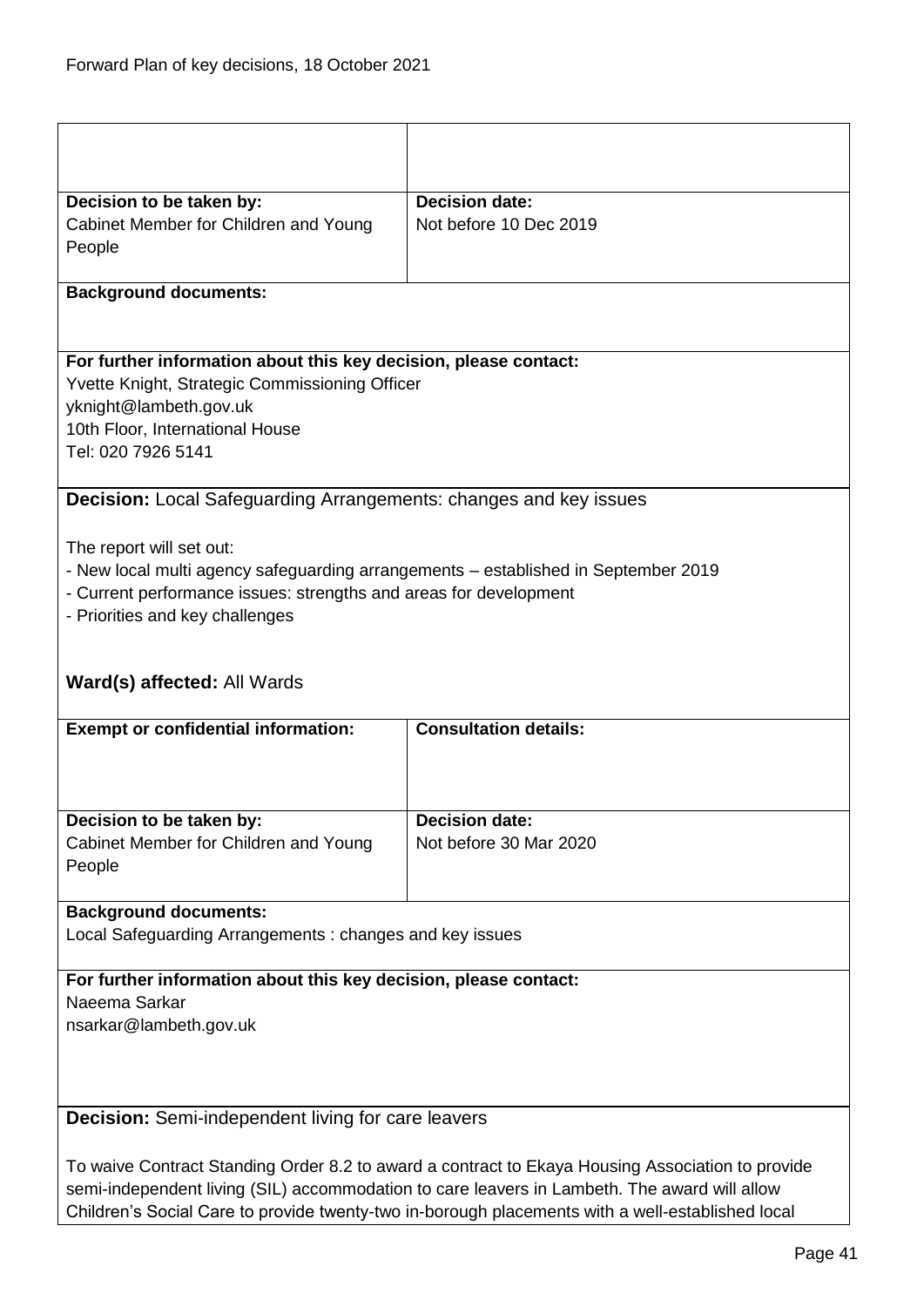| | |
|---|---|
| | |
| **Decision to be taken by:**<br>Cabinet Member for Children and Young People | **Decision date:**<br>Not before 10 Dec 2019 |

**Background documents:**

**For further information about this key decision, please contact:**
Yvette Knight, Strategic Commissioning Officer
yknight@lambeth.gov.uk
10th Floor, International House
Tel: 020 7926 5141

**Decision:** Local Safeguarding Arrangements: changes and key issues

The report will set out:
- New local multi agency safeguarding arrangements – established in September 2019
- Current performance issues: strengths and areas for development
- Priorities and key challenges

**Ward(s) affected:** All Wards

| **Exempt or confidential information:** | **Consultation details:** |
|---|---|
| **Decision to be taken by:**<br>Cabinet Member for Children and Young People | **Decision date:**<br>Not before 30 Mar 2020 |

**Background documents:**
Local Safeguarding Arrangements : changes and key issues

**For further information about this key decision, please contact:**
Naeema Sarkar
nsarkar@lambeth.gov.uk

**Decision:** Semi-independent living for care leavers

To waive Contract Standing Order 8.2 to award a contract to Ekaya Housing Association to provide semi-independent living (SIL) accommodation to care leavers in Lambeth. The award will allow Children's Social Care to provide twenty-two in-borough placements with a well-established local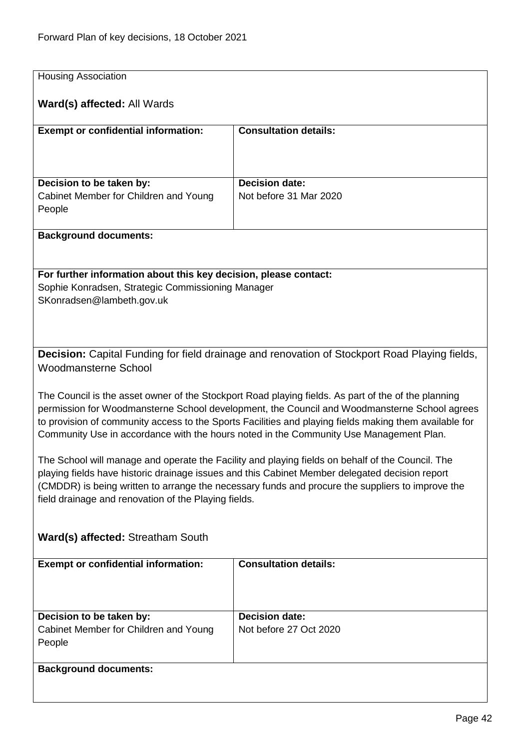Housing Association

**Ward(s) affected:** All Wards

| **Exempt or confidential information:** | **Consultation details:** |
|---|---|
| **Decision to be taken by:**<br>Cabinet Member for Children and Young People | **Decision date:**<br>Not before 31 Mar 2020 |

**Background documents:**

**For further information about this key decision, please contact:**
Sophie Konradsen, Strategic Commissioning Manager
SKonradsen@lambeth.gov.uk

**Decision:** Capital Funding for field drainage and renovation of Stockport Road Playing fields, Woodmansterne School

The Council is the asset owner of the Stockport Road playing fields. As part of the of the planning permission for Woodmansterne School development, the Council and Woodmansterne School agrees to provision of community access to the Sports Facilities and playing fields making them available for Community Use in accordance with the hours noted in the Community Use Management Plan.

The School will manage and operate the Facility and playing fields on behalf of the Council. The playing fields have historic drainage issues and this Cabinet Member delegated decision report (CMDDR) is being written to arrange the necessary funds and procure the suppliers to improve the field drainage and renovation of the Playing fields.

**Ward(s) affected:** Streatham South

| **Exempt or confidential information:** | **Consultation details:** |
|---|---|
| **Decision to be taken by:**<br>Cabinet Member for Children and Young People | **Decision date:**<br>Not before 27 Oct 2020 |

**Background documents:**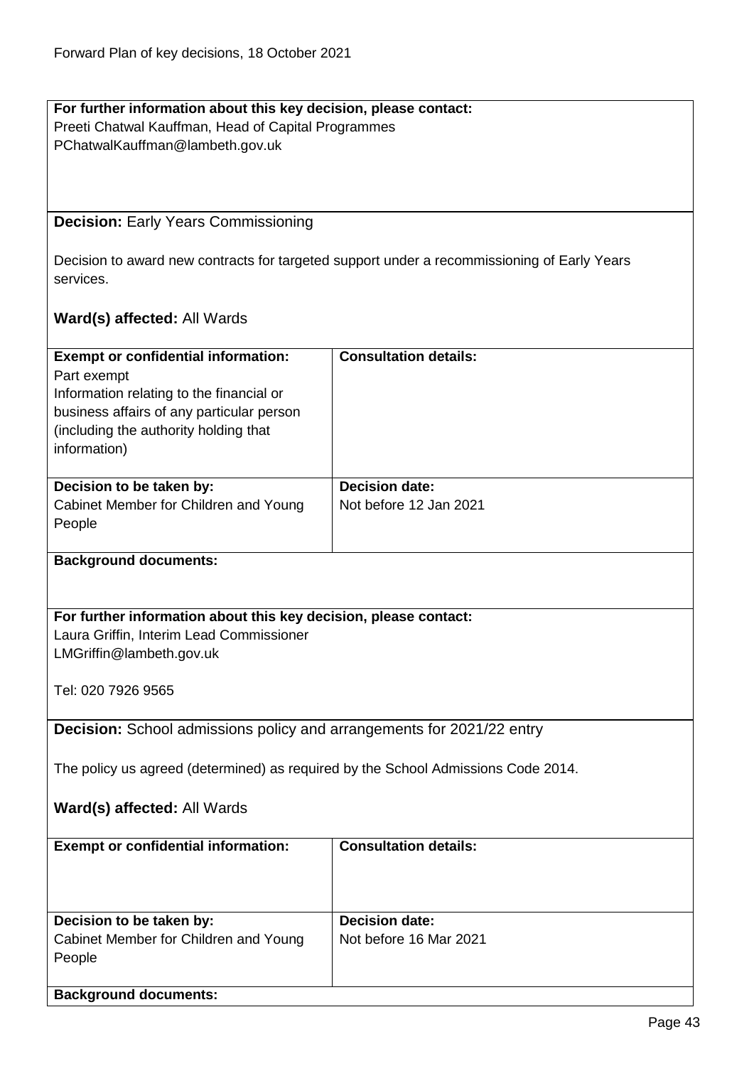**For further information about this key decision, please contact:**
Preeti Chatwal Kauffman, Head of Capital Programmes
PChatwalKauffman@lambeth.gov.uk

**Decision:** Early Years Commissioning

Decision to award new contracts for targeted support under a recommissioning of Early Years services.

**Ward(s) affected:** All Wards

| **Exempt or confidential information:** | **Consultation details:** |
|---|---|
| Part exempt<br>Information relating to the financial or business affairs of any particular person (including the authority holding that information) | |
| **Decision to be taken by:**<br>Cabinet Member for Children and Young People | **Decision date:**<br>Not before 12 Jan 2021 |

**Background documents:**

**For further information about this key decision, please contact:**
Laura Griffin, Interim Lead Commissioner
LMGriffin@lambeth.gov.uk

Tel: 020 7926 9565

**Decision:** School admissions policy and arrangements for 2021/22 entry

The policy us agreed (determined) as required by the School Admissions Code 2014.

**Ward(s) affected:** All Wards

| **Exempt or confidential information:** | **Consultation details:** |
|---|---|
| **Decision to be taken by:**<br>Cabinet Member for Children and Young People | **Decision date:**<br>Not before 16 Mar 2021 |

**Background documents:**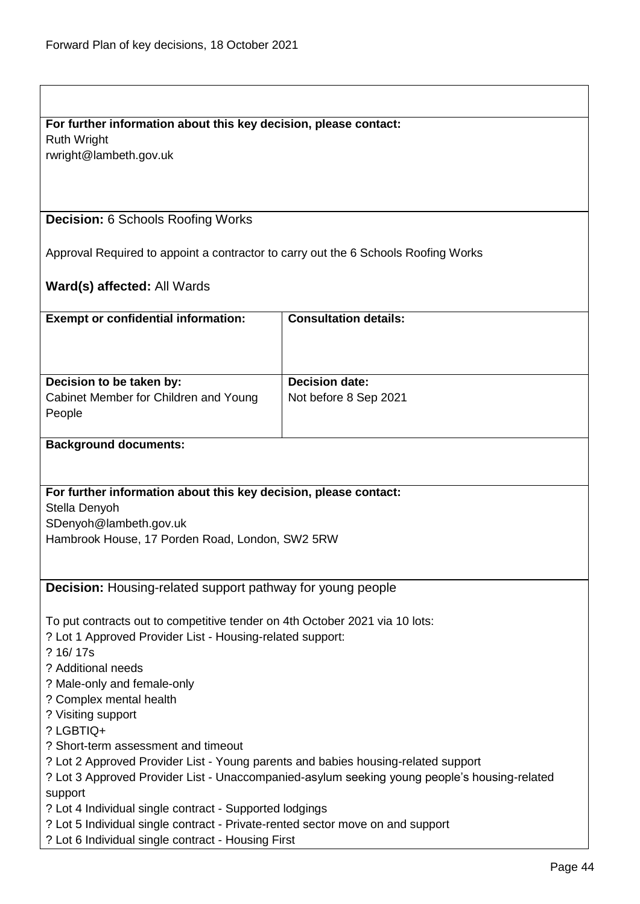**For further information about this key decision, please contact:**
Ruth Wright
rwright@lambeth.gov.uk

**Decision:** 6 Schools Roofing Works

Approval Required to appoint a contractor to carry out the 6 Schools Roofing Works

**Ward(s) affected:** All Wards

| **Exempt or confidential information:** | **Consultation details:** |
|---|---|
| | |
| **Decision to be taken by:** Cabinet Member for Children and Young People | **Decision date:** Not before 8 Sep 2021 |

**Background documents:**

**For further information about this key decision, please contact:**
Stella Denyoh
SDenyoh@lambeth.gov.uk
Hambrook House, 17 Porden Road, London, SW2 5RW

**Decision:** Housing-related support pathway for young people

To put contracts out to competitive tender on 4th October 2021 via 10 lots:

? Lot 1 Approved Provider List - Housing-related support:
? 16/ 17s
? Additional needs
? Male-only and female-only
? Complex mental health
? Visiting support
? LGBTIQ+
? Short-term assessment and timeout
? Lot 2 Approved Provider List - Young parents and babies housing-related support
? Lot 3 Approved Provider List - Unaccompanied-asylum seeking young people's housing-related support
? Lot 4 Individual single contract - Supported lodgings
? Lot 5 Individual single contract - Private-rented sector move on and support
? Lot 6 Individual single contract - Housing First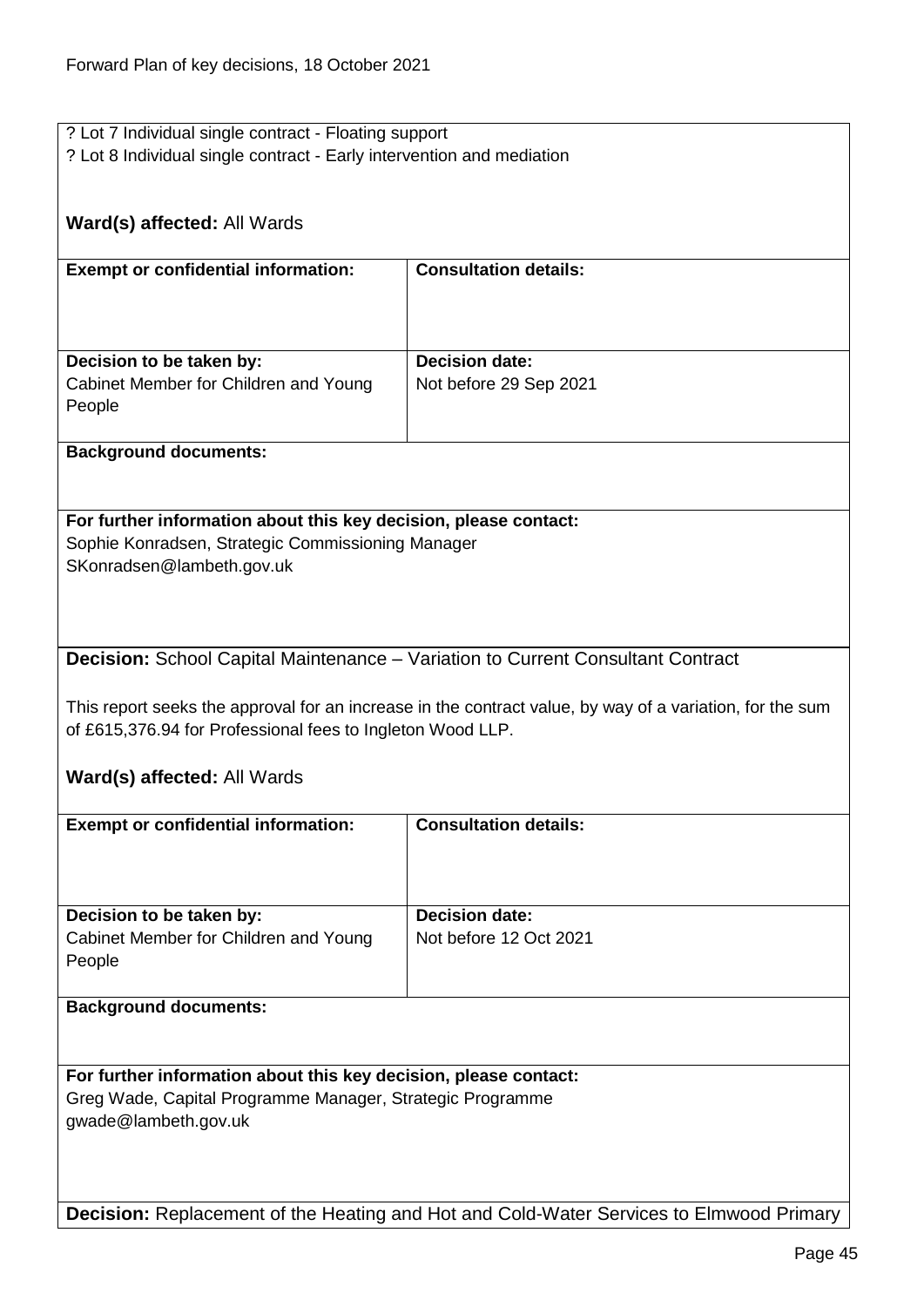? Lot 7 Individual single contract - Floating support
? Lot 8 Individual single contract - Early intervention and mediation

**Ward(s) affected:** All Wards

| **Exempt or confidential information:** | **Consultation details:** |
|---|---|
| **Decision to be taken by:** Cabinet Member for Children and Young People | **Decision date:** Not before 29 Sep 2021 |

**Background documents:**

**For further information about this key decision, please contact:**
Sophie Konradsen, Strategic Commissioning Manager
SKonradsen@lambeth.gov.uk

**Decision:** School Capital Maintenance – Variation to Current Consultant Contract

This report seeks the approval for an increase in the contract value, by way of a variation, for the sum of £615,376.94 for Professional fees to Ingleton Wood LLP.

**Ward(s) affected:** All Wards

| **Exempt or confidential information:** | **Consultation details:** |
|---|---|
| **Decision to be taken by:** Cabinet Member for Children and Young People | **Decision date:** Not before 12 Oct 2021 |

**Background documents:**

**For further information about this key decision, please contact:**
Greg Wade, Capital Programme Manager, Strategic Programme
gwade@lambeth.gov.uk

**Decision:** Replacement of the Heating and Hot and Cold-Water Services to Elmwood Primary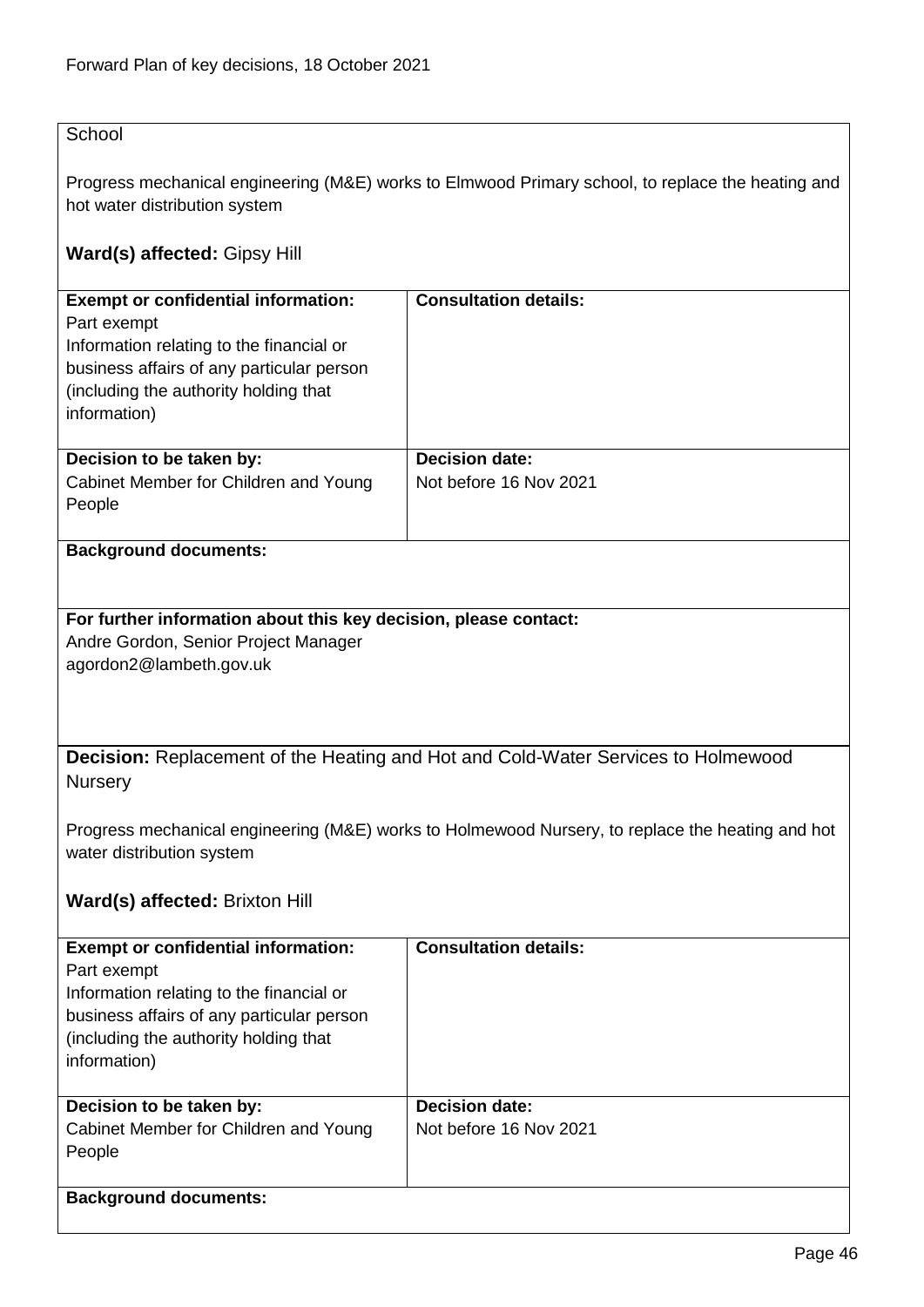School

Progress mechanical engineering (M&E) works to Elmwood Primary school, to replace the heating and hot water distribution system

**Ward(s) affected:** Gipsy Hill

| **Exempt or confidential information:** | **Consultation details:** |
| --- | --- |
| Part exempt<br>Information relating to the financial or business affairs of any particular person (including the authority holding that information) | |
| **Decision to be taken by:** | **Decision date:** |
| Cabinet Member for Children and Young People | Not before 16 Nov 2021 |

**Background documents:**

**For further information about this key decision, please contact:**
Andre Gordon, Senior Project Manager
agordon2@lambeth.gov.uk

**Decision:** Replacement of the Heating and Hot and Cold-Water Services to Holmewood Nursery

Progress mechanical engineering (M&E) works to Holmewood Nursery, to replace the heating and hot water distribution system

**Ward(s) affected:** Brixton Hill

| **Exempt or confidential information:** | **Consultation details:** |
| --- | --- |
| Part exempt<br>Information relating to the financial or business affairs of any particular person (including the authority holding that information) | |
| **Decision to be taken by:** | **Decision date:** |
| Cabinet Member for Children and Young People | Not before 16 Nov 2021 |

**Background documents:**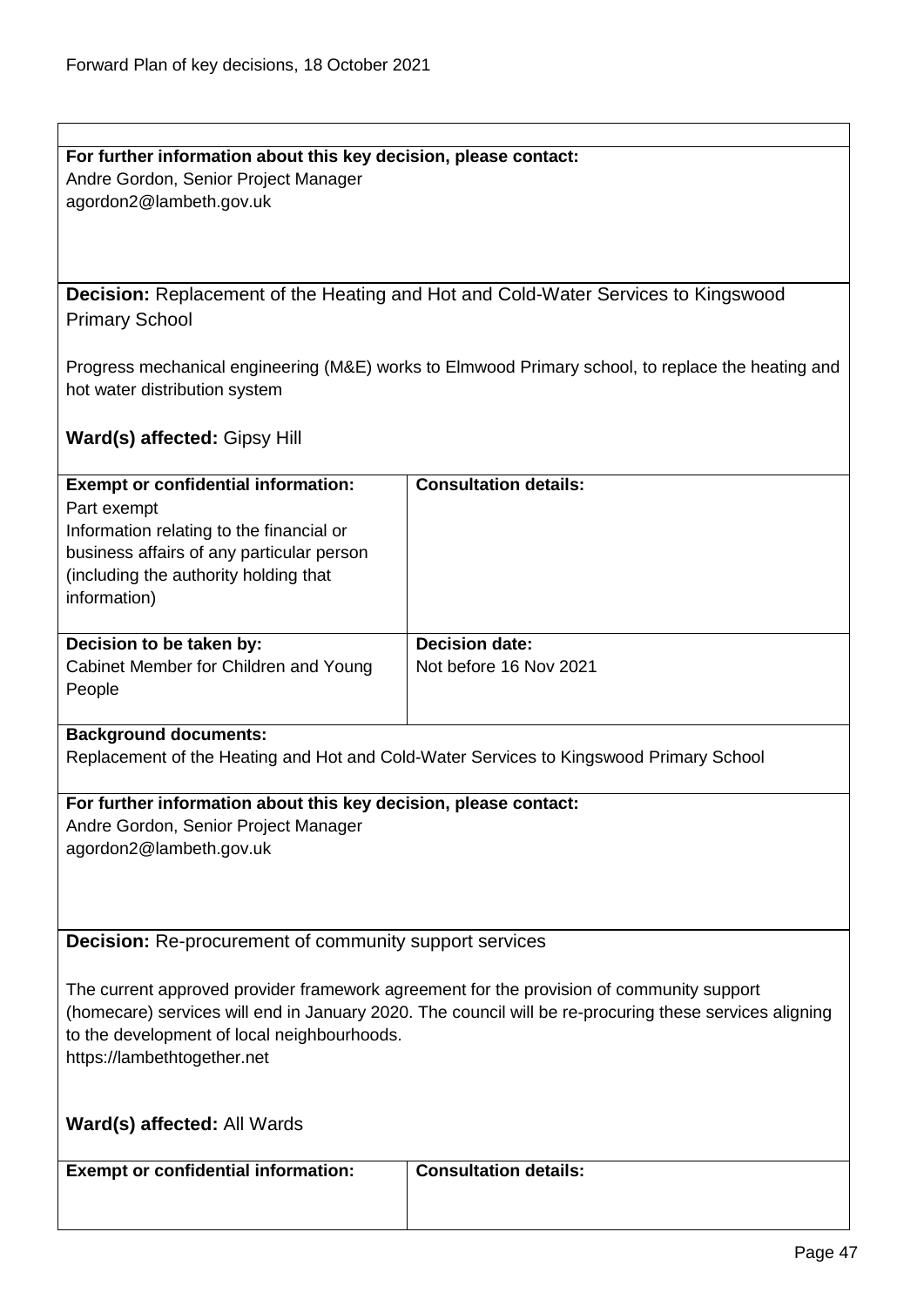**For further information about this key decision, please contact:**
Andre Gordon, Senior Project Manager
agordon2@lambeth.gov.uk

**Decision:** Replacement of the Heating and Hot and Cold-Water Services to Kingswood Primary School

Progress mechanical engineering (M&E) works to Elmwood Primary school, to replace the heating and hot water distribution system

**Ward(s) affected:** Gipsy Hill

| **Exempt or confidential information:** | **Consultation details:** |
| --- | --- |
| Part exempt<br>Information relating to the financial or business affairs of any particular person (including the authority holding that information) | |
| **Decision to be taken by:**<br>Cabinet Member for Children and Young People | **Decision date:**<br>Not before 16 Nov 2021 |

**Background documents:**
Replacement of the Heating and Hot and Cold-Water Services to Kingswood Primary School

**For further information about this key decision, please contact:**
Andre Gordon, Senior Project Manager
agordon2@lambeth.gov.uk

**Decision:** Re-procurement of community support services

The current approved provider framework agreement for the provision of community support (homecare) services will end in January 2020. The council will be re-procuring these services aligning to the development of local neighbourhoods.
https://lambethtogether.net

**Ward(s) affected:** All Wards

| **Exempt or confidential information:** | **Consultation details:** |
| --- | --- |
| | |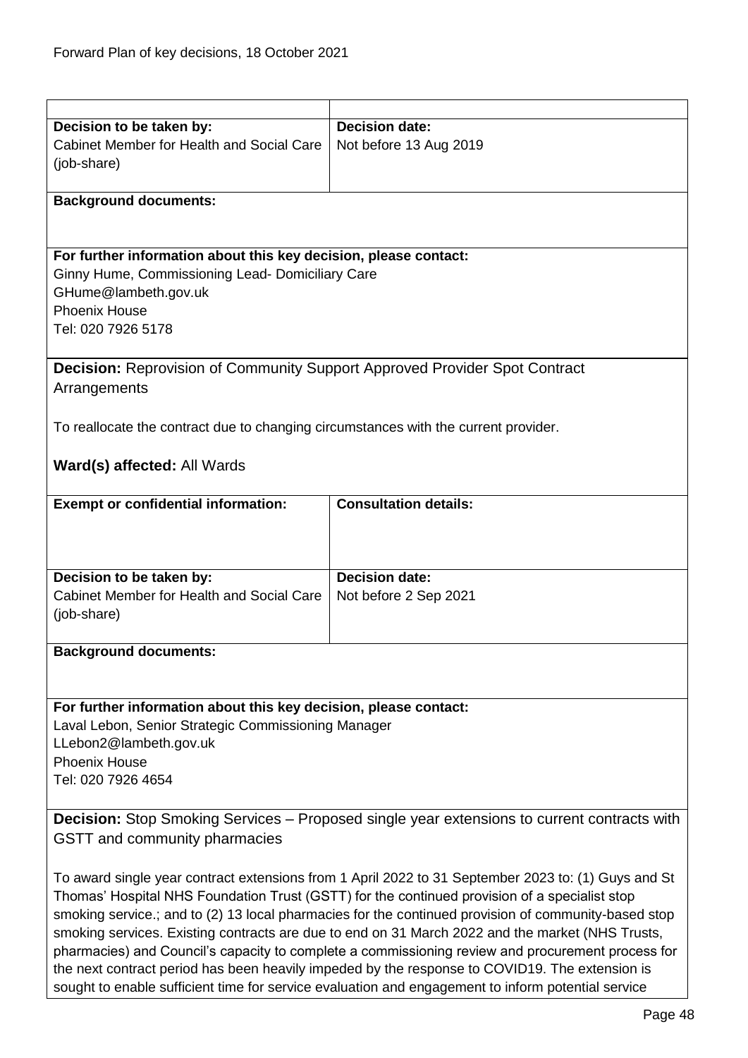| | |
|---|---|
| **Decision to be taken by:**<br>Cabinet Member for Health and Social Care (job-share) | **Decision date:**<br>Not before 13 Aug 2019 |

**Background documents:**

**For further information about this key decision, please contact:**
Ginny Hume, Commissioning Lead- Domiciliary Care
GHume@lambeth.gov.uk
Phoenix House
Tel: 020 7926 5178

**Decision:** Reprovision of Community Support Approved Provider Spot Contract Arrangements

To reallocate the contract due to changing circumstances with the current provider.

**Ward(s) affected:** All Wards

| | |
|---|---|
| **Exempt or confidential information:** | **Consultation details:** |
| **Decision to be taken by:**<br>Cabinet Member for Health and Social Care (job-share) | **Decision date:**<br>Not before 2 Sep 2021 |

**Background documents:**

**For further information about this key decision, please contact:**
Laval Lebon, Senior Strategic Commissioning Manager
LLebon2@lambeth.gov.uk
Phoenix House
Tel: 020 7926 4654

**Decision:** Stop Smoking Services – Proposed single year extensions to current contracts with GSTT and community pharmacies

To award single year contract extensions from 1 April 2022 to 31 September 2023 to: (1) Guys and St Thomas' Hospital NHS Foundation Trust (GSTT) for the continued provision of a specialist stop smoking service.; and to (2) 13 local pharmacies for the continued provision of community-based stop smoking services. Existing contracts are due to end on 31 March 2022 and the market (NHS Trusts, pharmacies) and Council's capacity to complete a commissioning review and procurement process for the next contract period has been heavily impeded by the response to COVID19. The extension is sought to enable sufficient time for service evaluation and engagement to inform potential service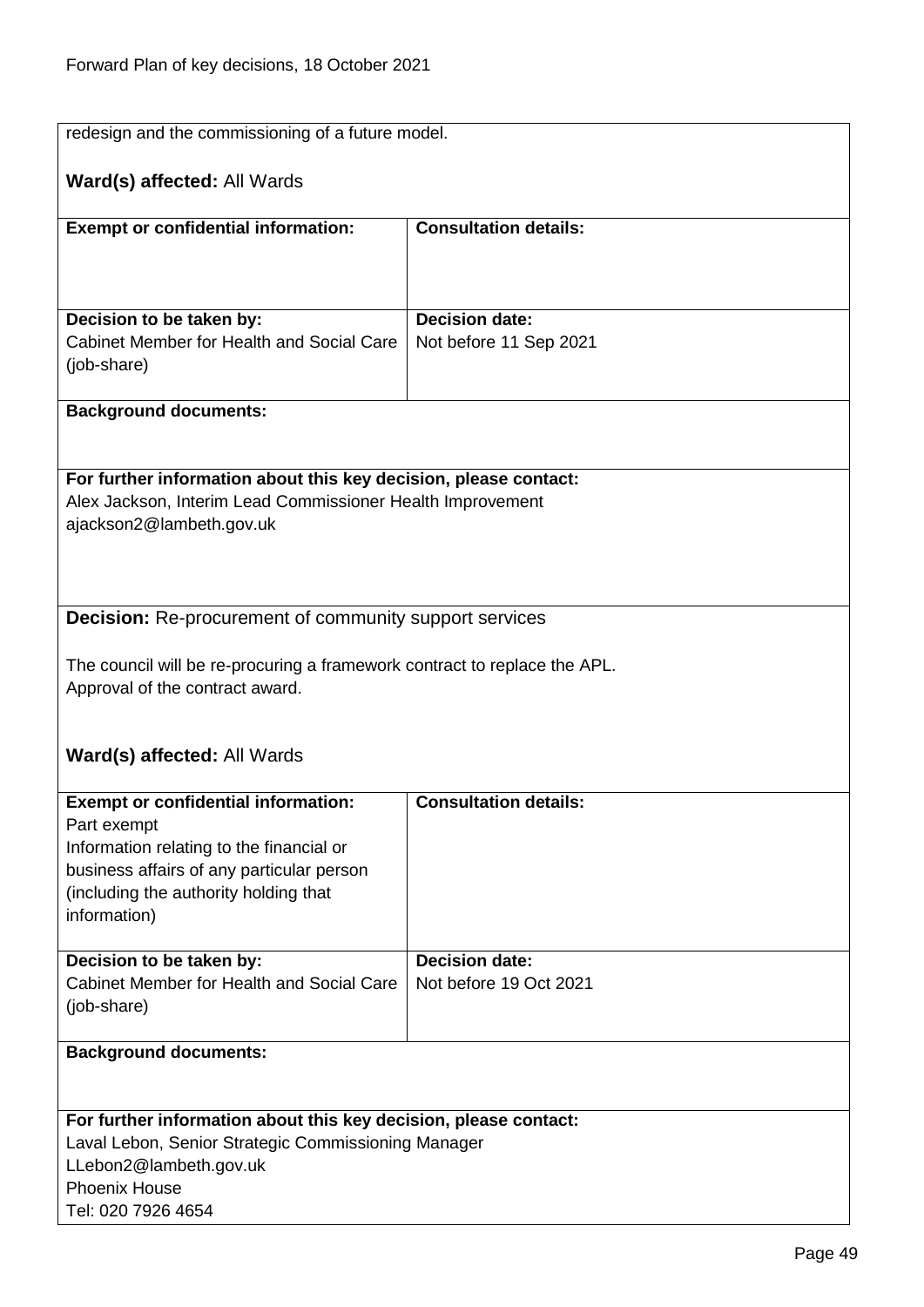redesign and the commissioning of a future model.

**Ward(s) affected:** All Wards

| **Exempt or confidential information:** | **Consultation details:** |
|---|---|
| | |
| **Decision to be taken by:** Cabinet Member for Health and Social Care (job-share) | **Decision date:** Not before 11 Sep 2021 |

**Background documents:**

**For further information about this key decision, please contact:**
Alex Jackson, Interim Lead Commissioner Health Improvement
ajackson2@lambeth.gov.uk

**Decision:** Re-procurement of community support services

The council will be re-procuring a framework contract to replace the APL.
Approval of the contract award.

**Ward(s) affected:** All Wards

| **Exempt or confidential information:** | **Consultation details:** |
|---|---|
| Part exempt<br>Information relating to the financial or business affairs of any particular person (including the authority holding that information) | |
| **Decision to be taken by:** Cabinet Member for Health and Social Care (job-share) | **Decision date:** Not before 19 Oct 2021 |

**Background documents:**

**For further information about this key decision, please contact:**
Laval Lebon, Senior Strategic Commissioning Manager
LLebon2@lambeth.gov.uk
Phoenix House
Tel: 020 7926 4654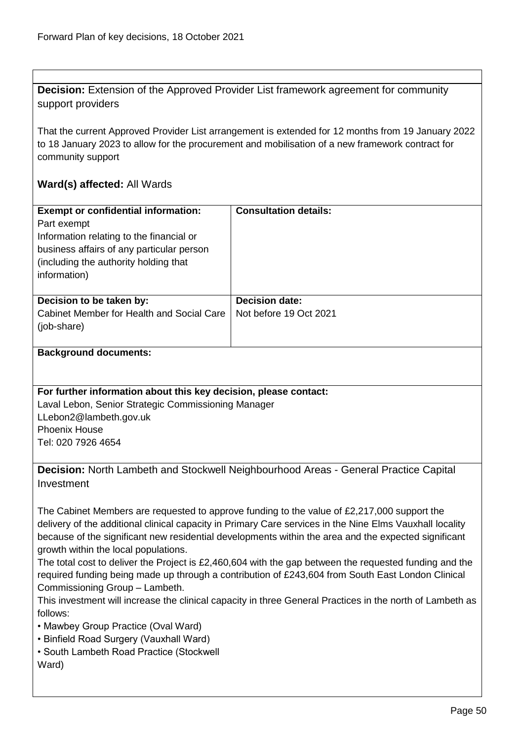**Decision:** Extension of the Approved Provider List framework agreement for community support providers

That the current Approved Provider List arrangement is extended for 12 months from 19 January 2022 to 18 January 2023 to allow for the procurement and mobilisation of a new framework contract for community support

**Ward(s) affected:** All Wards

| **Exempt or confidential information:** | **Consultation details:** |
|---|---|
| Part exempt<br>Information relating to the financial or business affairs of any particular person (including the authority holding that information) | |
| **Decision to be taken by:**<br>Cabinet Member for Health and Social Care (job-share) | **Decision date:**<br>Not before 19 Oct 2021 |

**Background documents:**

**For further information about this key decision, please contact:**
Laval Lebon, Senior Strategic Commissioning Manager
LLebon2@lambeth.gov.uk
Phoenix House
Tel: 020 7926 4654

**Decision:** North Lambeth and Stockwell Neighbourhood Areas - General Practice Capital Investment

The Cabinet Members are requested to approve funding to the value of £2,217,000 support the delivery of the additional clinical capacity in Primary Care services in the Nine Elms Vauxhall locality because of the significant new residential developments within the area and the expected significant growth within the local populations.
The total cost to deliver the Project is £2,460,604 with the gap between the requested funding and the required funding being made up through a contribution of £243,604 from South East London Clinical Commissioning Group – Lambeth.
This investment will increase the clinical capacity in three General Practices in the north of Lambeth as follows:

- Mawbey Group Practice (Oval Ward)
- Binfield Road Surgery (Vauxhall Ward)
- South Lambeth Road Practice (Stockwell Ward)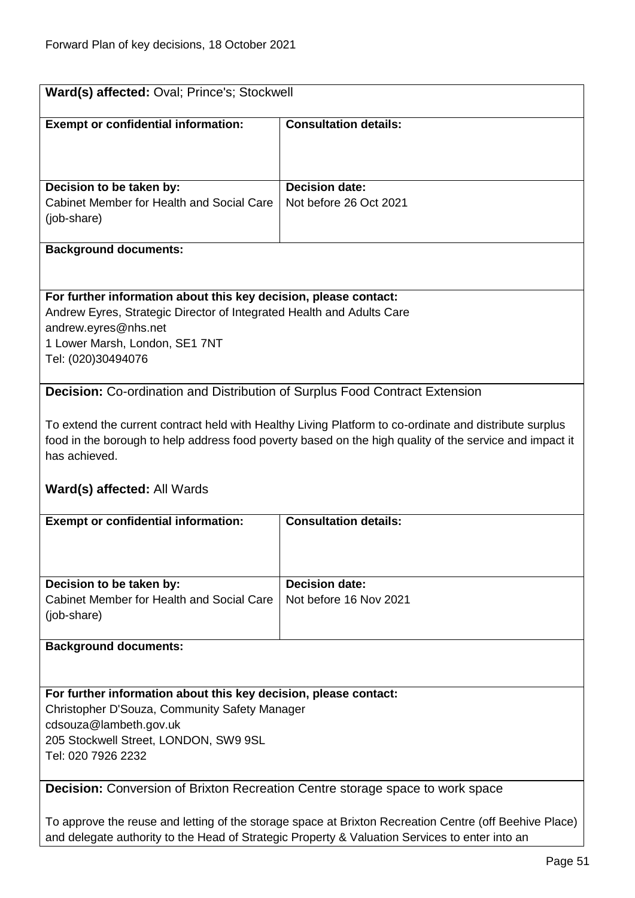**Ward(s) affected:** Oval; Prince's; Stockwell

| **Exempt or confidential information:** | **Consultation details:** |
|---|---|
| | |
| **Decision to be taken by:**<br>Cabinet Member for Health and Social Care (job-share) | **Decision date:**<br>Not before 26 Oct 2021 |

**Background documents:**

**For further information about this key decision, please contact:**
Andrew Eyres, Strategic Director of Integrated Health and Adults Care
andrew.eyres@nhs.net
1 Lower Marsh, London, SE1 7NT
Tel: (020)30494076

**Decision:** Co-ordination and Distribution of Surplus Food Contract Extension

To extend the current contract held with Healthy Living Platform to co-ordinate and distribute surplus food in the borough to help address food poverty based on the high quality of the service and impact it has achieved.

**Ward(s) affected:** All Wards

| **Exempt or confidential information:** | **Consultation details:** |
|---|---|
| | |
| **Decision to be taken by:**<br>Cabinet Member for Health and Social Care (job-share) | **Decision date:**<br>Not before 16 Nov 2021 |

**Background documents:**

**For further information about this key decision, please contact:**
Christopher D'Souza, Community Safety Manager
cdsouza@lambeth.gov.uk
205 Stockwell Street, LONDON, SW9 9SL
Tel: 020 7926 2232

**Decision:** Conversion of Brixton Recreation Centre storage space to work space

To approve the reuse and letting of the storage space at Brixton Recreation Centre (off Beehive Place) and delegate authority to the Head of Strategic Property & Valuation Services to enter into an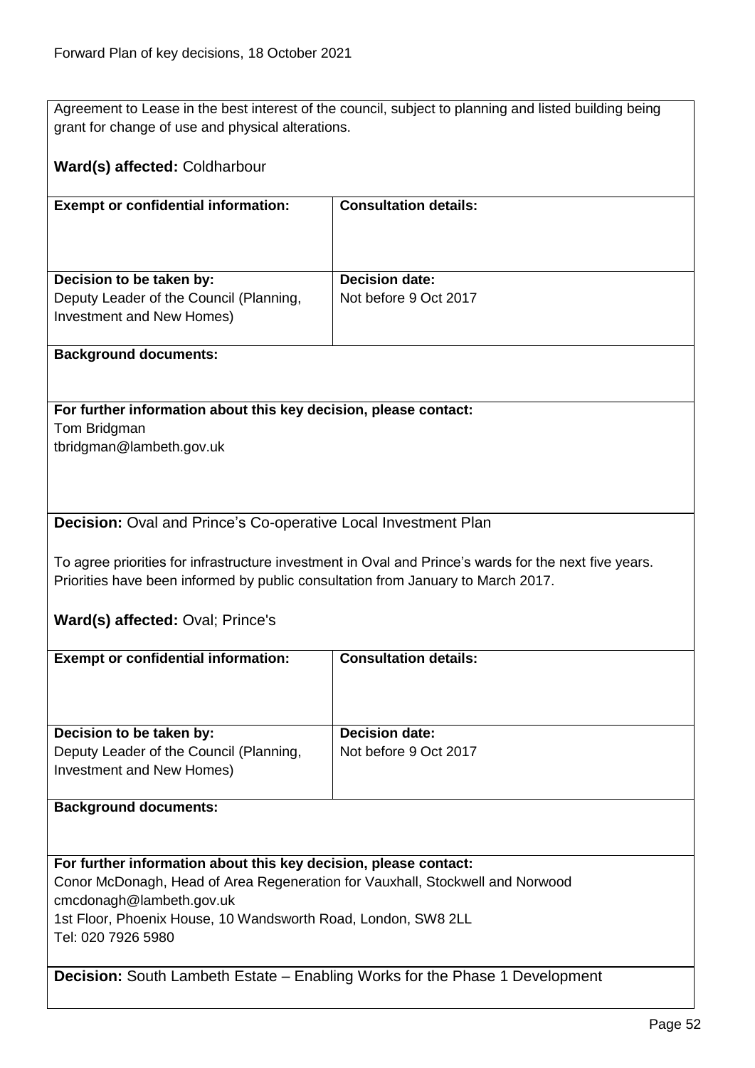Agreement to Lease in the best interest of the council, subject to planning and listed building being grant for change of use and physical alterations.

**Ward(s) affected:** Coldharbour

| **Exempt or confidential information:** | **Consultation details:** |
| --- | --- |
| **Decision to be taken by:** Deputy Leader of the Council (Planning, Investment and New Homes) | **Decision date:** Not before 9 Oct 2017 |

**Background documents:**

**For further information about this key decision, please contact:**
Tom Bridgman
tbridgman@lambeth.gov.uk

**Decision:** Oval and Prince's Co-operative Local Investment Plan

To agree priorities for infrastructure investment in Oval and Prince's wards for the next five years. Priorities have been informed by public consultation from January to March 2017.

**Ward(s) affected:** Oval; Prince's

| **Exempt or confidential information:** | **Consultation details:** |
| --- | --- |
| **Decision to be taken by:** Deputy Leader of the Council (Planning, Investment and New Homes) | **Decision date:** Not before 9 Oct 2017 |

**Background documents:**

**For further information about this key decision, please contact:**
Conor McDonagh, Head of Area Regeneration for Vauxhall, Stockwell and Norwood
cmcdonagh@lambeth.gov.uk
1st Floor, Phoenix House, 10 Wandsworth Road, London, SW8 2LL
Tel: 020 7926 5980

**Decision:** South Lambeth Estate – Enabling Works for the Phase 1 Development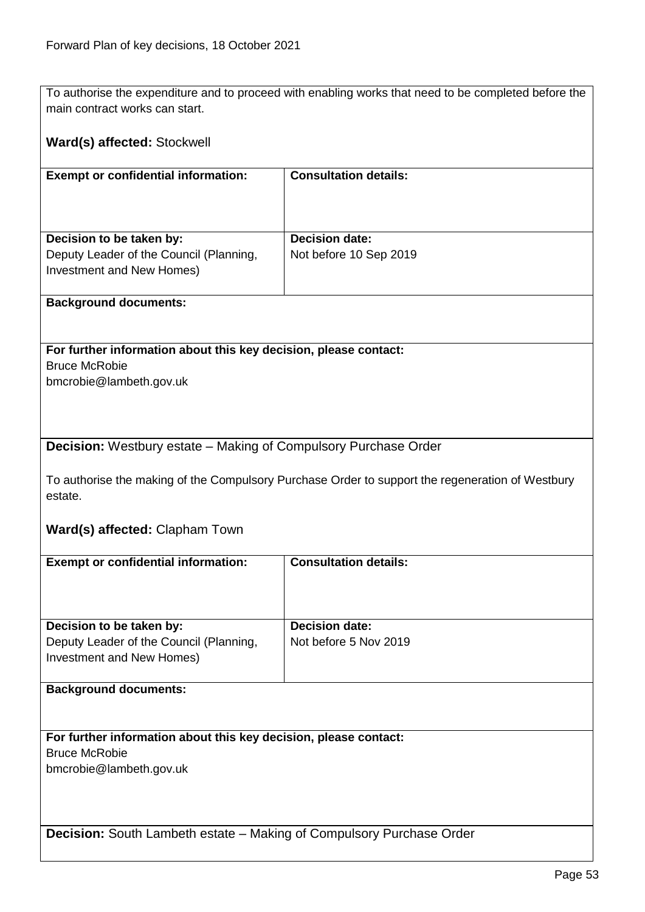To authorise the expenditure and to proceed with enabling works that need to be completed before the main contract works can start.

**Ward(s) affected:** Stockwell

| **Exempt or confidential information:** | **Consultation details:** |
|---|---|
| **Decision to be taken by:**<br>Deputy Leader of the Council (Planning, Investment and New Homes) | **Decision date:**<br>Not before 10 Sep 2019 |

**Background documents:**

**For further information about this key decision, please contact:**
Bruce McRobie
bmcrobie@lambeth.gov.uk

**Decision:** Westbury estate – Making of Compulsory Purchase Order

To authorise the making of the Compulsory Purchase Order to support the regeneration of Westbury estate.

**Ward(s) affected:** Clapham Town

| **Exempt or confidential information:** | **Consultation details:** |
|---|---|
| **Decision to be taken by:**<br>Deputy Leader of the Council (Planning, Investment and New Homes) | **Decision date:**<br>Not before 5 Nov 2019 |

**Background documents:**

**For further information about this key decision, please contact:**
Bruce McRobie
bmcrobie@lambeth.gov.uk

**Decision:** South Lambeth estate – Making of Compulsory Purchase Order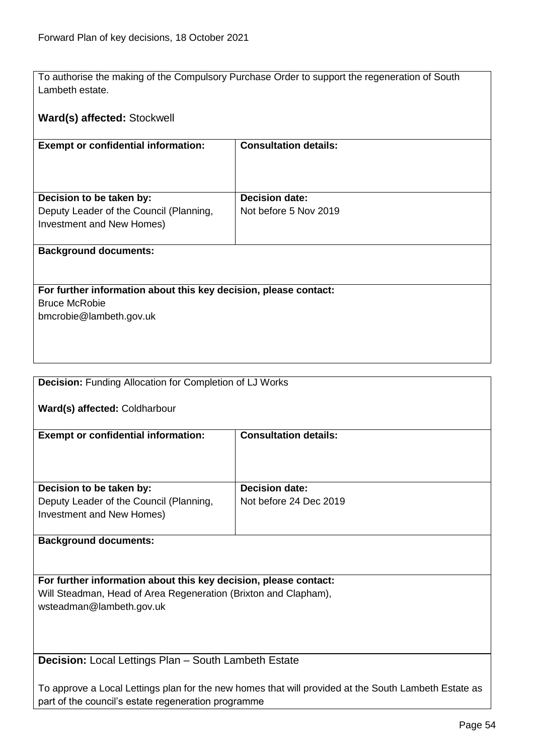To authorise the making of the Compulsory Purchase Order to support the regeneration of South Lambeth estate.

**Ward(s) affected:** Stockwell

| **Exempt or confidential information:** | **Consultation details:** |
| --- | --- |
| **Decision to be taken by:** Deputy Leader of the Council (Planning, Investment and New Homes) | **Decision date:** Not before 5 Nov 2019 |

**Background documents:**

**For further information about this key decision, please contact:**
Bruce McRobie
bmcrobie@lambeth.gov.uk

---

**Decision:** Funding Allocation for Completion of LJ Works

**Ward(s) affected:** Coldharbour

| **Exempt or confidential information:** | **Consultation details:** |
| --- | --- |
| **Decision to be taken by:** Deputy Leader of the Council (Planning, Investment and New Homes) | **Decision date:** Not before 24 Dec 2019 |

**Background documents:**

**For further information about this key decision, please contact:**
Will Steadman, Head of Area Regeneration (Brixton and Clapham),
wsteadman@lambeth.gov.uk

---

**Decision:** Local Lettings Plan – South Lambeth Estate

To approve a Local Lettings plan for the new homes that will provided at the South Lambeth Estate as part of the council's estate regeneration programme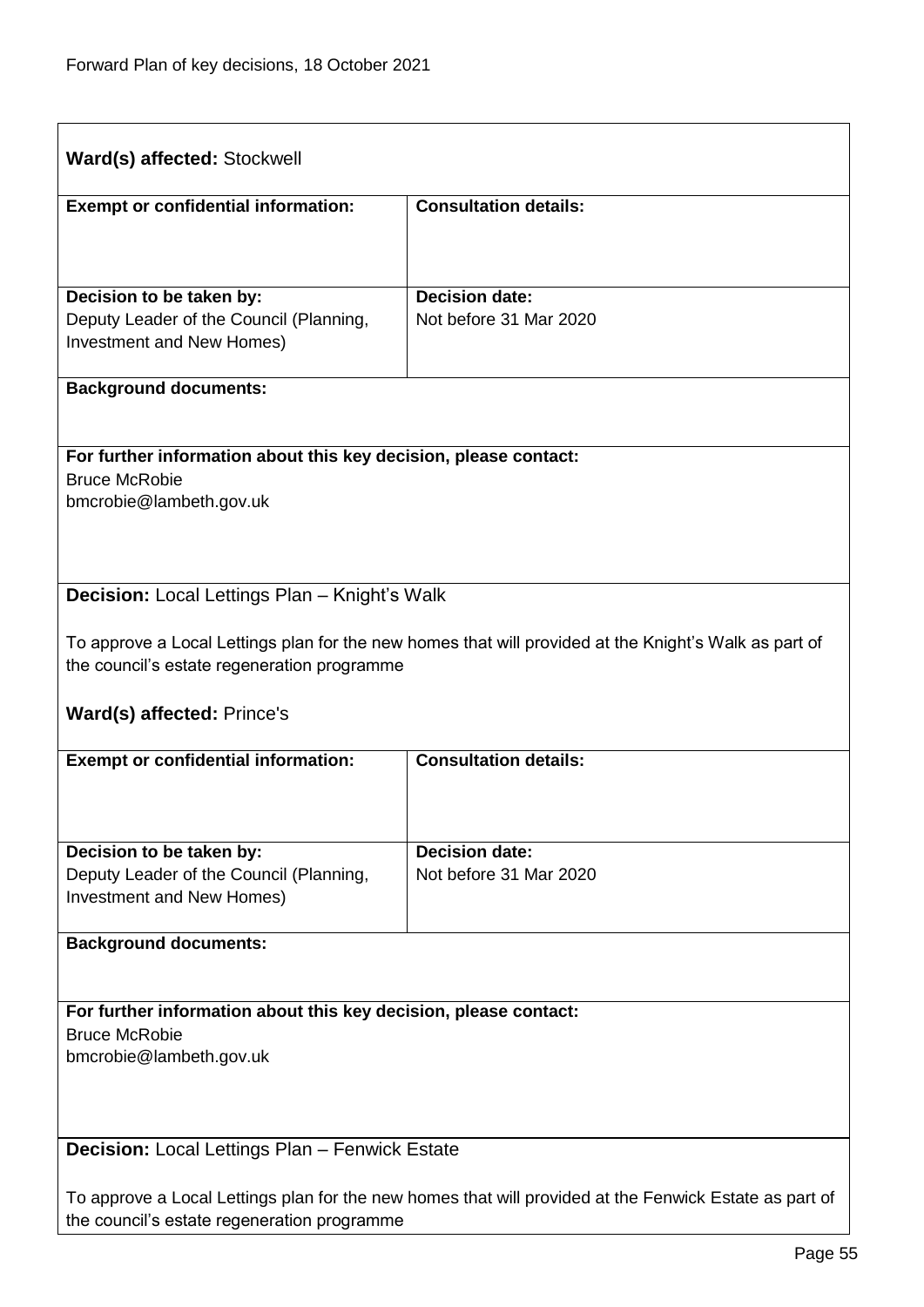**Ward(s) affected:** Stockwell

| **Exempt or confidential information:** | **Consultation details:** |
| --- | --- |
| **Decision to be taken by:**<br>Deputy Leader of the Council (Planning, Investment and New Homes) | **Decision date:**<br>Not before 31 Mar 2020 |

**Background documents:**

**For further information about this key decision, please contact:**
Bruce McRobie
bmcrobie@lambeth.gov.uk

**Decision:** Local Lettings Plan – Knight's Walk

To approve a Local Lettings plan for the new homes that will provided at the Knight's Walk as part of the council's estate regeneration programme

**Ward(s) affected:** Prince's

| **Exempt or confidential information:** | **Consultation details:** |
| --- | --- |
| **Decision to be taken by:**<br>Deputy Leader of the Council (Planning, Investment and New Homes) | **Decision date:**<br>Not before 31 Mar 2020 |

**Background documents:**

**For further information about this key decision, please contact:**
Bruce McRobie
bmcrobie@lambeth.gov.uk

**Decision:** Local Lettings Plan – Fenwick Estate

To approve a Local Lettings plan for the new homes that will provided at the Fenwick Estate as part of the council's estate regeneration programme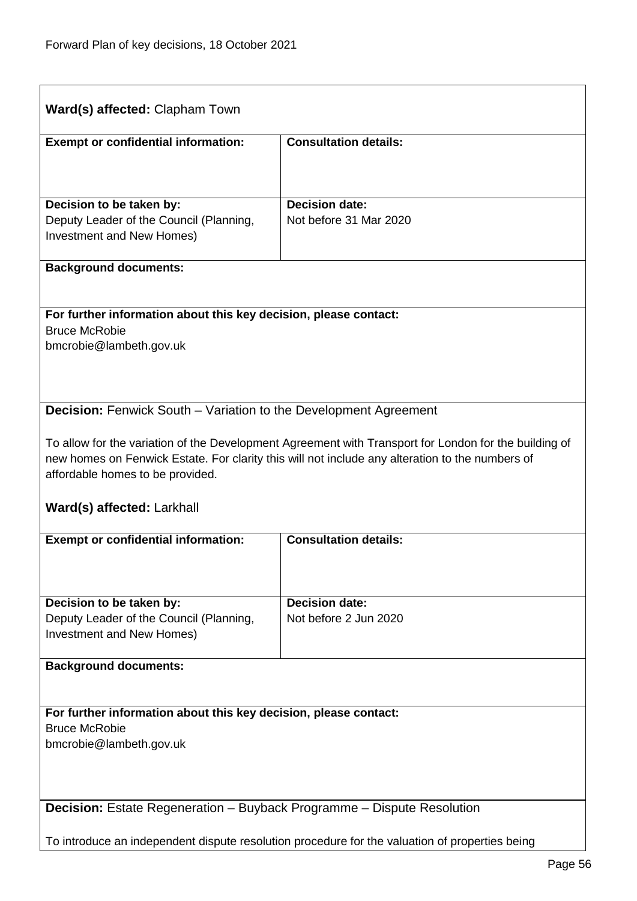**Ward(s) affected:** Clapham Town

| **Exempt or confidential information:** | **Consultation details:** |
| --- | --- |
| **Decision to be taken by:**<br>Deputy Leader of the Council (Planning, Investment and New Homes) | **Decision date:**<br>Not before 31 Mar 2020 |

**Background documents:**

**For further information about this key decision, please contact:**
Bruce McRobie
bmcrobie@lambeth.gov.uk

**Decision:** Fenwick South – Variation to the Development Agreement

To allow for the variation of the Development Agreement with Transport for London for the building of new homes on Fenwick Estate. For clarity this will not include any alteration to the numbers of affordable homes to be provided.

**Ward(s) affected:** Larkhall

| **Exempt or confidential information:** | **Consultation details:** |
| --- | --- |
| **Decision to be taken by:**<br>Deputy Leader of the Council (Planning, Investment and New Homes) | **Decision date:**<br>Not before 2 Jun 2020 |

**Background documents:**

**For further information about this key decision, please contact:**
Bruce McRobie
bmcrobie@lambeth.gov.uk

**Decision:** Estate Regeneration – Buyback Programme – Dispute Resolution

To introduce an independent dispute resolution procedure for the valuation of properties being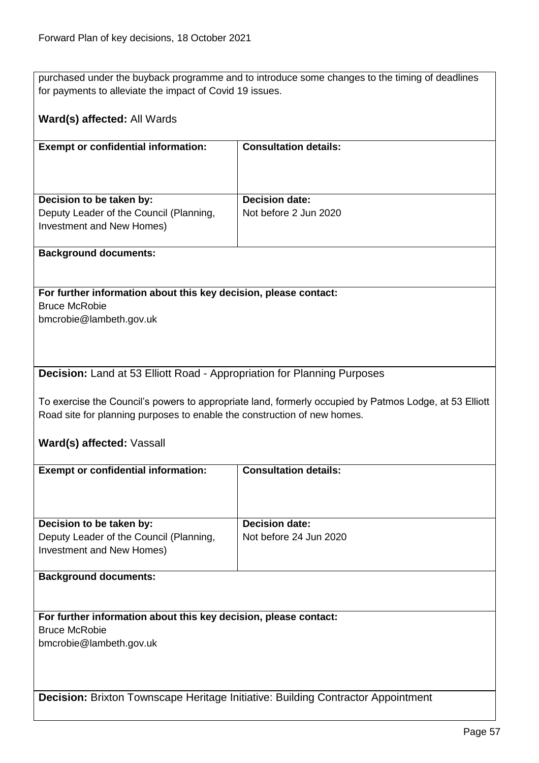purchased under the buyback programme and to introduce some changes to the timing of deadlines for payments to alleviate the impact of Covid 19 issues.

**Ward(s) affected:** All Wards

| **Exempt or confidential information:** | **Consultation details:** |
| --- | --- |
| **Decision to be taken by:** Deputy Leader of the Council (Planning, Investment and New Homes) | **Decision date:** Not before 2 Jun 2020 |

**Background documents:**

**For further information about this key decision, please contact:**
Bruce McRobie
bmcrobie@lambeth.gov.uk

**Decision:** Land at 53 Elliott Road - Appropriation for Planning Purposes

To exercise the Council's powers to appropriate land, formerly occupied by Patmos Lodge, at 53 Elliott Road site for planning purposes to enable the construction of new homes.

**Ward(s) affected:** Vassall

| **Exempt or confidential information:** | **Consultation details:** |
| --- | --- |
| **Decision to be taken by:** Deputy Leader of the Council (Planning, Investment and New Homes) | **Decision date:** Not before 24 Jun 2020 |

**Background documents:**

**For further information about this key decision, please contact:**
Bruce McRobie
bmcrobie@lambeth.gov.uk

**Decision:** Brixton Townscape Heritage Initiative: Building Contractor Appointment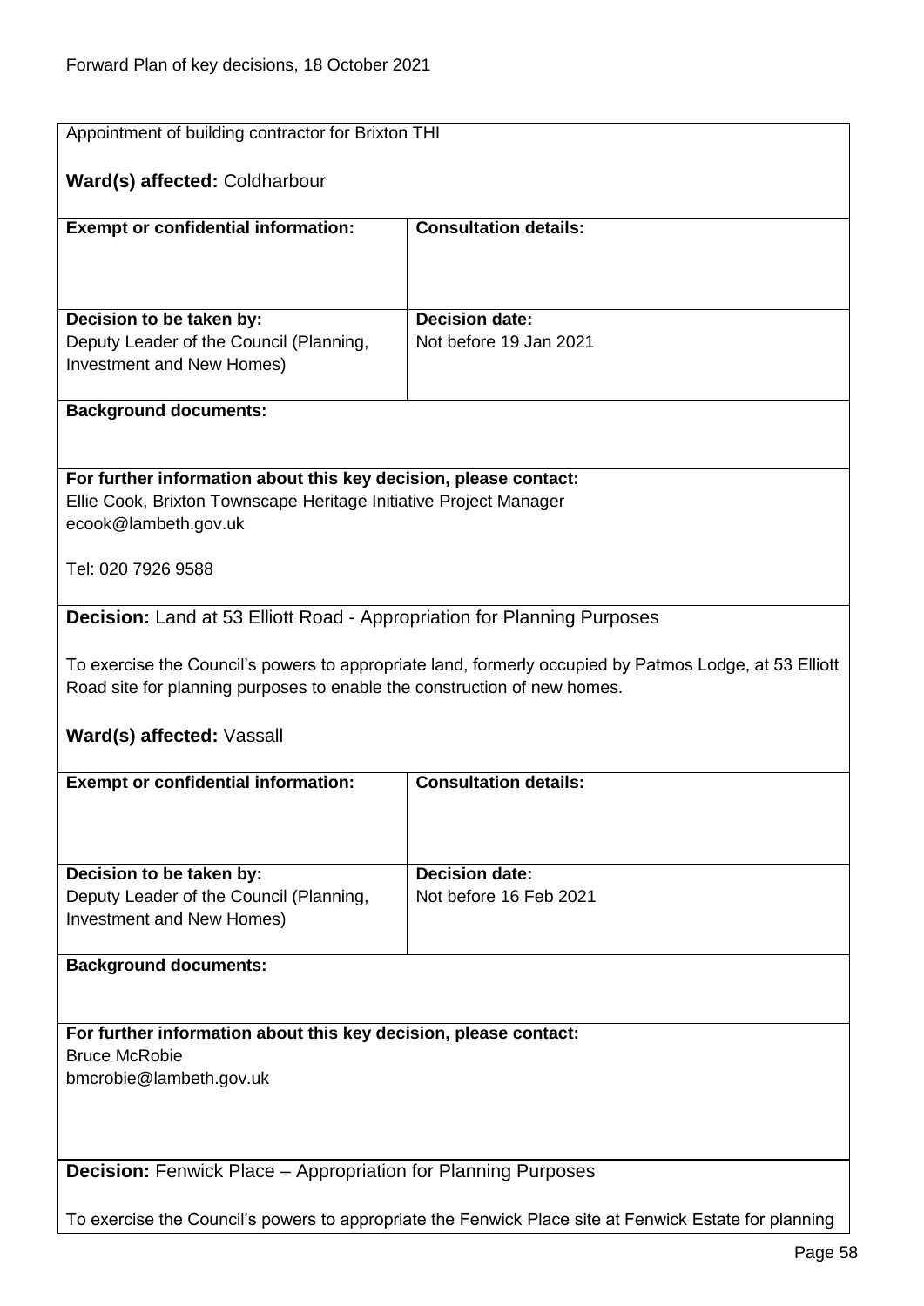Appointment of building contractor for Brixton THI

**Ward(s) affected:** Coldharbour

| **Exempt or confidential information:** | **Consultation details:** |
| --- | --- |
| **Decision to be taken by:** Deputy Leader of the Council (Planning, Investment and New Homes) | **Decision date:** Not before 19 Jan 2021 |

**Background documents:**

**For further information about this key decision, please contact:**
Ellie Cook, Brixton Townscape Heritage Initiative Project Manager
ecook@lambeth.gov.uk

Tel: 020 7926 9588

**Decision:** Land at 53 Elliott Road - Appropriation for Planning Purposes

To exercise the Council's powers to appropriate land, formerly occupied by Patmos Lodge, at 53 Elliott Road site for planning purposes to enable the construction of new homes.

**Ward(s) affected:** Vassall

| **Exempt or confidential information:** | **Consultation details:** |
| --- | --- |
| **Decision to be taken by:** Deputy Leader of the Council (Planning, Investment and New Homes) | **Decision date:** Not before 16 Feb 2021 |

**Background documents:**

**For further information about this key decision, please contact:**
Bruce McRobie
bmcrobie@lambeth.gov.uk

**Decision:** Fenwick Place – Appropriation for Planning Purposes

To exercise the Council's powers to appropriate the Fenwick Place site at Fenwick Estate for planning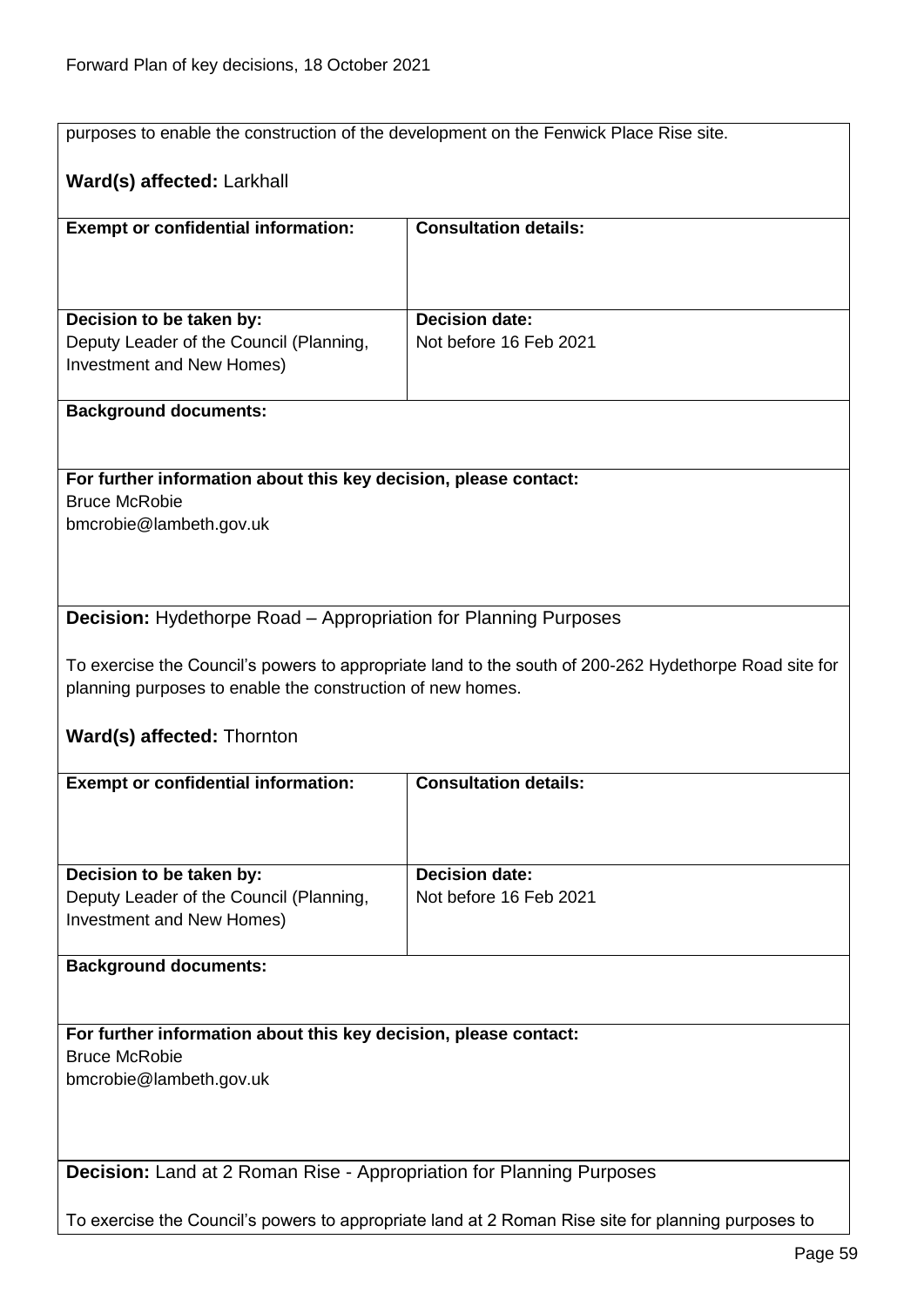purposes to enable the construction of the development on the Fenwick Place Rise site.

**Ward(s) affected:** Larkhall

| **Exempt or confidential information:** | **Consultation details:** |
| --- | --- |
| **Decision to be taken by:** Deputy Leader of the Council (Planning, Investment and New Homes) | **Decision date:** Not before 16 Feb 2021 |

**Background documents:**

**For further information about this key decision, please contact:**
Bruce McRobie
bmcrobie@lambeth.gov.uk

**Decision:** Hydethorpe Road – Appropriation for Planning Purposes

To exercise the Council's powers to appropriate land to the south of 200-262 Hydethorpe Road site for planning purposes to enable the construction of new homes.

**Ward(s) affected:** Thornton

| **Exempt or confidential information:** | **Consultation details:** |
| --- | --- |
| **Decision to be taken by:** Deputy Leader of the Council (Planning, Investment and New Homes) | **Decision date:** Not before 16 Feb 2021 |

**Background documents:**

**For further information about this key decision, please contact:**
Bruce McRobie
bmcrobie@lambeth.gov.uk

**Decision:** Land at 2 Roman Rise - Appropriation for Planning Purposes

To exercise the Council's powers to appropriate land at 2 Roman Rise site for planning purposes to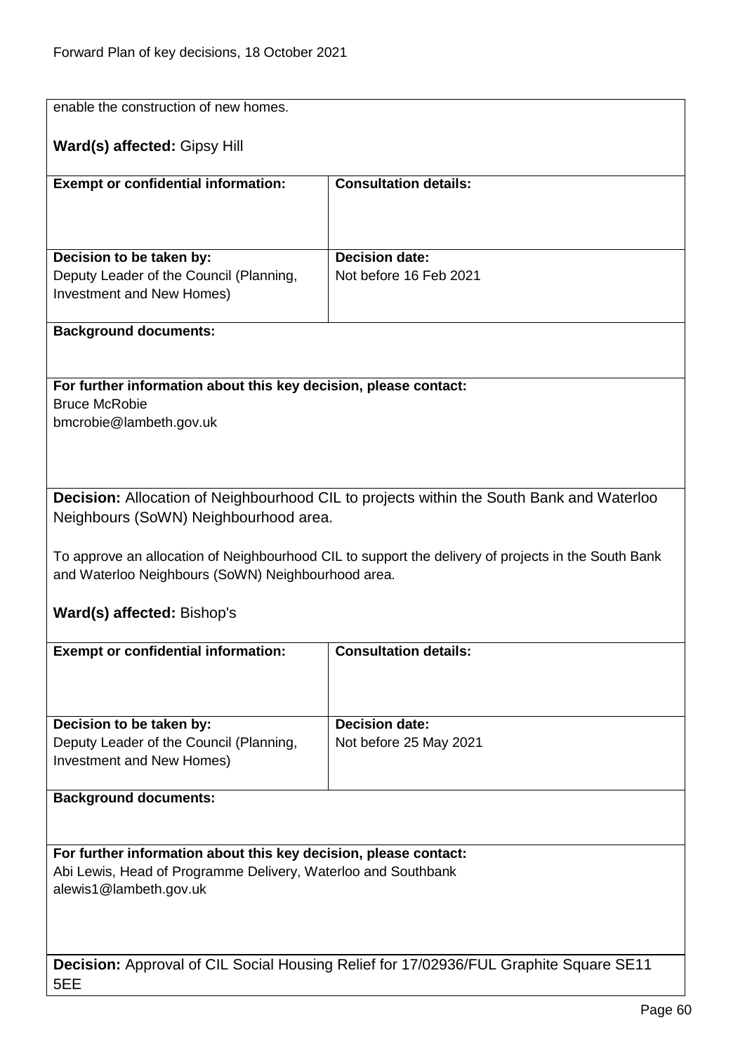enable the construction of new homes.

**Ward(s) affected:** Gipsy Hill

| **Exempt or confidential information:** | **Consultation details:** |
|---|---|
| **Decision to be taken by:** Deputy Leader of the Council (Planning, Investment and New Homes) | **Decision date:** Not before 16 Feb 2021 |

**Background documents:**

**For further information about this key decision, please contact:**
Bruce McRobie
bmcrobie@lambeth.gov.uk

**Decision:** Allocation of Neighbourhood CIL to projects within the South Bank and Waterloo Neighbours (SoWN) Neighbourhood area.

To approve an allocation of Neighbourhood CIL to support the delivery of projects in the South Bank and Waterloo Neighbours (SoWN) Neighbourhood area.

**Ward(s) affected:** Bishop's

| **Exempt or confidential information:** | **Consultation details:** |
|---|---|
| **Decision to be taken by:** Deputy Leader of the Council (Planning, Investment and New Homes) | **Decision date:** Not before 25 May 2021 |

**Background documents:**

**For further information about this key decision, please contact:**
Abi Lewis, Head of Programme Delivery, Waterloo and Southbank
alewis1@lambeth.gov.uk

**Decision:** Approval of CIL Social Housing Relief for 17/02936/FUL Graphite Square SE11 5EE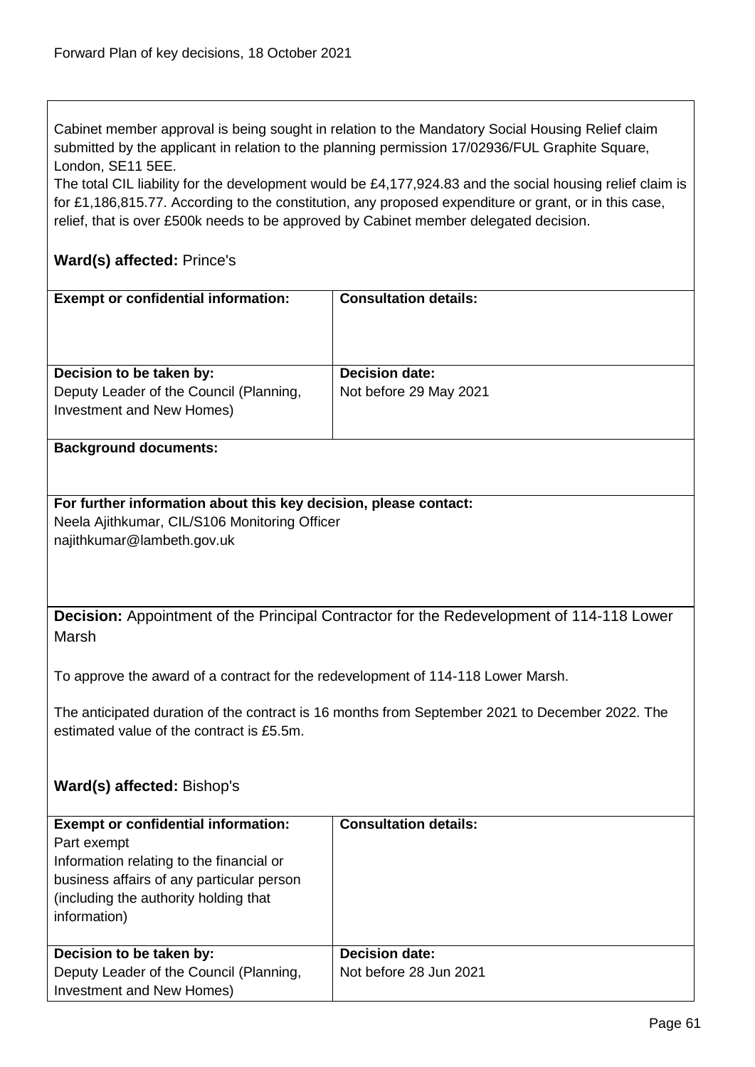Cabinet member approval is being sought in relation to the Mandatory Social Housing Relief claim submitted by the applicant in relation to the planning permission 17/02936/FUL Graphite Square, London, SE11 5EE.
The total CIL liability for the development would be £4,177,924.83 and the social housing relief claim is for £1,186,815.77. According to the constitution, any proposed expenditure or grant, or in this case, relief, that is over £500k needs to be approved by Cabinet member delegated decision.

**Ward(s) affected:** Prince's

| **Exempt or confidential information:** | **Consultation details:** |
|---|---|
| **Decision to be taken by:** Deputy Leader of the Council (Planning, Investment and New Homes) | **Decision date:** Not before 29 May 2021 |

**Background documents:**

**For further information about this key decision, please contact:**
Neela Ajithkumar, CIL/S106 Monitoring Officer
najithkumar@lambeth.gov.uk

**Decision:** Appointment of the Principal Contractor for the Redevelopment of 114-118 Lower Marsh

To approve the award of a contract for the redevelopment of 114-118 Lower Marsh.

The anticipated duration of the contract is 16 months from September 2021 to December 2022. The estimated value of the contract is £5.5m.

**Ward(s) affected:** Bishop's

| **Exempt or confidential information:** Part exempt Information relating to the financial or business affairs of any particular person (including the authority holding that information) | **Consultation details:** |
|---|---|
| **Decision to be taken by:** Deputy Leader of the Council (Planning, Investment and New Homes) | **Decision date:** Not before 28 Jun 2021 |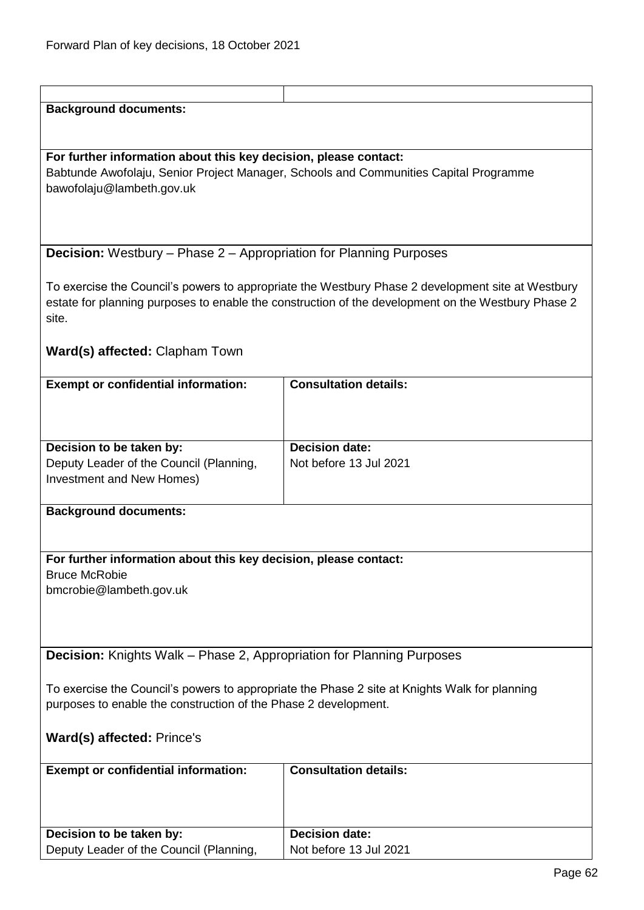**Background documents:**

**For further information about this key decision, please contact:**
Babtunde Awofolaju, Senior Project Manager, Schools and Communities Capital Programme
bawofolaju@lambeth.gov.uk

**Decision:** Westbury – Phase 2 – Appropriation for Planning Purposes

To exercise the Council's powers to appropriate the Westbury Phase 2 development site at Westbury estate for planning purposes to enable the construction of the development on the Westbury Phase 2 site.

**Ward(s) affected:** Clapham Town

| **Exempt or confidential information:** | **Consultation details:** |
|---|---|
| **Decision to be taken by:**<br>Deputy Leader of the Council (Planning, Investment and New Homes) | **Decision date:**<br>Not before 13 Jul 2021 |

**Background documents:**

**For further information about this key decision, please contact:**
Bruce McRobie
bmcrobie@lambeth.gov.uk

**Decision:** Knights Walk – Phase 2, Appropriation for Planning Purposes

To exercise the Council's powers to appropriate the Phase 2 site at Knights Walk for planning purposes to enable the construction of the Phase 2 development.

**Ward(s) affected:** Prince's

| **Exempt or confidential information:** | **Consultation details:** |
|---|---|
| **Decision to be taken by:**<br>Deputy Leader of the Council (Planning, | **Decision date:**<br>Not before 13 Jul 2021 |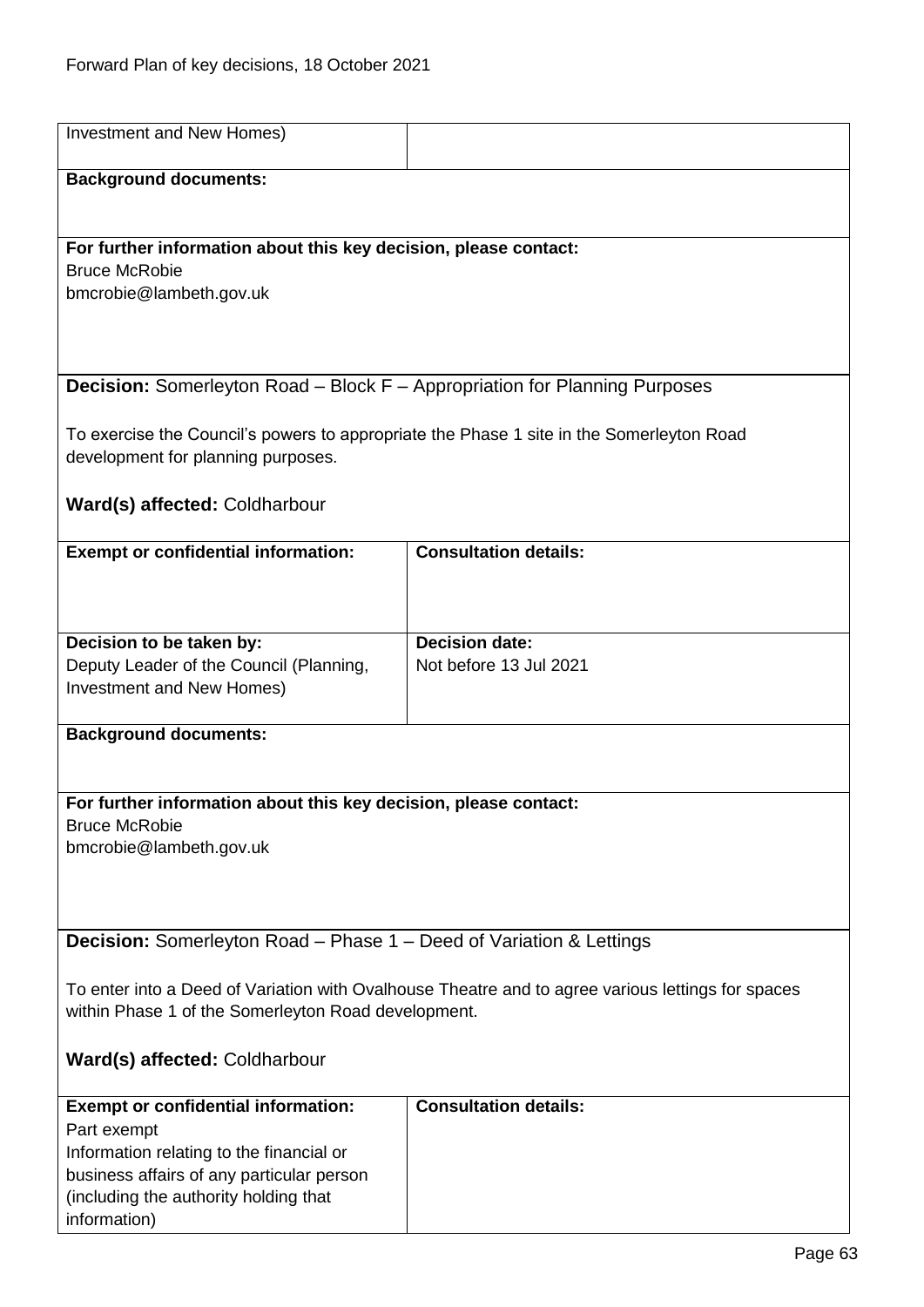| Investment and New Homes) | |
|---|---|

**Background documents:**

**For further information about this key decision, please contact:**
Bruce McRobie
bmcrobie@lambeth.gov.uk

**Decision:** Somerleyton Road – Block F – Appropriation for Planning Purposes

To exercise the Council's powers to appropriate the Phase 1 site in the Somerleyton Road development for planning purposes.

**Ward(s) affected:** Coldharbour

| **Exempt or confidential information:** | **Consultation details:** |
|---|---|
| | |
| **Decision to be taken by:**<br>Deputy Leader of the Council (Planning, Investment and New Homes) | **Decision date:**<br>Not before 13 Jul 2021 |

**Background documents:**

**For further information about this key decision, please contact:**
Bruce McRobie
bmcrobie@lambeth.gov.uk

**Decision:** Somerleyton Road – Phase 1 – Deed of Variation & Lettings

To enter into a Deed of Variation with Ovalhouse Theatre and to agree various lettings for spaces within Phase 1 of the Somerleyton Road development.

**Ward(s) affected:** Coldharbour

| **Exempt or confidential information:** | **Consultation details:** |
|---|---|
| Part exempt<br>Information relating to the financial or business affairs of any particular person (including the authority holding that information) | |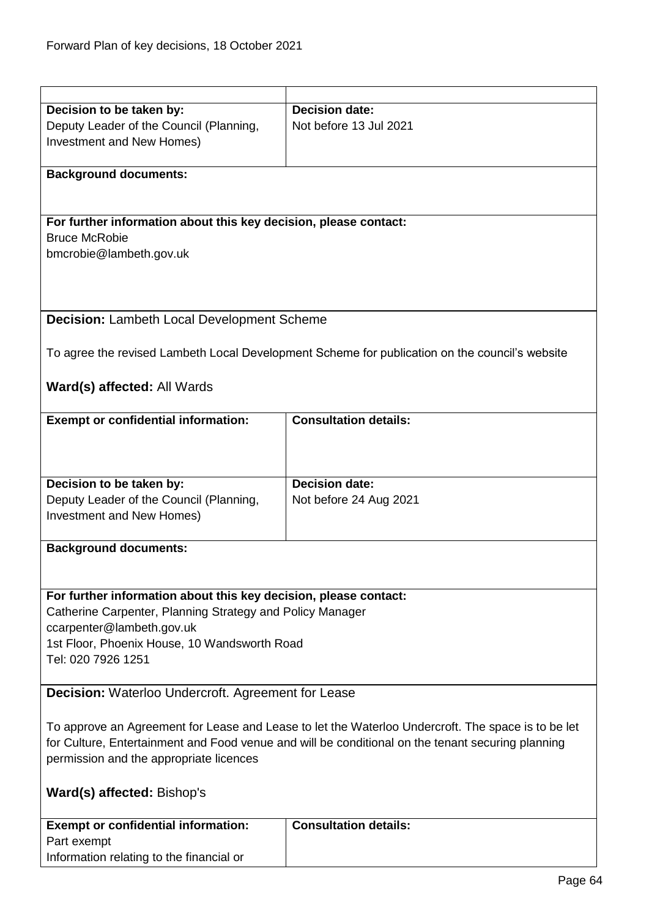| | |
|---|---|
| **Decision to be taken by:**<br>Deputy Leader of the Council (Planning, Investment and New Homes) | **Decision date:**<br>Not before 13 Jul 2021 |
| **Background documents:** | |
| **For further information about this key decision, please contact:**<br>Bruce McRobie<br>bmcrobie@lambeth.gov.uk | |

**Decision:** Lambeth Local Development Scheme

To agree the revised Lambeth Local Development Scheme for publication on the council's website

**Ward(s) affected:** All Wards

| **Exempt or confidential information:** | **Consultation details:** |
|---|---|
| **Decision to be taken by:**<br>Deputy Leader of the Council (Planning, Investment and New Homes) | **Decision date:**<br>Not before 24 Aug 2021 |
| **Background documents:** | |
| **For further information about this key decision, please contact:**<br>Catherine Carpenter, Planning Strategy and Policy Manager<br>ccarpenter@lambeth.gov.uk<br>1st Floor, Phoenix House, 10 Wandsworth Road<br>Tel: 020 7926 1251 | |

**Decision:** Waterloo Undercroft. Agreement for Lease

To approve an Agreement for Lease and Lease to let the Waterloo Undercroft. The space is to be let for Culture, Entertainment and Food venue and will be conditional on the tenant securing planning permission and the appropriate licences

**Ward(s) affected:** Bishop's

| **Exempt or confidential information:** | **Consultation details:** |
|---|---|
| Part exempt<br>Information relating to the financial or | |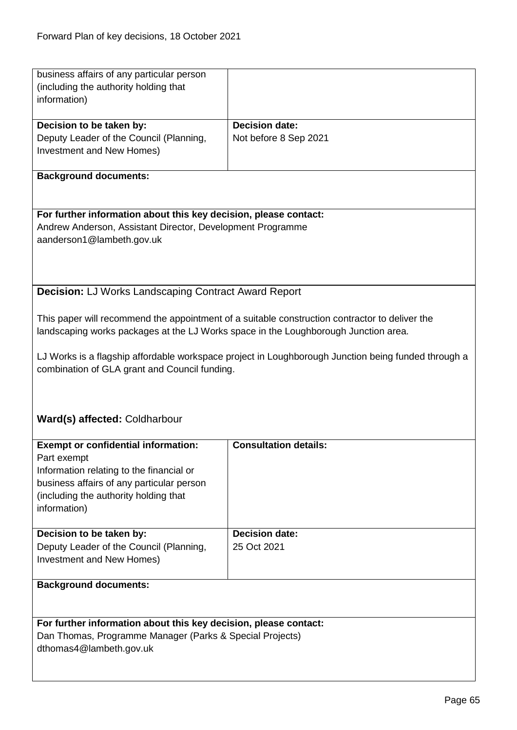| | |
|---|---|
| business affairs of any particular person (including the authority holding that information) | |
| **Decision to be taken by:**<br>Deputy Leader of the Council (Planning, Investment and New Homes) | **Decision date:**<br>Not before 8 Sep 2021 |

**Background documents:**

**For further information about this key decision, please contact:**
Andrew Anderson, Assistant Director, Development Programme
aanderson1@lambeth.gov.uk

**Decision:** LJ Works Landscaping Contract Award Report

This paper will recommend the appointment of a suitable construction contractor to deliver the landscaping works packages at the LJ Works space in the Loughborough Junction area.

LJ Works is a flagship affordable workspace project in Loughborough Junction being funded through a combination of GLA grant and Council funding.

**Ward(s) affected:** Coldharbour

| | |
|---|---|
| **Exempt or confidential information:**<br>Part exempt<br>Information relating to the financial or business affairs of any particular person (including the authority holding that information) | **Consultation details:** |
| **Decision to be taken by:**<br>Deputy Leader of the Council (Planning, Investment and New Homes) | **Decision date:**<br>25 Oct 2021 |

**Background documents:**

**For further information about this key decision, please contact:**
Dan Thomas, Programme Manager (Parks & Special Projects)
dthomas4@lambeth.gov.uk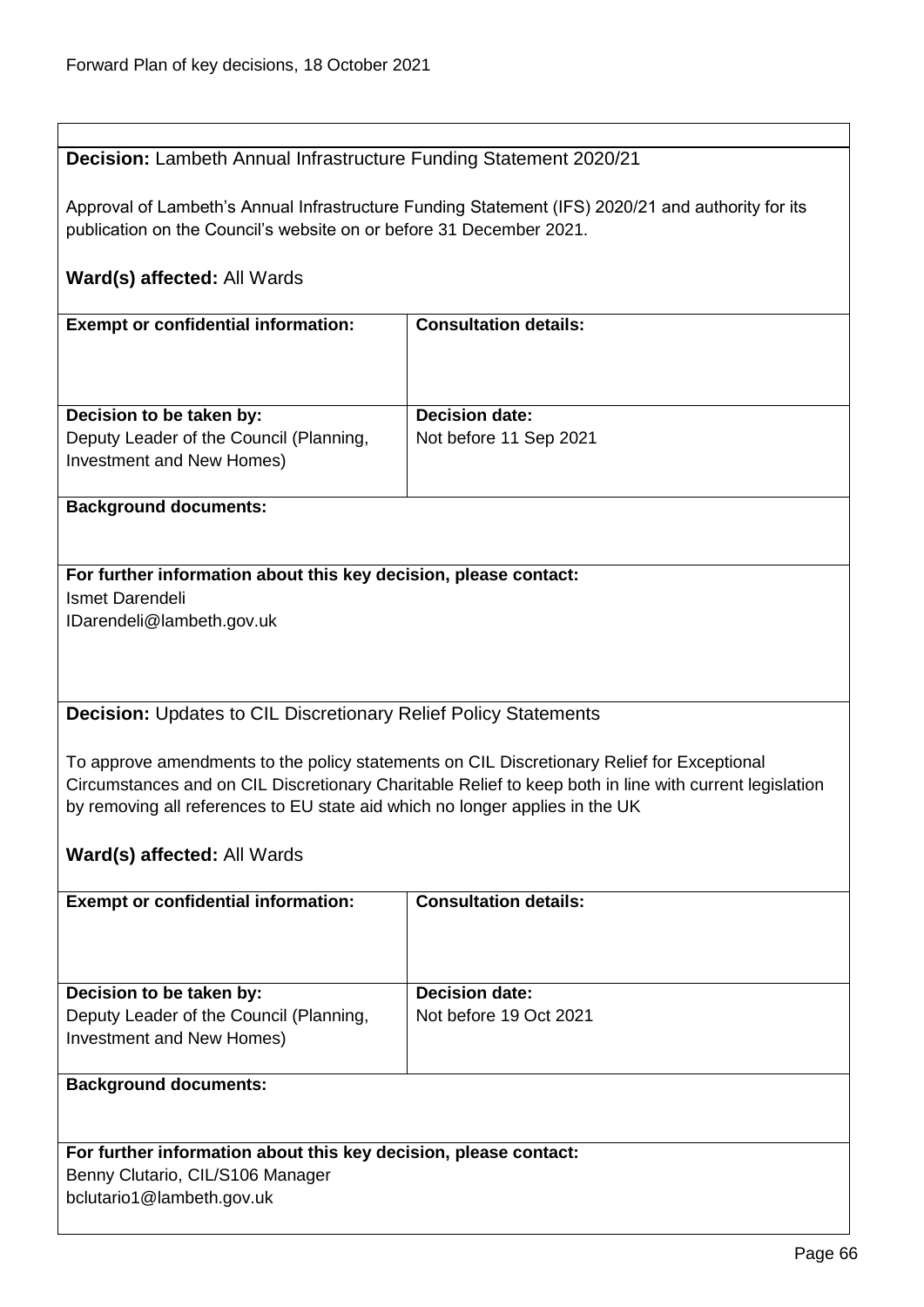**Decision:** Lambeth Annual Infrastructure Funding Statement 2020/21

Approval of Lambeth's Annual Infrastructure Funding Statement (IFS) 2020/21 and authority for its publication on the Council's website on or before 31 December 2021.

**Ward(s) affected:** All Wards

| **Exempt or confidential information:** | **Consultation details:** |
|---|---|
| | |
| **Decision to be taken by:** | **Decision date:** |
| Deputy Leader of the Council (Planning, Investment and New Homes) | Not before 11 Sep 2021 |

**Background documents:**

**For further information about this key decision, please contact:**
Ismet Darendeli
IDarendeli@lambeth.gov.uk

**Decision:** Updates to CIL Discretionary Relief Policy Statements

To approve amendments to the policy statements on CIL Discretionary Relief for Exceptional Circumstances and on CIL Discretionary Charitable Relief to keep both in line with current legislation by removing all references to EU state aid which no longer applies in the UK

**Ward(s) affected:** All Wards

| **Exempt or confidential information:** | **Consultation details:** |
|---|---|
| | |
| **Decision to be taken by:** | **Decision date:** |
| Deputy Leader of the Council (Planning, Investment and New Homes) | Not before 19 Oct 2021 |

**Background documents:**

**For further information about this key decision, please contact:**
Benny Clutario, CIL/S106 Manager
bclutario1@lambeth.gov.uk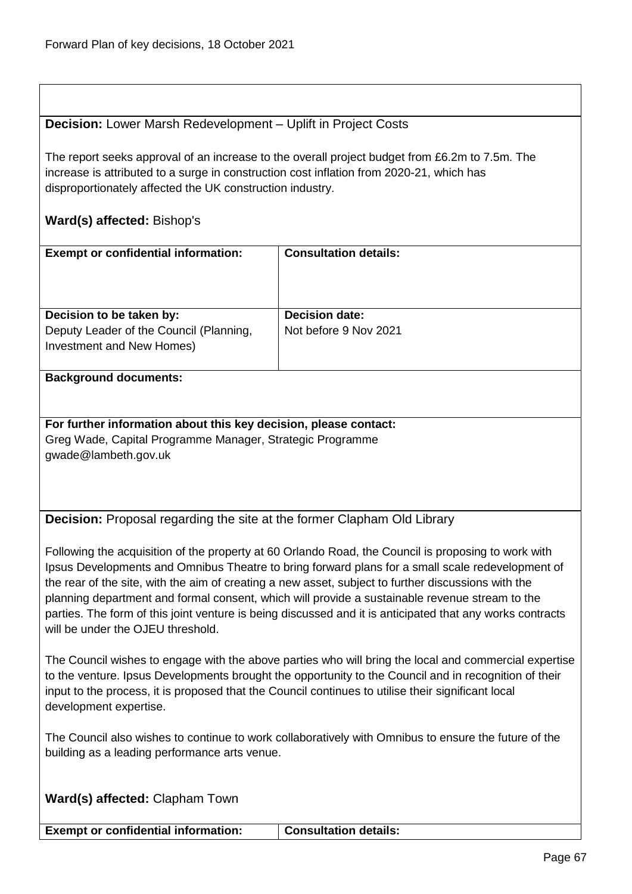**Decision:** Lower Marsh Redevelopment – Uplift in Project Costs

The report seeks approval of an increase to the overall project budget from £6.2m to 7.5m. The increase is attributed to a surge in construction cost inflation from 2020-21, which has disproportionately affected the UK construction industry.

**Ward(s) affected:** Bishop's

| **Exempt or confidential information:** | **Consultation details:** |
| --- | --- |
| **Decision to be taken by:**<br>Deputy Leader of the Council (Planning, Investment and New Homes) | **Decision date:**<br>Not before 9 Nov 2021 |

**Background documents:**

**For further information about this key decision, please contact:**
Greg Wade, Capital Programme Manager, Strategic Programme
gwade@lambeth.gov.uk

**Decision:** Proposal regarding the site at the former Clapham Old Library

Following the acquisition of the property at 60 Orlando Road, the Council is proposing to work with Ipsus Developments and Omnibus Theatre to bring forward plans for a small scale redevelopment of the rear of the site, with the aim of creating a new asset, subject to further discussions with the planning department and formal consent, which will provide a sustainable revenue stream to the parties. The form of this joint venture is being discussed and it is anticipated that any works contracts will be under the OJEU threshold.

The Council wishes to engage with the above parties who will bring the local and commercial expertise to the venture. Ipsus Developments brought the opportunity to the Council and in recognition of their input to the process, it is proposed that the Council continues to utilise their significant local development expertise.

The Council also wishes to continue to work collaboratively with Omnibus to ensure the future of the building as a leading performance arts venue.

**Ward(s) affected:** Clapham Town

| **Exempt or confidential information:** | **Consultation details:** |
| --- | --- |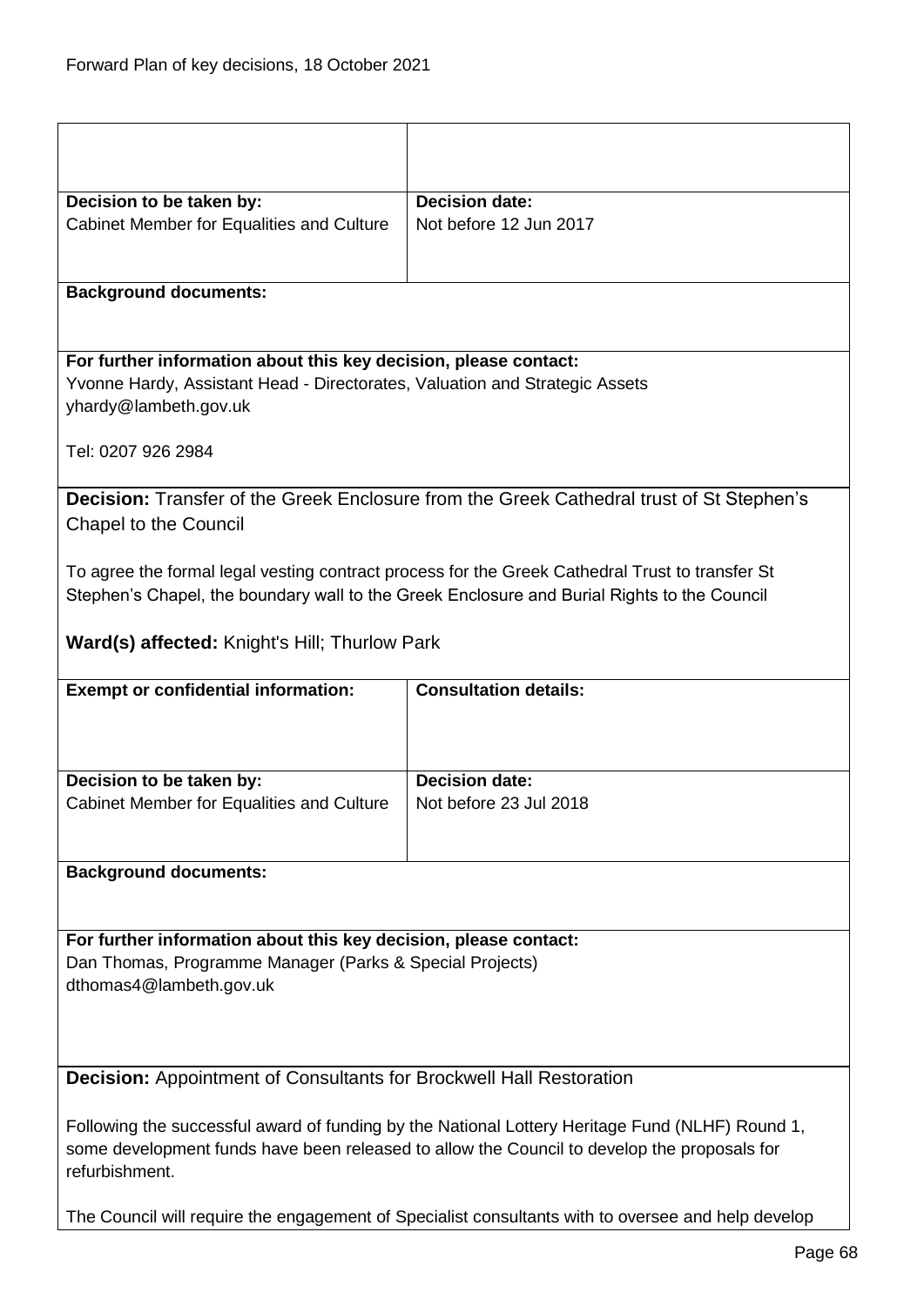| | |
|---|---|
| | |
| **Decision to be taken by:**<br>Cabinet Member for Equalities and Culture | **Decision date:**<br>Not before 12 Jun 2017 |

**Background documents:**

**For further information about this key decision, please contact:**
Yvonne Hardy, Assistant Head - Directorates, Valuation and Strategic Assets
yhardy@lambeth.gov.uk

Tel: 0207 926 2984

**Decision:** Transfer of the Greek Enclosure from the Greek Cathedral trust of St Stephen's Chapel to the Council

To agree the formal legal vesting contract process for the Greek Cathedral Trust to transfer St Stephen's Chapel, the boundary wall to the Greek Enclosure and Burial Rights to the Council

**Ward(s) affected:** Knight's Hill; Thurlow Park

| **Exempt or confidential information:** | **Consultation details:** |
|---|---|
| **Decision to be taken by:**<br>Cabinet Member for Equalities and Culture | **Decision date:**<br>Not before 23 Jul 2018 |

**Background documents:**

**For further information about this key decision, please contact:**
Dan Thomas, Programme Manager (Parks & Special Projects)
dthomas4@lambeth.gov.uk

**Decision:** Appointment of Consultants for Brockwell Hall Restoration

Following the successful award of funding by the National Lottery Heritage Fund (NLHF) Round 1, some development funds have been released to allow the Council to develop the proposals for refurbishment.

The Council will require the engagement of Specialist consultants with to oversee and help develop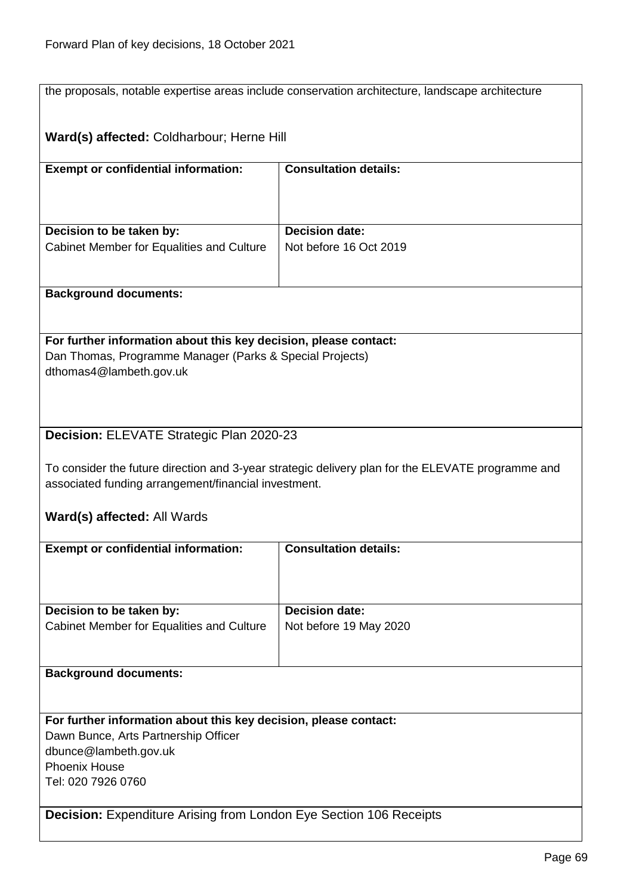the proposals, notable expertise areas include conservation architecture, landscape architecture

**Ward(s) affected:** Coldharbour; Herne Hill

| **Exempt or confidential information:** | **Consultation details:** |
|---|---|
| | |
| **Decision to be taken by:** Cabinet Member for Equalities and Culture | **Decision date:** Not before 16 Oct 2019 |

**Background documents:**

**For further information about this key decision, please contact:**
Dan Thomas, Programme Manager (Parks & Special Projects)
dthomas4@lambeth.gov.uk

**Decision:** ELEVATE Strategic Plan 2020-23

To consider the future direction and 3-year strategic delivery plan for the ELEVATE programme and associated funding arrangement/financial investment.

**Ward(s) affected:** All Wards

| **Exempt or confidential information:** | **Consultation details:** |
|---|---|
| | |
| **Decision to be taken by:** Cabinet Member for Equalities and Culture | **Decision date:** Not before 19 May 2020 |

**Background documents:**

**For further information about this key decision, please contact:**
Dawn Bunce, Arts Partnership Officer
dbunce@lambeth.gov.uk
Phoenix House
Tel: 020 7926 0760

**Decision:** Expenditure Arising from London Eye Section 106 Receipts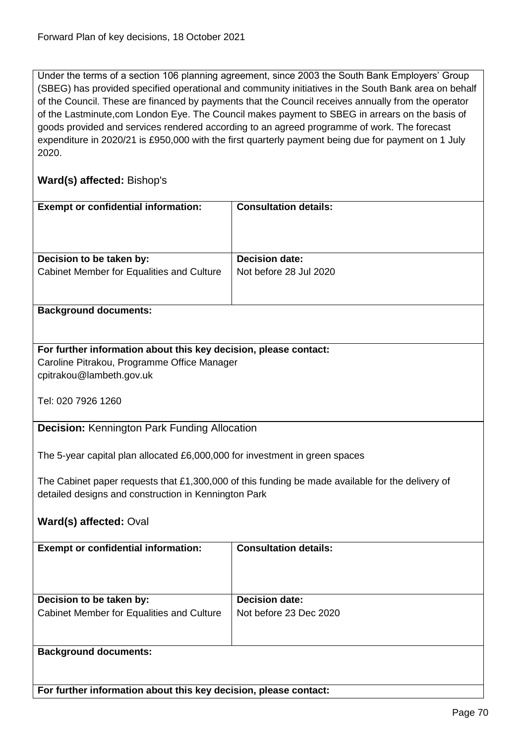Under the terms of a section 106 planning agreement, since 2003 the South Bank Employers' Group (SBEG) has provided specified operational and community initiatives in the South Bank area on behalf of the Council. These are financed by payments that the Council receives annually from the operator of the Lastminute,com London Eye. The Council makes payment to SBEG in arrears on the basis of goods provided and services rendered according to an agreed programme of work. The forecast expenditure in 2020/21 is £950,000 with the first quarterly payment being due for payment on 1 July 2020.

**Ward(s) affected:** Bishop's

| **Exempt or confidential information:** | **Consultation details:** |
|---|---|
| **Decision to be taken by:**<br>Cabinet Member for Equalities and Culture | **Decision date:**<br>Not before 28 Jul 2020 |

**Background documents:**

**For further information about this key decision, please contact:**
Caroline Pitrakou, Programme Office Manager
cpitrakou@lambeth.gov.uk

Tel: 020 7926 1260

**Decision:** Kennington Park Funding Allocation

The 5-year capital plan allocated £6,000,000 for investment in green spaces

The Cabinet paper requests that £1,300,000 of this funding be made available for the delivery of detailed designs and construction in Kennington Park

**Ward(s) affected:** Oval

| **Exempt or confidential information:** | **Consultation details:** |
|---|---|
| **Decision to be taken by:**<br>Cabinet Member for Equalities and Culture | **Decision date:**<br>Not before 23 Dec 2020 |

**Background documents:**

**For further information about this key decision, please contact:**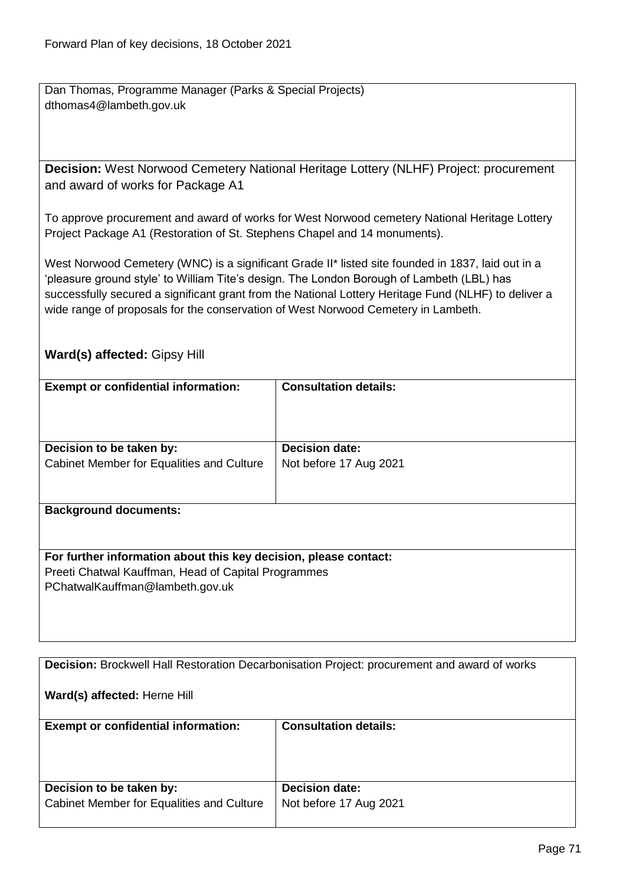Dan Thomas, Programme Manager (Parks & Special Projects)
dthomas4@lambeth.gov.uk

**Decision:** West Norwood Cemetery National Heritage Lottery (NLHF) Project: procurement and award of works for Package A1

To approve procurement and award of works for West Norwood cemetery National Heritage Lottery Project Package A1 (Restoration of St. Stephens Chapel and 14 monuments).

West Norwood Cemetery (WNC) is a significant Grade II* listed site founded in 1837, laid out in a 'pleasure ground style' to William Tite's design. The London Borough of Lambeth (LBL) has successfully secured a significant grant from the National Lottery Heritage Fund (NLHF) to deliver a wide range of proposals for the conservation of West Norwood Cemetery in Lambeth.

**Ward(s) affected:** Gipsy Hill

| **Exempt or confidential information:** | **Consultation details:** |
|---|---|
| | |
| **Decision to be taken by:** Cabinet Member for Equalities and Culture | **Decision date:** Not before 17 Aug 2021 |

**Background documents:**

**For further information about this key decision, please contact:**
Preeti Chatwal Kauffman, Head of Capital Programmes
PChatwalKauffman@lambeth.gov.uk

---

**Decision:** Brockwell Hall Restoration Decarbonisation Project: procurement and award of works

**Ward(s) affected:** Herne Hill

| **Exempt or confidential information:** | **Consultation details:** |
|---|---|
| | |
| **Decision to be taken by:** Cabinet Member for Equalities and Culture | **Decision date:** Not before 17 Aug 2021 |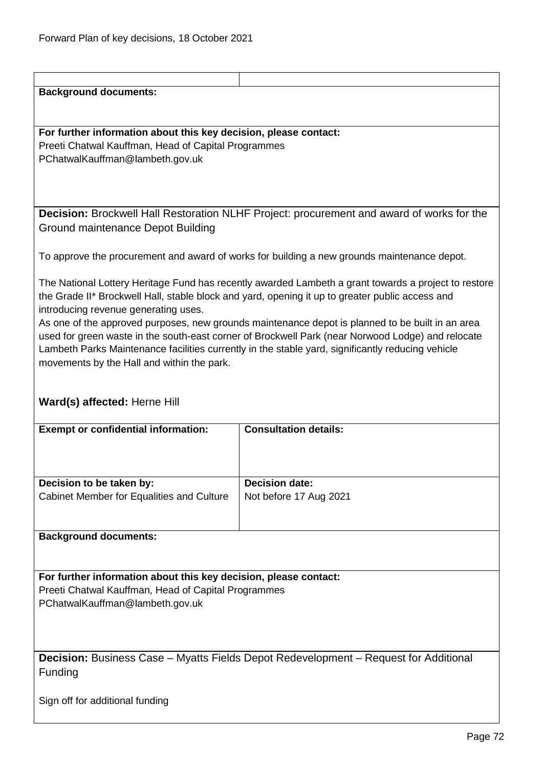| | |
|---|---|
| **Background documents:** | |
| **For further information about this key decision, please contact:**<br>Preeti Chatwal Kauffman, Head of Capital Programmes<br>PChatwalKauffman@lambeth.gov.uk | |

**Decision:** Brockwell Hall Restoration NLHF Project: procurement and award of works for the Ground maintenance Depot Building

To approve the procurement and award of works for building a new grounds maintenance depot.

The National Lottery Heritage Fund has recently awarded Lambeth a grant towards a project to restore the Grade II* Brockwell Hall, stable block and yard, opening it up to greater public access and introducing revenue generating uses.
As one of the approved purposes, new grounds maintenance depot is planned to be built in an area used for green waste in the south-east corner of Brockwell Park (near Norwood Lodge) and relocate Lambeth Parks Maintenance facilities currently in the stable yard, significantly reducing vehicle movements by the Hall and within the park.

**Ward(s) affected:** Herne Hill

| **Exempt or confidential information:** | **Consultation details:** |
|---|---|
| **Decision to be taken by:**<br>Cabinet Member for Equalities and Culture | **Decision date:**<br>Not before 17 Aug 2021 |
| **Background documents:** | |
| **For further information about this key decision, please contact:**<br>Preeti Chatwal Kauffman, Head of Capital Programmes<br>PChatwalKauffman@lambeth.gov.uk | |

**Decision:** Business Case – Myatts Fields Depot Redevelopment – Request for Additional Funding

Sign off for additional funding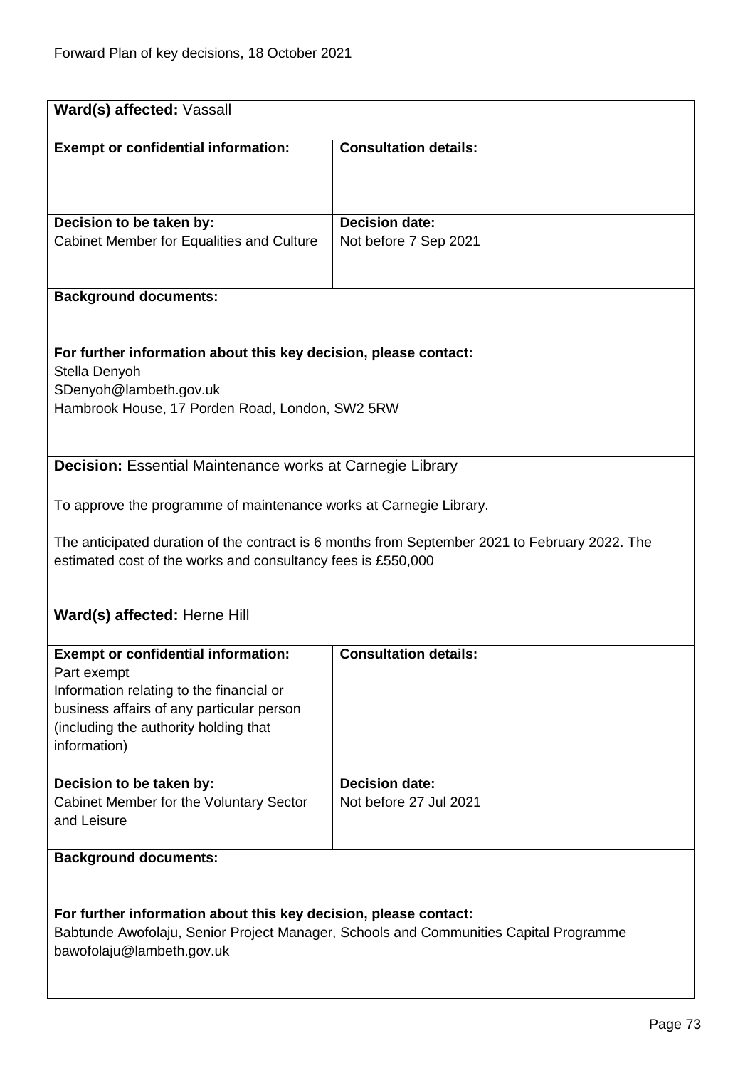**Ward(s) affected:** Vassall

| **Exempt or confidential information:** | **Consultation details:** |
| --- | --- |
| | |
| **Decision to be taken by:**<br>Cabinet Member for Equalities and Culture | **Decision date:**<br>Not before 7 Sep 2021 |

**Background documents:**

**For further information about this key decision, please contact:**
Stella Denyoh
SDenyoh@lambeth.gov.uk
Hambrook House, 17 Porden Road, London, SW2 5RW

**Decision:** Essential Maintenance works at Carnegie Library

To approve the programme of maintenance works at Carnegie Library.

The anticipated duration of the contract is 6 months from September 2021 to February 2022. The estimated cost of the works and consultancy fees is £550,000

**Ward(s) affected:** Herne Hill

| **Exempt or confidential information:** | **Consultation details:** |
| --- | --- |
| Part exempt<br>Information relating to the financial or business affairs of any particular person (including the authority holding that information) | |
| **Decision to be taken by:**<br>Cabinet Member for the Voluntary Sector and Leisure | **Decision date:**<br>Not before 27 Jul 2021 |

**Background documents:**

**For further information about this key decision, please contact:**
Babtunde Awofolaju, Senior Project Manager, Schools and Communities Capital Programme
bawofolaju@lambeth.gov.uk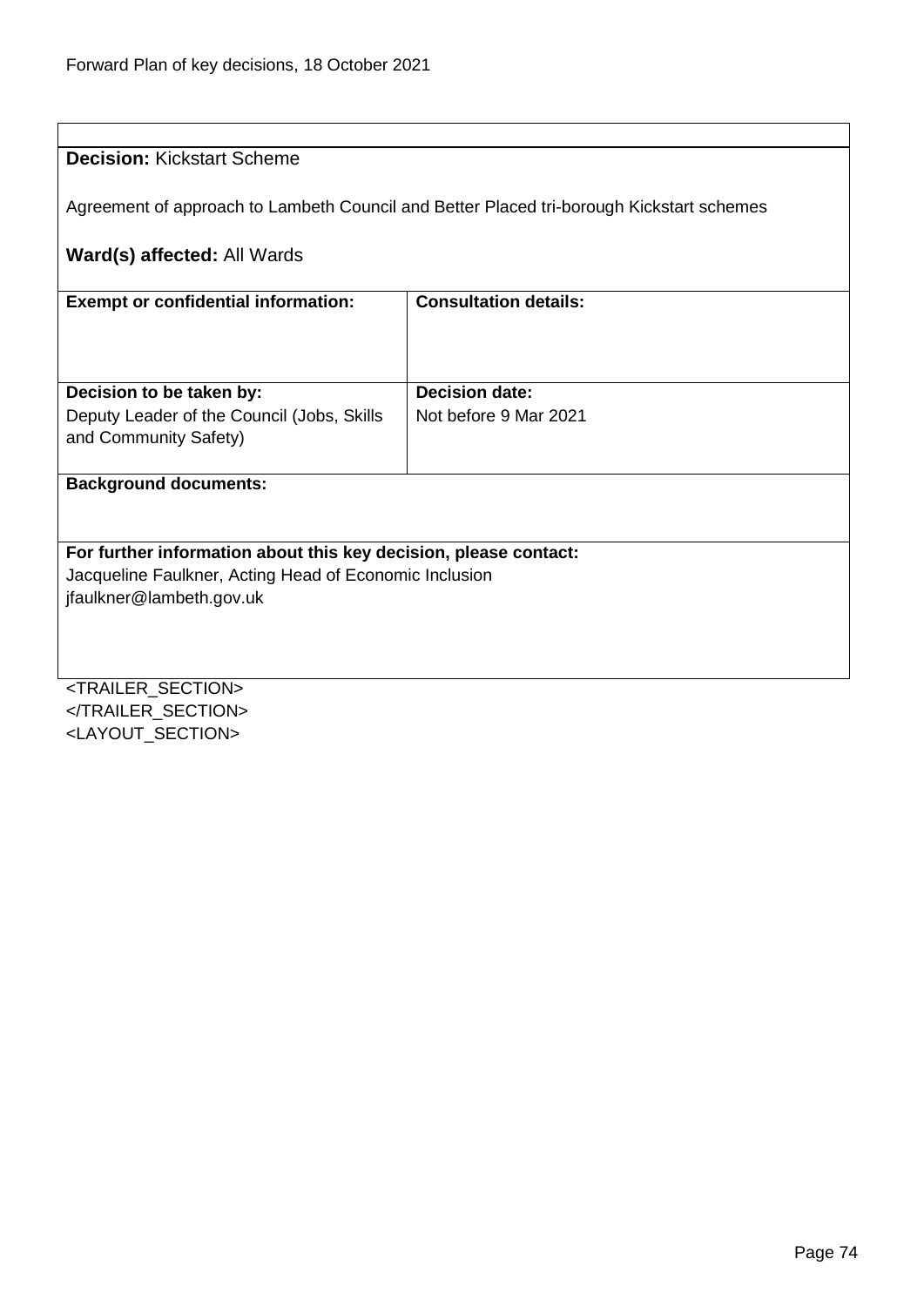**Decision:** Kickstart Scheme

Agreement of approach to Lambeth Council and Better Placed tri-borough Kickstart schemes

**Ward(s) affected:** All Wards

| **Exempt or confidential information:** | **Consultation details:** |
|---|---|
| | |
| **Decision to be taken by:** Deputy Leader of the Council (Jobs, Skills and Community Safety) | **Decision date:** Not before 9 Mar 2021 |

**Background documents:**

**For further information about this key decision, please contact:**
Jacqueline Faulkner, Acting Head of Economic Inclusion
jfaulkner@lambeth.gov.uk

<TRAILER_SECTION>
</TRAILER_SECTION>
<LAYOUT_SECTION>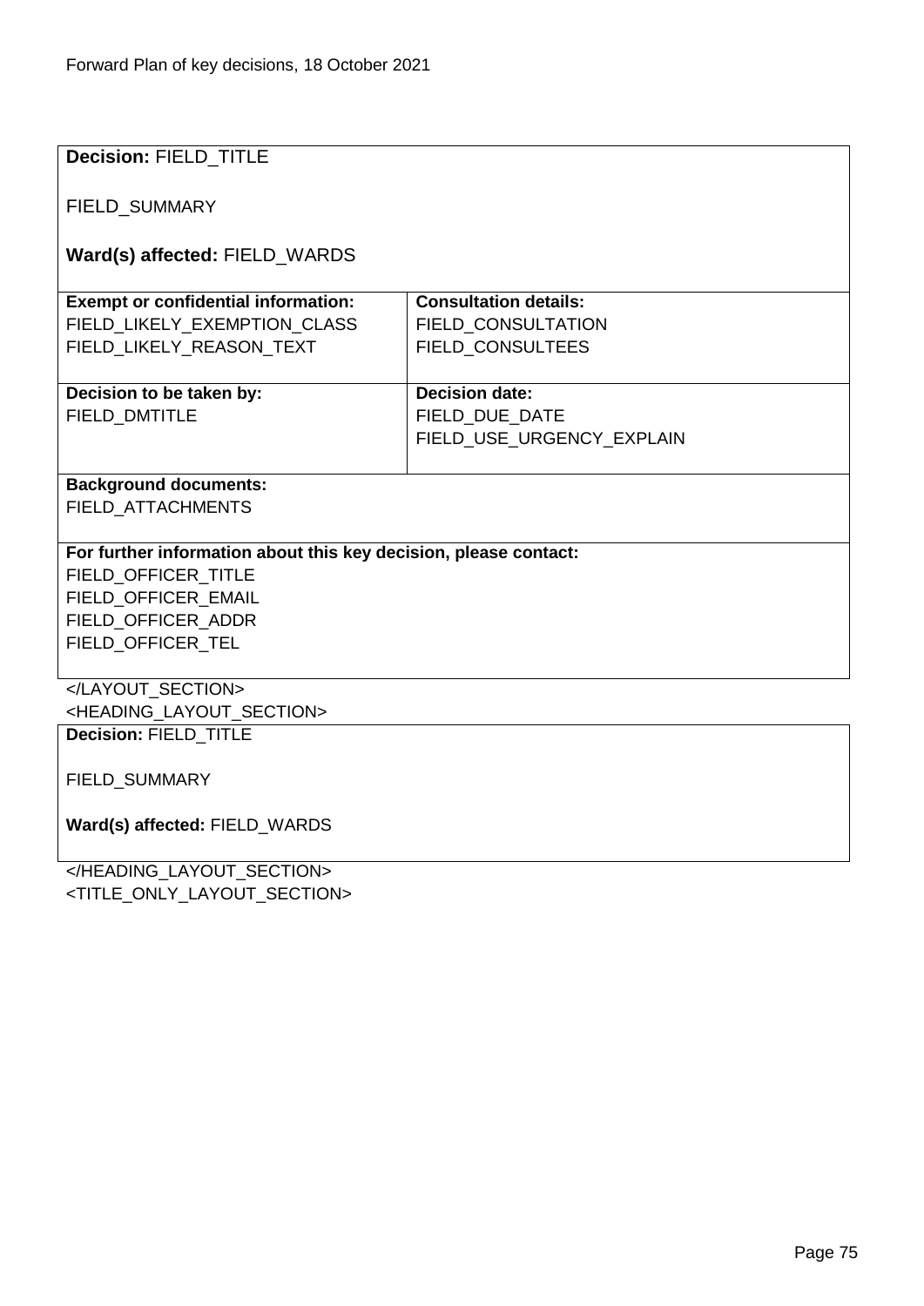| **Decision:** FIELD_TITLE<br><br>FIELD_SUMMARY<br><br>**Ward(s) affected:** FIELD_WARDS | |
|---|---|
| **Exempt or confidential information:**<br>FIELD_LIKELY_EXEMPTION_CLASS<br>FIELD_LIKELY_REASON_TEXT | **Consultation details:**<br>FIELD_CONSULTATION<br>FIELD_CONSULTEES |
| **Decision to be taken by:**<br>FIELD_DMTITLE | **Decision date:**<br>FIELD_DUE_DATE<br>FIELD_USE_URGENCY_EXPLAIN |
| **Background documents:**<br>FIELD_ATTACHMENTS | |
| **For further information about this key decision, please contact:**<br>FIELD_OFFICER_TITLE<br>FIELD_OFFICER_EMAIL<br>FIELD_OFFICER_ADDR<br>FIELD_OFFICER_TEL | |

</LAYOUT_SECTION>
<HEADING_LAYOUT_SECTION>

| **Decision:** FIELD_TITLE<br><br>FIELD_SUMMARY<br><br>**Ward(s) affected:** FIELD_WARDS |
|---|

</HEADING_LAYOUT_SECTION>
<TITLE_ONLY_LAYOUT_SECTION>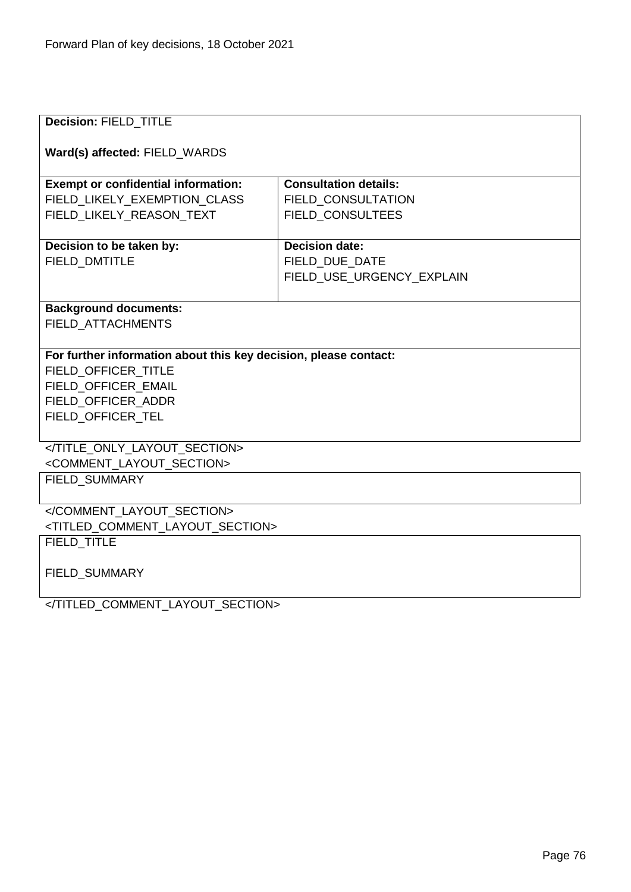| | |
|---|---|
| **Decision:** FIELD_TITLE<br><br>**Ward(s) affected:** FIELD_WARDS | |
| **Exempt or confidential information:**<br>FIELD_LIKELY_EXEMPTION_CLASS<br>FIELD_LIKELY_REASON_TEXT | **Consultation details:**<br>FIELD_CONSULTATION<br>FIELD_CONSULTEES |
| **Decision to be taken by:**<br>FIELD_DMTITLE | **Decision date:**<br>FIELD_DUE_DATE<br>FIELD_USE_URGENCY_EXPLAIN |
| **Background documents:**<br>FIELD_ATTACHMENTS | |
| **For further information about this key decision, please contact:**<br>FIELD_OFFICER_TITLE<br>FIELD_OFFICER_EMAIL<br>FIELD_OFFICER_ADDR<br>FIELD_OFFICER_TEL | |

</TITLE_ONLY_LAYOUT_SECTION>
<COMMENT_LAYOUT_SECTION>

| |
|---|
| FIELD_SUMMARY |

</COMMENT_LAYOUT_SECTION>
<TITLED_COMMENT_LAYOUT_SECTION>

| |
|---|
| FIELD_TITLE<br><br>FIELD_SUMMARY |

</TITLED_COMMENT_LAYOUT_SECTION>